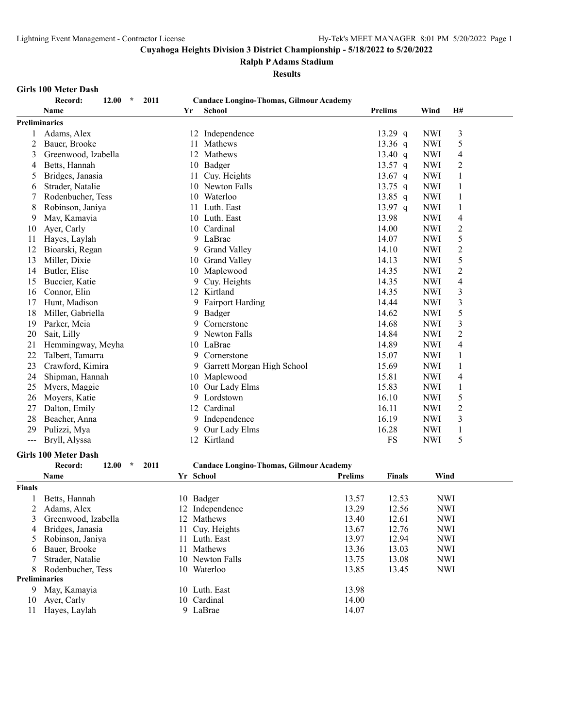# Cuyahoga Heights Division 3 District Championship - 5/18/2022 to 5/20/2022

## Ralph P Adams Stadium

### Results

**Girls 100 Meter Dash**

Record: 12.00 * 2011 Candace Longino-Thomas, Gilmour Academy

| | Name | Yr | School | Prelims | | Wind | H# |
|---|---|---|---|---|---|---|---|
| **Preliminaries** | | | | | | | |
| 1 | Adams, Alex | 12 | Independence | 13.29 | q | NWI | 3 |
| 2 | Bauer, Brooke | 11 | Mathews | 13.36 | q | NWI | 5 |
| 3 | Greenwood, Izabella | 12 | Mathews | 13.40 | q | NWI | 4 |
| 4 | Betts, Hannah | 10 | Badger | 13.57 | q | NWI | 2 |
| 5 | Bridges, Janasia | 11 | Cuy. Heights | 13.67 | q | NWI | 1 |
| 6 | Strader, Natalie | 10 | Newton Falls | 13.75 | q | NWI | 1 |
| 7 | Rodenbucher, Tess | 10 | Waterloo | 13.85 | q | NWI | 1 |
| 8 | Robinson, Janiya | 11 | Luth. East | 13.97 | q | NWI | 1 |
| 9 | May, Kamayia | 10 | Luth. East | 13.98 | | NWI | 4 |
| 10 | Ayer, Carly | 10 | Cardinal | 14.00 | | NWI | 2 |
| 11 | Hayes, Laylah | 9 | LaBrae | 14.07 | | NWI | 5 |
| 12 | Bioarski, Regan | 9 | Grand Valley | 14.10 | | NWI | 2 |
| 13 | Miller, Dixie | 10 | Grand Valley | 14.13 | | NWI | 5 |
| 14 | Butler, Elise | 10 | Maplewood | 14.35 | | NWI | 2 |
| 15 | Buccier, Katie | 9 | Cuy. Heights | 14.35 | | NWI | 4 |
| 16 | Connor, Elin | 12 | Kirtland | 14.35 | | NWI | 3 |
| 17 | Hunt, Madison | 9 | Fairport Harding | 14.44 | | NWI | 3 |
| 18 | Miller, Gabriella | 9 | Badger | 14.62 | | NWI | 5 |
| 19 | Parker, Meia | 9 | Cornerstone | 14.68 | | NWI | 3 |
| 20 | Sait, Lilly | 9 | Newton Falls | 14.84 | | NWI | 2 |
| 21 | Hemmingway, Meyha | 10 | LaBrae | 14.89 | | NWI | 4 |
| 22 | Talbert, Tamarra | 9 | Cornerstone | 15.07 | | NWI | 1 |
| 23 | Crawford, Kimira | 9 | Garrett Morgan High School | 15.69 | | NWI | 1 |
| 24 | Shipman, Hannah | 10 | Maplewood | 15.81 | | NWI | 4 |
| 25 | Myers, Maggie | 10 | Our Lady Elms | 15.83 | | NWI | 1 |
| 26 | Moyers, Katie | 9 | Lordstown | 16.10 | | NWI | 5 |
| 27 | Dalton, Emily | 12 | Cardinal | 16.11 | | NWI | 2 |
| 28 | Beacher, Anna | 9 | Independence | 16.19 | | NWI | 3 |
| 29 | Pulizzi, Mya | 9 | Our Lady Elms | 16.28 | | NWI | 1 |
| --- | Bryll, Alyssa | 12 | Kirtland | FS | | NWI | 5 |

**Girls 100 Meter Dash**

Record: 12.00 * 2011 Candace Longino-Thomas, Gilmour Academy

| | Name | Yr | School | Prelims | Finals | Wind |
|---|---|---|---|---|---|---|
| **Finals** | | | | | | |
| 1 | Betts, Hannah | 10 | Badger | 13.57 | 12.53 | NWI |
| 2 | Adams, Alex | 12 | Independence | 13.29 | 12.56 | NWI |
| 3 | Greenwood, Izabella | 12 | Mathews | 13.40 | 12.61 | NWI |
| 4 | Bridges, Janasia | 11 | Cuy. Heights | 13.67 | 12.76 | NWI |
| 5 | Robinson, Janiya | 11 | Luth. East | 13.97 | 12.94 | NWI |
| 6 | Bauer, Brooke | 11 | Mathews | 13.36 | 13.03 | NWI |
| 7 | Strader, Natalie | 10 | Newton Falls | 13.75 | 13.08 | NWI |
| 8 | Rodenbucher, Tess | 10 | Waterloo | 13.85 | 13.45 | NWI |
| **Preliminaries** | | | | | | |
| 9 | May, Kamayia | 10 | Luth. East | 13.98 | | |
| 10 | Ayer, Carly | 10 | Cardinal | 14.00 | | |
| 11 | Hayes, Laylah | 9 | LaBrae | 14.07 | | |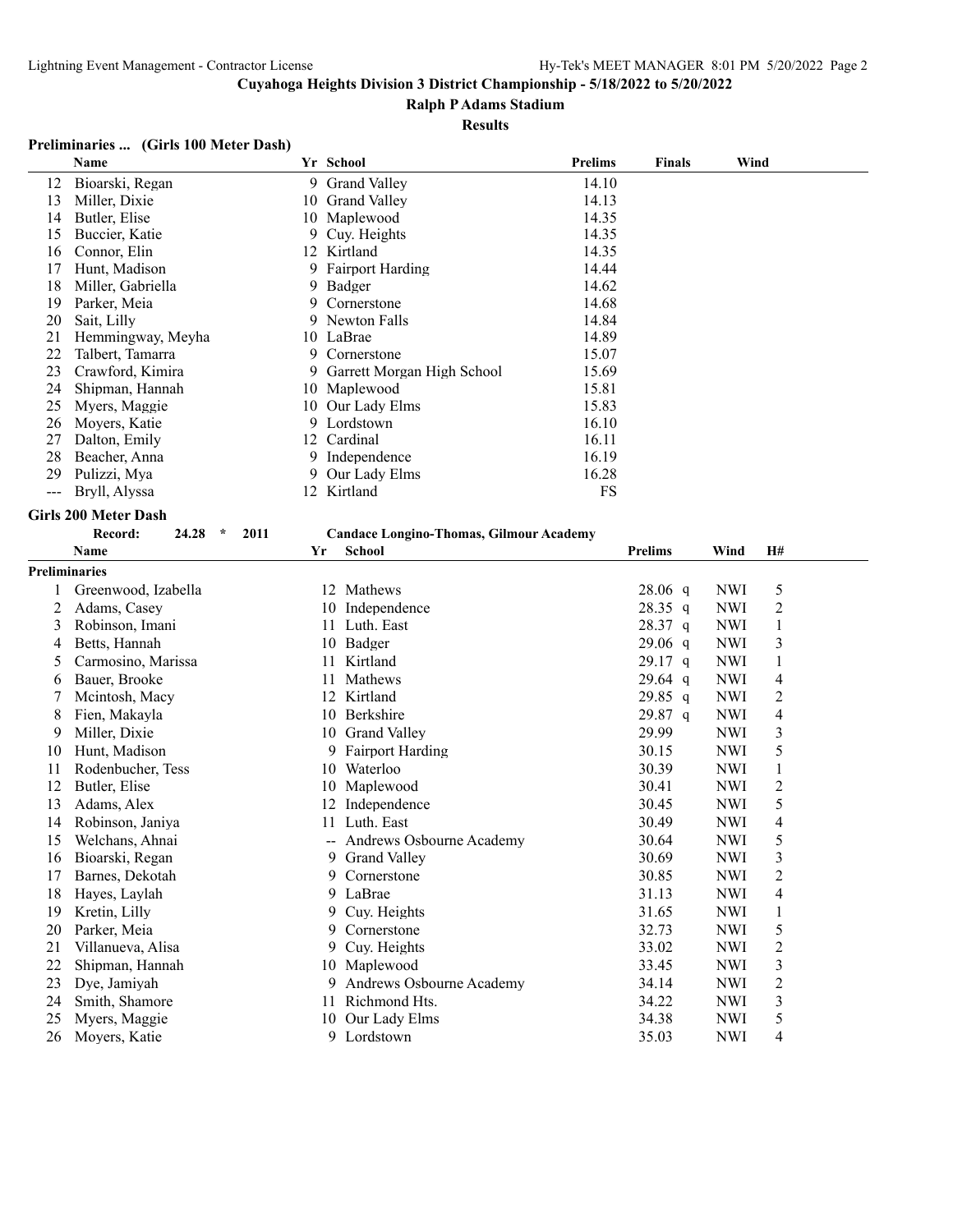# Cuyahoga Heights Division 3 District Championship - 5/18/2022 to 5/20/2022

## Ralph P Adams Stadium

### Results

**Preliminaries ... (Girls 100 Meter Dash)**

| | Name | Yr | School | Prelims | Finals | Wind |
|---|---|---|---|---|---|---|
| 12 | Bioarski, Regan | 9 | Grand Valley | 14.10 | | |
| 13 | Miller, Dixie | 10 | Grand Valley | 14.13 | | |
| 14 | Butler, Elise | 10 | Maplewood | 14.35 | | |
| 15 | Buccier, Katie | 9 | Cuy. Heights | 14.35 | | |
| 16 | Connor, Elin | 12 | Kirtland | 14.35 | | |
| 17 | Hunt, Madison | 9 | Fairport Harding | 14.44 | | |
| 18 | Miller, Gabriella | 9 | Badger | 14.62 | | |
| 19 | Parker, Meia | 9 | Cornerstone | 14.68 | | |
| 20 | Sait, Lilly | 9 | Newton Falls | 14.84 | | |
| 21 | Hemmingway, Meyha | 10 | LaBrae | 14.89 | | |
| 22 | Talbert, Tamarra | 9 | Cornerstone | 15.07 | | |
| 23 | Crawford, Kimira | 9 | Garrett Morgan High School | 15.69 | | |
| 24 | Shipman, Hannah | 10 | Maplewood | 15.81 | | |
| 25 | Myers, Maggie | 10 | Our Lady Elms | 15.83 | | |
| 26 | Moyers, Katie | 9 | Lordstown | 16.10 | | |
| 27 | Dalton, Emily | 12 | Cardinal | 16.11 | | |
| 28 | Beacher, Anna | 9 | Independence | 16.19 | | |
| 29 | Pulizzi, Mya | 9 | Our Lady Elms | 16.28 | | |
| --- | Bryll, Alyssa | 12 | Kirtland | FS | | |

**Girls 200 Meter Dash**

Record: 24.28 * 2011 Candace Longino-Thomas, Gilmour Academy

| | Name | Yr | School | Prelims | Wind | H# |
|---|---|---|---|---|---|---|
| **Preliminaries** | | | | | | |
| 1 | Greenwood, Izabella | 12 | Mathews | 28.06 q | NWI | 5 |
| 2 | Adams, Casey | 10 | Independence | 28.35 q | NWI | 2 |
| 3 | Robinson, Imani | 11 | Luth. East | 28.37 q | NWI | 1 |
| 4 | Betts, Hannah | 10 | Badger | 29.06 q | NWI | 3 |
| 5 | Carmosino, Marissa | 11 | Kirtland | 29.17 q | NWI | 1 |
| 6 | Bauer, Brooke | 11 | Mathews | 29.64 q | NWI | 4 |
| 7 | Mcintosh, Macy | 12 | Kirtland | 29.85 q | NWI | 2 |
| 8 | Fien, Makayla | 10 | Berkshire | 29.87 q | NWI | 4 |
| 9 | Miller, Dixie | 10 | Grand Valley | 29.99 | NWI | 3 |
| 10 | Hunt, Madison | 9 | Fairport Harding | 30.15 | NWI | 5 |
| 11 | Rodenbucher, Tess | 10 | Waterloo | 30.39 | NWI | 1 |
| 12 | Butler, Elise | 10 | Maplewood | 30.41 | NWI | 2 |
| 13 | Adams, Alex | 12 | Independence | 30.45 | NWI | 5 |
| 14 | Robinson, Janiya | 11 | Luth. East | 30.49 | NWI | 4 |
| 15 | Welchans, Ahnai | -- | Andrews Osbourne Academy | 30.64 | NWI | 5 |
| 16 | Bioarski, Regan | 9 | Grand Valley | 30.69 | NWI | 3 |
| 17 | Barnes, Dekotah | 9 | Cornerstone | 30.85 | NWI | 2 |
| 18 | Hayes, Laylah | 9 | LaBrae | 31.13 | NWI | 4 |
| 19 | Kretin, Lilly | 9 | Cuy. Heights | 31.65 | NWI | 1 |
| 20 | Parker, Meia | 9 | Cornerstone | 32.73 | NWI | 5 |
| 21 | Villanueva, Alisa | 9 | Cuy. Heights | 33.02 | NWI | 2 |
| 22 | Shipman, Hannah | 10 | Maplewood | 33.45 | NWI | 3 |
| 23 | Dye, Jamiyah | 9 | Andrews Osbourne Academy | 34.14 | NWI | 2 |
| 24 | Smith, Shamore | 11 | Richmond Hts. | 34.22 | NWI | 3 |
| 25 | Myers, Maggie | 10 | Our Lady Elms | 34.38 | NWI | 5 |
| 26 | Moyers, Katie | 9 | Lordstown | 35.03 | NWI | 4 |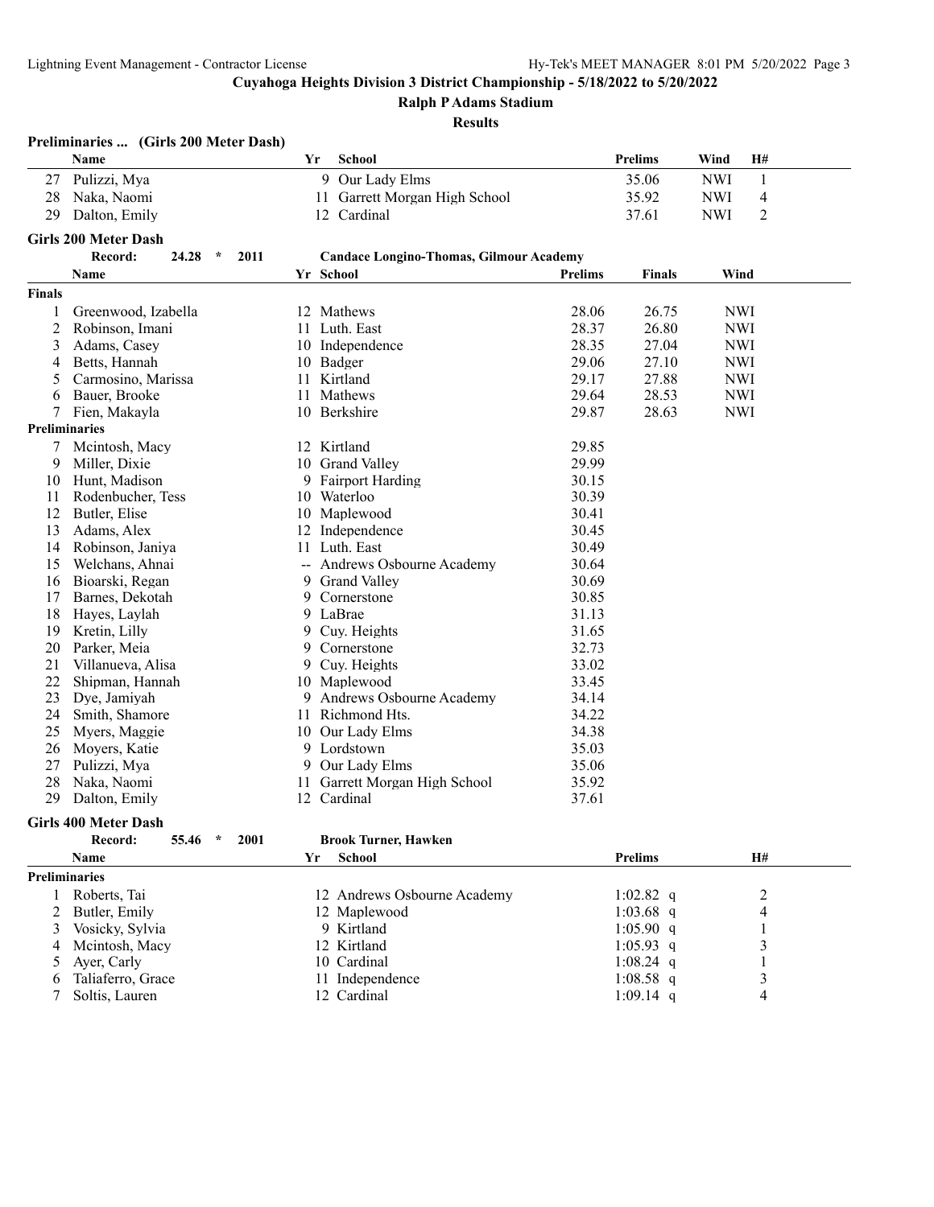Cuyahoga Heights Division 3 District Championship - 5/18/2022 to 5/20/2022

Ralph P Adams Stadium

Results

### Preliminaries ... (Girls 200 Meter Dash)

| | Name | Yr | School | Prelims | Wind | H# |
|---|---|---|---|---|---|---|
| 27 | Pulizzi, Mya | 9 | Our Lady Elms | 35.06 | NWI | 1 |
| 28 | Naka, Naomi | 11 | Garrett Morgan High School | 35.92 | NWI | 4 |
| 29 | Dalton, Emily | 12 | Cardinal | 37.61 | NWI | 2 |

### Girls 200 Meter Dash

Record: 24.28 * 2011 Candace Longino-Thomas, Gilmour Academy

| | Name | Yr | School | Prelims | Finals | Wind |
|---|---|---|---|---|---|---|
| **Finals** | | | | | | |
| 1 | Greenwood, Izabella | 12 | Mathews | 28.06 | 26.75 | NWI |
| 2 | Robinson, Imani | 11 | Luth. East | 28.37 | 26.80 | NWI |
| 3 | Adams, Casey | 10 | Independence | 28.35 | 27.04 | NWI |
| 4 | Betts, Hannah | 10 | Badger | 29.06 | 27.10 | NWI |
| 5 | Carmosino, Marissa | 11 | Kirtland | 29.17 | 27.88 | NWI |
| 6 | Bauer, Brooke | 11 | Mathews | 29.64 | 28.53 | NWI |
| 7 | Fien, Makayla | 10 | Berkshire | 29.87 | 28.63 | NWI |
| **Preliminaries** | | | | | | |
| 7 | Mcintosh, Macy | 12 | Kirtland | 29.85 | | |
| 9 | Miller, Dixie | 10 | Grand Valley | 29.99 | | |
| 10 | Hunt, Madison | 9 | Fairport Harding | 30.15 | | |
| 11 | Rodenbucher, Tess | 10 | Waterloo | 30.39 | | |
| 12 | Butler, Elise | 10 | Maplewood | 30.41 | | |
| 13 | Adams, Alex | 12 | Independence | 30.45 | | |
| 14 | Robinson, Janiya | 11 | Luth. East | 30.49 | | |
| 15 | Welchans, Ahnai | -- | Andrews Osbourne Academy | 30.64 | | |
| 16 | Bioarski, Regan | 9 | Grand Valley | 30.69 | | |
| 17 | Barnes, Dekotah | 9 | Cornerstone | 30.85 | | |
| 18 | Hayes, Laylah | 9 | LaBrae | 31.13 | | |
| 19 | Kretin, Lilly | 9 | Cuy. Heights | 31.65 | | |
| 20 | Parker, Meia | 9 | Cornerstone | 32.73 | | |
| 21 | Villanueva, Alisa | 9 | Cuy. Heights | 33.02 | | |
| 22 | Shipman, Hannah | 10 | Maplewood | 33.45 | | |
| 23 | Dye, Jamiyah | 9 | Andrews Osbourne Academy | 34.14 | | |
| 24 | Smith, Shamore | 11 | Richmond Hts. | 34.22 | | |
| 25 | Myers, Maggie | 10 | Our Lady Elms | 34.38 | | |
| 26 | Moyers, Katie | 9 | Lordstown | 35.03 | | |
| 27 | Pulizzi, Mya | 9 | Our Lady Elms | 35.06 | | |
| 28 | Naka, Naomi | 11 | Garrett Morgan High School | 35.92 | | |
| 29 | Dalton, Emily | 12 | Cardinal | 37.61 | | |

### Girls 400 Meter Dash

Record: 55.46 * 2001 Brook Turner, Hawken

| | Name | Yr | School | Prelims | H# |
|---|---|---|---|---|---|
| **Preliminaries** | | | | | |
| 1 | Roberts, Tai | 12 | Andrews Osbourne Academy | 1:02.82 q | 2 |
| 2 | Butler, Emily | 12 | Maplewood | 1:03.68 q | 4 |
| 3 | Vosicky, Sylvia | 9 | Kirtland | 1:05.90 q | 1 |
| 4 | Mcintosh, Macy | 12 | Kirtland | 1:05.93 q | 3 |
| 5 | Ayer, Carly | 10 | Cardinal | 1:08.24 q | 1 |
| 6 | Taliaferro, Grace | 11 | Independence | 1:08.58 q | 3 |
| 7 | Soltis, Lauren | 12 | Cardinal | 1:09.14 q | 4 |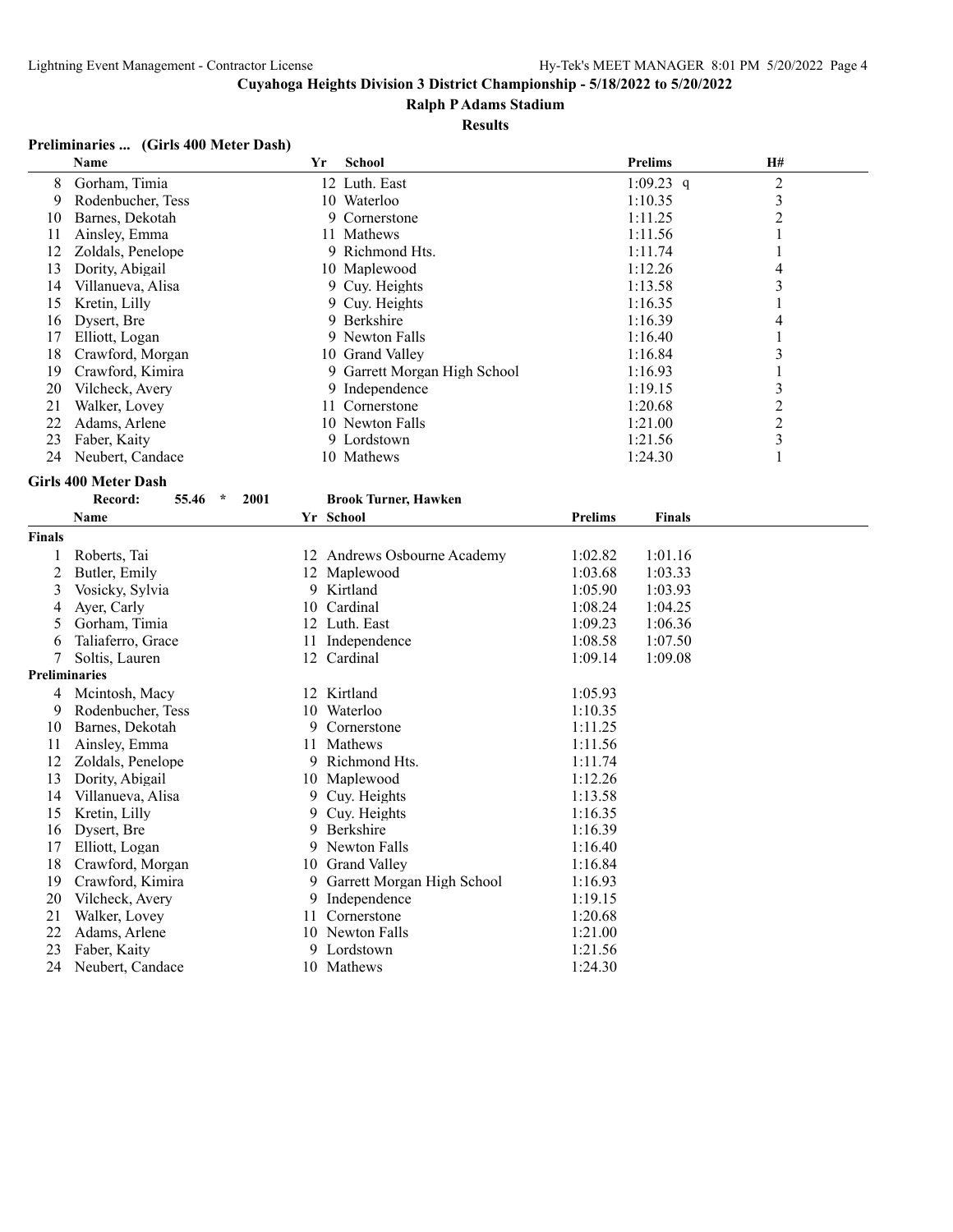## Cuyahoga Heights Division 3 District Championship - 5/18/2022 to 5/20/2022

### Ralph P Adams Stadium

### Results

**Preliminaries ... (Girls 400 Meter Dash)**

| | Name | Yr | School | Prelims | H# |
|---|---|---|---|---|---|
| 8 | Gorham, Timia | 12 | Luth. East | 1:09.23 q | 2 |
| 9 | Rodenbucher, Tess | 10 | Waterloo | 1:10.35 | 3 |
| 10 | Barnes, Dekotah | 9 | Cornerstone | 1:11.25 | 2 |
| 11 | Ainsley, Emma | 11 | Mathews | 1:11.56 | 1 |
| 12 | Zoldals, Penelope | 9 | Richmond Hts. | 1:11.74 | 1 |
| 13 | Dority, Abigail | 10 | Maplewood | 1:12.26 | 4 |
| 14 | Villanueva, Alisa | 9 | Cuy. Heights | 1:13.58 | 3 |
| 15 | Kretin, Lilly | 9 | Cuy. Heights | 1:16.35 | 1 |
| 16 | Dysert, Bre | 9 | Berkshire | 1:16.39 | 4 |
| 17 | Elliott, Logan | 9 | Newton Falls | 1:16.40 | 1 |
| 18 | Crawford, Morgan | 10 | Grand Valley | 1:16.84 | 3 |
| 19 | Crawford, Kimira | 9 | Garrett Morgan High School | 1:16.93 | 1 |
| 20 | Vilcheck, Avery | 9 | Independence | 1:19.15 | 3 |
| 21 | Walker, Lovey | 11 | Cornerstone | 1:20.68 | 2 |
| 22 | Adams, Arlene | 10 | Newton Falls | 1:21.00 | 2 |
| 23 | Faber, Kaity | 9 | Lordstown | 1:21.56 | 3 |
| 24 | Neubert, Candace | 10 | Mathews | 1:24.30 | 1 |

**Girls 400 Meter Dash**

Record: 55.46 * 2001 Brook Turner, Hawken

| | Name | Yr | School | Prelims | Finals |
|---|---|---|---|---|---|
| **Finals** | | | | | |
| 1 | Roberts, Tai | 12 | Andrews Osbourne Academy | 1:02.82 | 1:01.16 |
| 2 | Butler, Emily | 12 | Maplewood | 1:03.68 | 1:03.33 |
| 3 | Vosicky, Sylvia | 9 | Kirtland | 1:05.90 | 1:03.93 |
| 4 | Ayer, Carly | 10 | Cardinal | 1:08.24 | 1:04.25 |
| 5 | Gorham, Timia | 12 | Luth. East | 1:09.23 | 1:06.36 |
| 6 | Taliaferro, Grace | 11 | Independence | 1:08.58 | 1:07.50 |
| 7 | Soltis, Lauren | 12 | Cardinal | 1:09.14 | 1:09.08 |
| **Preliminaries** | | | | | |
| 4 | Mcintosh, Macy | 12 | Kirtland | 1:05.93 | |
| 9 | Rodenbucher, Tess | 10 | Waterloo | 1:10.35 | |
| 10 | Barnes, Dekotah | 9 | Cornerstone | 1:11.25 | |
| 11 | Ainsley, Emma | 11 | Mathews | 1:11.56 | |
| 12 | Zoldals, Penelope | 9 | Richmond Hts. | 1:11.74 | |
| 13 | Dority, Abigail | 10 | Maplewood | 1:12.26 | |
| 14 | Villanueva, Alisa | 9 | Cuy. Heights | 1:13.58 | |
| 15 | Kretin, Lilly | 9 | Cuy. Heights | 1:16.35 | |
| 16 | Dysert, Bre | 9 | Berkshire | 1:16.39 | |
| 17 | Elliott, Logan | 9 | Newton Falls | 1:16.40 | |
| 18 | Crawford, Morgan | 10 | Grand Valley | 1:16.84 | |
| 19 | Crawford, Kimira | 9 | Garrett Morgan High School | 1:16.93 | |
| 20 | Vilcheck, Avery | 9 | Independence | 1:19.15 | |
| 21 | Walker, Lovey | 11 | Cornerstone | 1:20.68 | |
| 22 | Adams, Arlene | 10 | Newton Falls | 1:21.00 | |
| 23 | Faber, Kaity | 9 | Lordstown | 1:21.56 | |
| 24 | Neubert, Candace | 10 | Mathews | 1:24.30 | |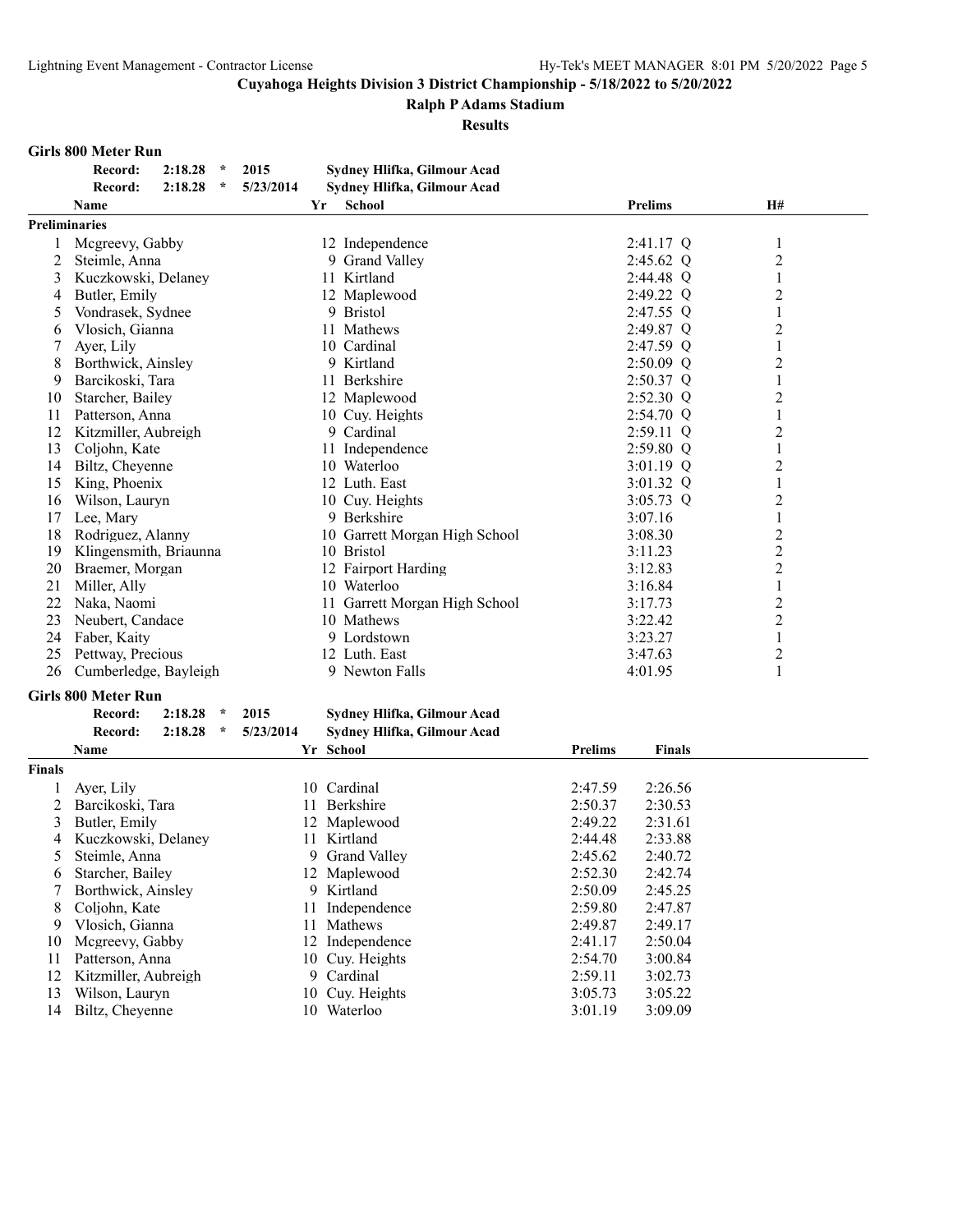# Cuyahoga Heights Division 3 District Championship - 5/18/2022 to 5/20/2022

## Ralph P Adams Stadium

### Results

**Girls 800 Meter Run**

Record: 2:18.28 * 2015 Sydney Hlifka, Gilmour Acad
Record: 2:18.28 * 5/23/2014 Sydney Hlifka, Gilmour Acad

**Preliminaries**

| | Name | Yr | School | Prelims | | H# |
|---|---|---|---|---|---|---|
| 1 | Mcgreevy, Gabby | 12 | Independence | 2:41.17 | Q | 1 |
| 2 | Steimle, Anna | 9 | Grand Valley | 2:45.62 | Q | 2 |
| 3 | Kuczkowski, Delaney | 11 | Kirtland | 2:44.48 | Q | 1 |
| 4 | Butler, Emily | 12 | Maplewood | 2:49.22 | Q | 2 |
| 5 | Vondrasek, Sydnee | 9 | Bristol | 2:47.55 | Q | 1 |
| 6 | Vlosich, Gianna | 11 | Mathews | 2:49.87 | Q | 2 |
| 7 | Ayer, Lily | 10 | Cardinal | 2:47.59 | Q | 1 |
| 8 | Borthwick, Ainsley | 9 | Kirtland | 2:50.09 | Q | 2 |
| 9 | Barcikoski, Tara | 11 | Berkshire | 2:50.37 | Q | 1 |
| 10 | Starcher, Bailey | 12 | Maplewood | 2:52.30 | Q | 2 |
| 11 | Patterson, Anna | 10 | Cuy. Heights | 2:54.70 | Q | 1 |
| 12 | Kitzmiller, Aubreigh | 9 | Cardinal | 2:59.11 | Q | 2 |
| 13 | Coljohn, Kate | 11 | Independence | 2:59.80 | Q | 1 |
| 14 | Biltz, Cheyenne | 10 | Waterloo | 3:01.19 | Q | 2 |
| 15 | King, Phoenix | 12 | Luth. East | 3:01.32 | Q | 1 |
| 16 | Wilson, Lauryn | 10 | Cuy. Heights | 3:05.73 | Q | 2 |
| 17 | Lee, Mary | 9 | Berkshire | 3:07.16 | | 1 |
| 18 | Rodriguez, Alanny | 10 | Garrett Morgan High School | 3:08.30 | | 2 |
| 19 | Klingensmith, Briaunna | 10 | Bristol | 3:11.23 | | 2 |
| 20 | Braemer, Morgan | 12 | Fairport Harding | 3:12.83 | | 2 |
| 21 | Miller, Ally | 10 | Waterloo | 3:16.84 | | 1 |
| 22 | Naka, Naomi | 11 | Garrett Morgan High School | 3:17.73 | | 2 |
| 23 | Neubert, Candace | 10 | Mathews | 3:22.42 | | 2 |
| 24 | Faber, Kaity | 9 | Lordstown | 3:23.27 | | 1 |
| 25 | Pettway, Precious | 12 | Luth. East | 3:47.63 | | 2 |
| 26 | Cumberledge, Bayleigh | 9 | Newton Falls | 4:01.95 | | 1 |

**Girls 800 Meter Run**

Record: 2:18.28 * 2015 Sydney Hlifka, Gilmour Acad
Record: 2:18.28 * 5/23/2014 Sydney Hlifka, Gilmour Acad

**Finals**

| | Name | Yr | School | Prelims | Finals |
|---|---|---|---|---|---|
| 1 | Ayer, Lily | 10 | Cardinal | 2:47.59 | 2:26.56 |
| 2 | Barcikoski, Tara | 11 | Berkshire | 2:50.37 | 2:30.53 |
| 3 | Butler, Emily | 12 | Maplewood | 2:49.22 | 2:31.61 |
| 4 | Kuczkowski, Delaney | 11 | Kirtland | 2:44.48 | 2:33.88 |
| 5 | Steimle, Anna | 9 | Grand Valley | 2:45.62 | 2:40.72 |
| 6 | Starcher, Bailey | 12 | Maplewood | 2:52.30 | 2:42.74 |
| 7 | Borthwick, Ainsley | 9 | Kirtland | 2:50.09 | 2:45.25 |
| 8 | Coljohn, Kate | 11 | Independence | 2:59.80 | 2:47.87 |
| 9 | Vlosich, Gianna | 11 | Mathews | 2:49.87 | 2:49.17 |
| 10 | Mcgreevy, Gabby | 12 | Independence | 2:41.17 | 2:50.04 |
| 11 | Patterson, Anna | 10 | Cuy. Heights | 2:54.70 | 3:00.84 |
| 12 | Kitzmiller, Aubreigh | 9 | Cardinal | 2:59.11 | 3:02.73 |
| 13 | Wilson, Lauryn | 10 | Cuy. Heights | 3:05.73 | 3:05.22 |
| 14 | Biltz, Cheyenne | 10 | Waterloo | 3:01.19 | 3:09.09 |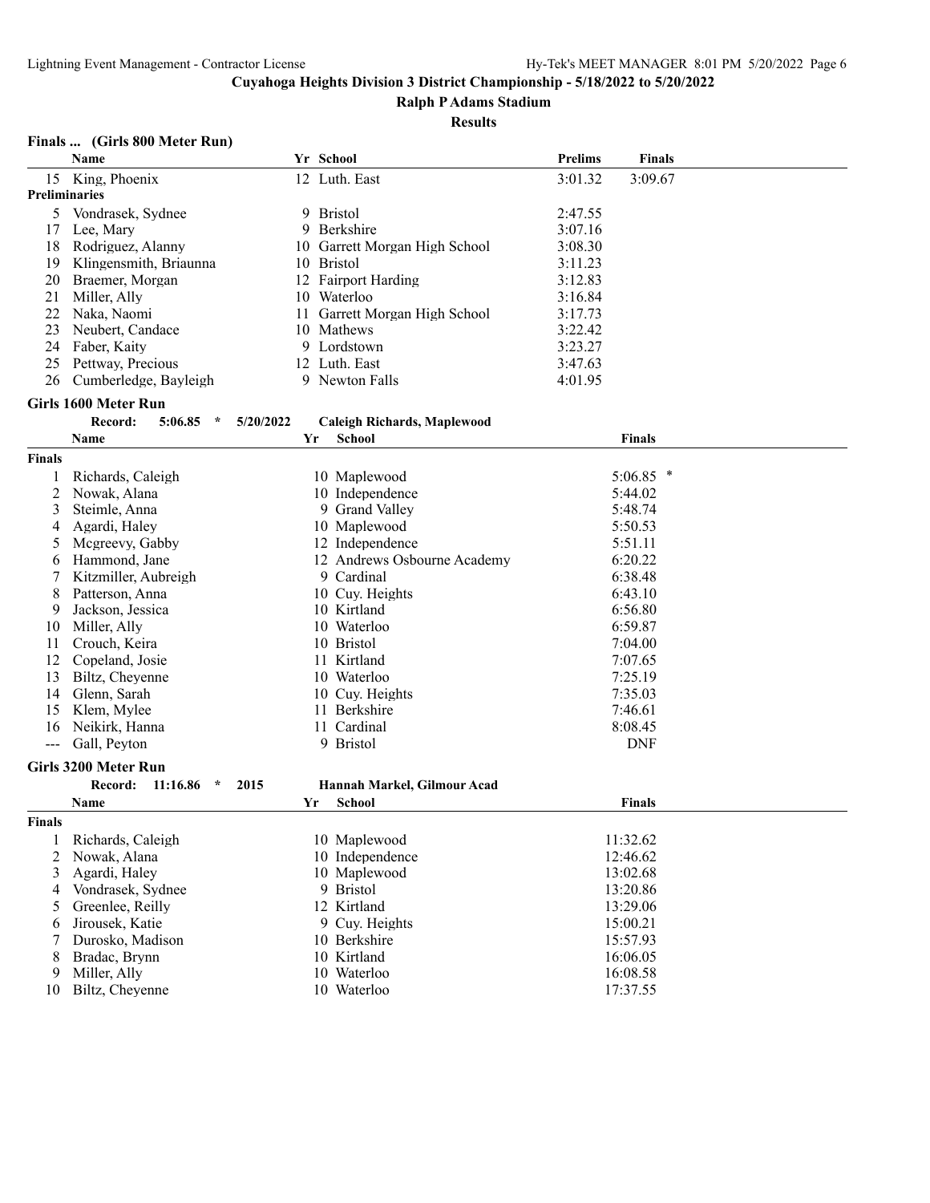**Cuyahoga Heights Division 3 District Championship - 5/18/2022 to 5/20/2022**

**Ralph P Adams Stadium**

**Results**

### Finals ... (Girls 800 Meter Run)

| | Name | Yr | School | Prelims | Finals |
|---|---|---|---|---|---|
| 15 | King, Phoenix | 12 | Luth. East | 3:01.32 | 3:09.67 |
| **Preliminaries** | | | | | |
| 5 | Vondrasek, Sydnee | 9 | Bristol | 2:47.55 | |
| 17 | Lee, Mary | 9 | Berkshire | 3:07.16 | |
| 18 | Rodriguez, Alanny | 10 | Garrett Morgan High School | 3:08.30 | |
| 19 | Klingensmith, Briaunna | 10 | Bristol | 3:11.23 | |
| 20 | Braemer, Morgan | 12 | Fairport Harding | 3:12.83 | |
| 21 | Miller, Ally | 10 | Waterloo | 3:16.84 | |
| 22 | Naka, Naomi | 11 | Garrett Morgan High School | 3:17.73 | |
| 23 | Neubert, Candace | 10 | Mathews | 3:22.42 | |
| 24 | Faber, Kaity | 9 | Lordstown | 3:23.27 | |
| 25 | Pettway, Precious | 12 | Luth. East | 3:47.63 | |
| 26 | Cumberledge, Bayleigh | 9 | Newton Falls | 4:01.95 | |

### Girls 1600 Meter Run

**Record: 5:06.85 * 5/20/2022 Caleigh Richards, Maplewood**

| | Name | Yr | School | Finals |
|---|---|---|---|---|
| **Finals** | | | | |
| 1 | Richards, Caleigh | 10 | Maplewood | 5:06.85 * |
| 2 | Nowak, Alana | 10 | Independence | 5:44.02 |
| 3 | Steimle, Anna | 9 | Grand Valley | 5:48.74 |
| 4 | Agardi, Haley | 10 | Maplewood | 5:50.53 |
| 5 | Mcgreevy, Gabby | 12 | Independence | 5:51.11 |
| 6 | Hammond, Jane | 12 | Andrews Osbourne Academy | 6:20.22 |
| 7 | Kitzmiller, Aubreigh | 9 | Cardinal | 6:38.48 |
| 8 | Patterson, Anna | 10 | Cuy. Heights | 6:43.10 |
| 9 | Jackson, Jessica | 10 | Kirtland | 6:56.80 |
| 10 | Miller, Ally | 10 | Waterloo | 6:59.87 |
| 11 | Crouch, Keira | 10 | Bristol | 7:04.00 |
| 12 | Copeland, Josie | 11 | Kirtland | 7:07.65 |
| 13 | Biltz, Cheyenne | 10 | Waterloo | 7:25.19 |
| 14 | Glenn, Sarah | 10 | Cuy. Heights | 7:35.03 |
| 15 | Klem, Mylee | 11 | Berkshire | 7:46.61 |
| 16 | Neikirk, Hanna | 11 | Cardinal | 8:08.45 |
| --- | Gall, Peyton | 9 | Bristol | DNF |

### Girls 3200 Meter Run

**Record: 11:16.86 * 2015 Hannah Markel, Gilmour Acad**

| | Name | Yr | School | Finals |
|---|---|---|---|---|
| **Finals** | | | | |
| 1 | Richards, Caleigh | 10 | Maplewood | 11:32.62 |
| 2 | Nowak, Alana | 10 | Independence | 12:46.62 |
| 3 | Agardi, Haley | 10 | Maplewood | 13:02.68 |
| 4 | Vondrasek, Sydnee | 9 | Bristol | 13:20.86 |
| 5 | Greenlee, Reilly | 12 | Kirtland | 13:29.06 |
| 6 | Jirousek, Katie | 9 | Cuy. Heights | 15:00.21 |
| 7 | Durosko, Madison | 10 | Berkshire | 15:57.93 |
| 8 | Bradac, Brynn | 10 | Kirtland | 16:06.05 |
| 9 | Miller, Ally | 10 | Waterloo | 16:08.58 |
| 10 | Biltz, Cheyenne | 10 | Waterloo | 17:37.55 |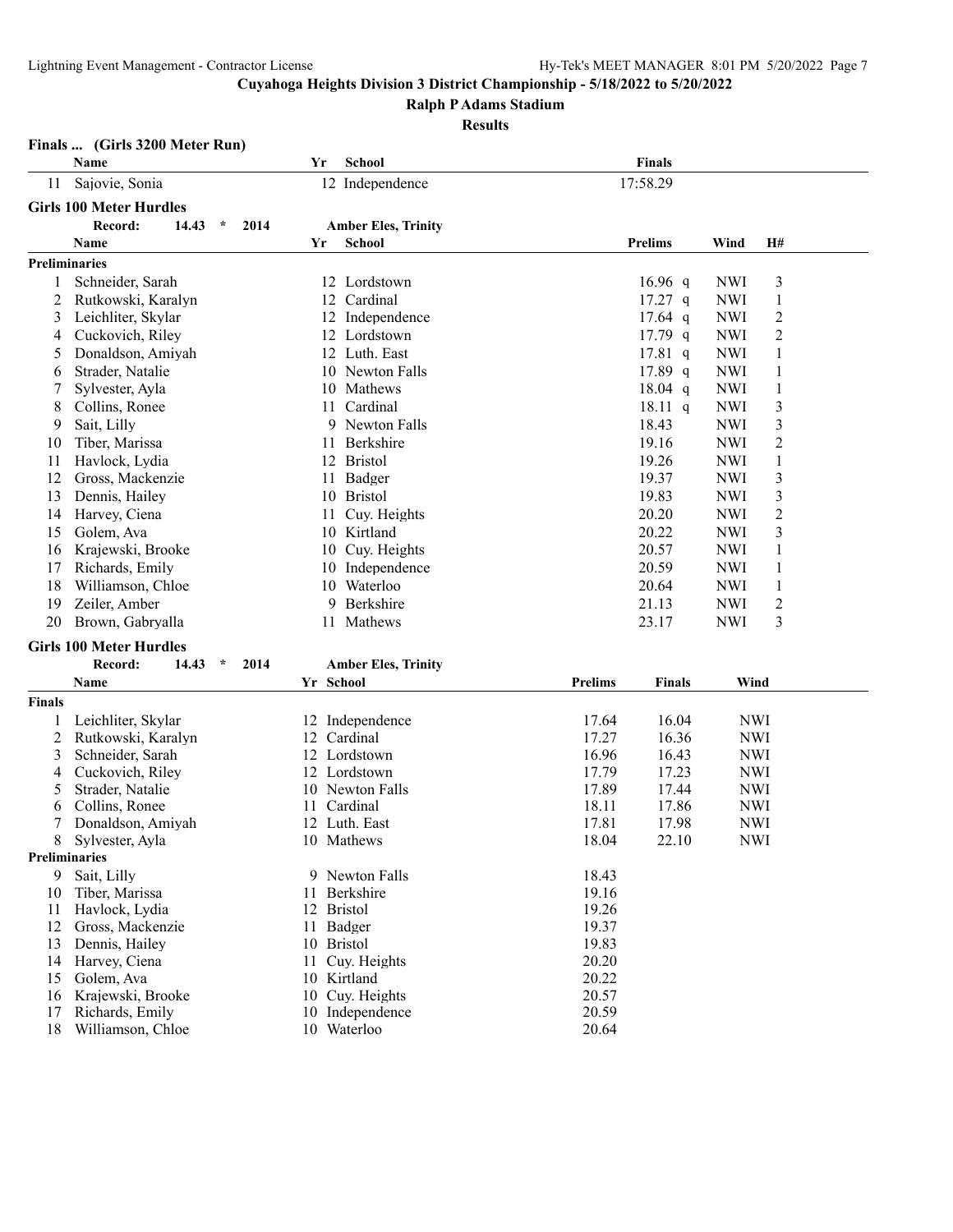**Cuyahoga Heights Division 3 District Championship - 5/18/2022 to 5/20/2022**

**Ralph P Adams Stadium**

**Results**

### Finals ... (Girls 3200 Meter Run)

| | Name | Yr | School | Finals |
|---|---|---|---|---|
| 11 | Sajovie, Sonia | 12 | Independence | 17:58.29 |

### Girls 100 Meter Hurdles

**Record: 14.43 * 2014 Amber Eles, Trinity**

**Preliminaries**

| | Name | Yr | School | Prelims | | Wind | H# |
|---|---|---|---|---|---|---|---|
| 1 | Schneider, Sarah | 12 | Lordstown | 16.96 | q | NWI | 3 |
| 2 | Rutkowski, Karalyn | 12 | Cardinal | 17.27 | q | NWI | 1 |
| 3 | Leichliter, Skylar | 12 | Independence | 17.64 | q | NWI | 2 |
| 4 | Cuckovich, Riley | 12 | Lordstown | 17.79 | q | NWI | 2 |
| 5 | Donaldson, Amiyah | 12 | Luth. East | 17.81 | q | NWI | 1 |
| 6 | Strader, Natalie | 10 | Newton Falls | 17.89 | q | NWI | 1 |
| 7 | Sylvester, Ayla | 10 | Mathews | 18.04 | q | NWI | 1 |
| 8 | Collins, Ronee | 11 | Cardinal | 18.11 | q | NWI | 3 |
| 9 | Sait, Lilly | 9 | Newton Falls | 18.43 | | NWI | 3 |
| 10 | Tiber, Marissa | 11 | Berkshire | 19.16 | | NWI | 2 |
| 11 | Havlock, Lydia | 12 | Bristol | 19.26 | | NWI | 1 |
| 12 | Gross, Mackenzie | 11 | Badger | 19.37 | | NWI | 3 |
| 13 | Dennis, Hailey | 10 | Bristol | 19.83 | | NWI | 3 |
| 14 | Harvey, Ciena | 11 | Cuy. Heights | 20.20 | | NWI | 2 |
| 15 | Golem, Ava | 10 | Kirtland | 20.22 | | NWI | 3 |
| 16 | Krajewski, Brooke | 10 | Cuy. Heights | 20.57 | | NWI | 1 |
| 17 | Richards, Emily | 10 | Independence | 20.59 | | NWI | 1 |
| 18 | Williamson, Chloe | 10 | Waterloo | 20.64 | | NWI | 1 |
| 19 | Zeiler, Amber | 9 | Berkshire | 21.13 | | NWI | 2 |
| 20 | Brown, Gabryalla | 11 | Mathews | 23.17 | | NWI | 3 |

### Girls 100 Meter Hurdles

**Record: 14.43 * 2014 Amber Eles, Trinity**

**Finals**

| | Name | Yr | School | Prelims | Finals | Wind |
|---|---|---|---|---|---|---|
| 1 | Leichliter, Skylar | 12 | Independence | 17.64 | 16.04 | NWI |
| 2 | Rutkowski, Karalyn | 12 | Cardinal | 17.27 | 16.36 | NWI |
| 3 | Schneider, Sarah | 12 | Lordstown | 16.96 | 16.43 | NWI |
| 4 | Cuckovich, Riley | 12 | Lordstown | 17.79 | 17.23 | NWI |
| 5 | Strader, Natalie | 10 | Newton Falls | 17.89 | 17.44 | NWI |
| 6 | Collins, Ronee | 11 | Cardinal | 18.11 | 17.86 | NWI |
| 7 | Donaldson, Amiyah | 12 | Luth. East | 17.81 | 17.98 | NWI |
| 8 | Sylvester, Ayla | 10 | Mathews | 18.04 | 22.10 | NWI |

**Preliminaries**

| | Name | Yr | School | Prelims |
|---|---|---|---|---|
| 9 | Sait, Lilly | 9 | Newton Falls | 18.43 |
| 10 | Tiber, Marissa | 11 | Berkshire | 19.16 |
| 11 | Havlock, Lydia | 12 | Bristol | 19.26 |
| 12 | Gross, Mackenzie | 11 | Badger | 19.37 |
| 13 | Dennis, Hailey | 10 | Bristol | 19.83 |
| 14 | Harvey, Ciena | 11 | Cuy. Heights | 20.20 |
| 15 | Golem, Ava | 10 | Kirtland | 20.22 |
| 16 | Krajewski, Brooke | 10 | Cuy. Heights | 20.57 |
| 17 | Richards, Emily | 10 | Independence | 20.59 |
| 18 | Williamson, Chloe | 10 | Waterloo | 20.64 |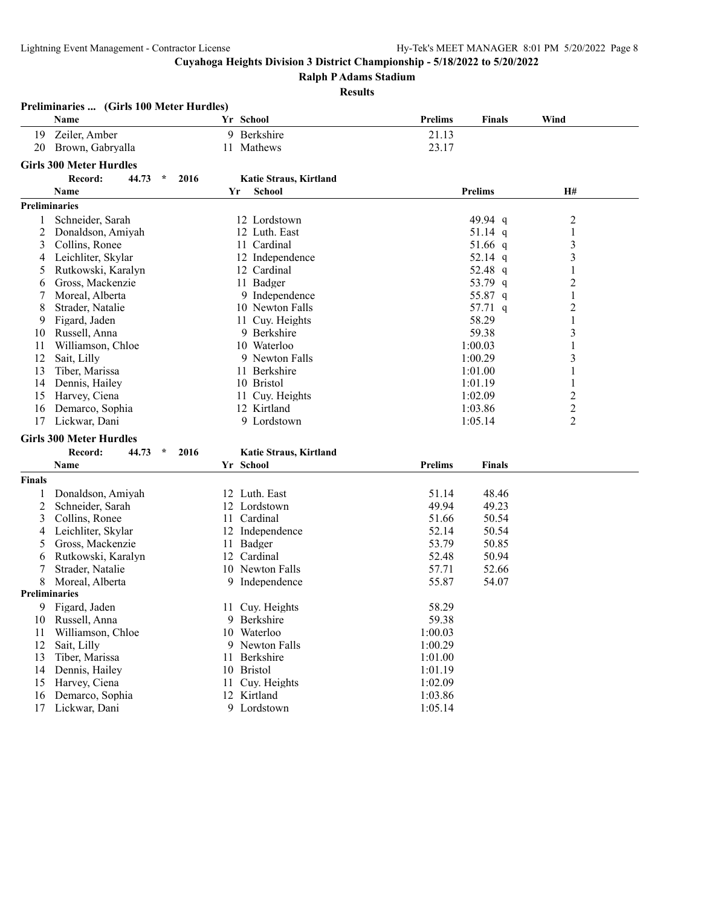**Cuyahoga Heights Division 3 District Championship - 5/18/2022 to 5/20/2022**

**Ralph P Adams Stadium**

**Results**

### Preliminaries ... (Girls 100 Meter Hurdles)

| | Name | Yr | School | Prelims | Finals | Wind |
|---|---|---|---|---|---|---|
| 19 | Zeiler, Amber | 9 | Berkshire | 21.13 | | |
| 20 | Brown, Gabryalla | 11 | Mathews | 23.17 | | |

### Girls 300 Meter Hurdles

Record: 44.73 * 2016 Katie Straus, Kirtland

| | Name | Yr | School | Prelims | H# |
|---|---|---|---|---|---|
| **Preliminaries** | | | | | |
| 1 | Schneider, Sarah | 12 | Lordstown | 49.94 q | 2 |
| 2 | Donaldson, Amiyah | 12 | Luth. East | 51.14 q | 1 |
| 3 | Collins, Ronee | 11 | Cardinal | 51.66 q | 3 |
| 4 | Leichliter, Skylar | 12 | Independence | 52.14 q | 3 |
| 5 | Rutkowski, Karalyn | 12 | Cardinal | 52.48 q | 1 |
| 6 | Gross, Mackenzie | 11 | Badger | 53.79 q | 2 |
| 7 | Moreal, Alberta | 9 | Independence | 55.87 q | 1 |
| 8 | Strader, Natalie | 10 | Newton Falls | 57.71 q | 2 |
| 9 | Figard, Jaden | 11 | Cuy. Heights | 58.29 | 1 |
| 10 | Russell, Anna | 9 | Berkshire | 59.38 | 3 |
| 11 | Williamson, Chloe | 10 | Waterloo | 1:00.03 | 1 |
| 12 | Sait, Lilly | 9 | Newton Falls | 1:00.29 | 3 |
| 13 | Tiber, Marissa | 11 | Berkshire | 1:01.00 | 1 |
| 14 | Dennis, Hailey | 10 | Bristol | 1:01.19 | 1 |
| 15 | Harvey, Ciena | 11 | Cuy. Heights | 1:02.09 | 2 |
| 16 | Demarco, Sophia | 12 | Kirtland | 1:03.86 | 2 |
| 17 | Lickwar, Dani | 9 | Lordstown | 1:05.14 | 2 |

### Girls 300 Meter Hurdles

Record: 44.73 * 2016 Katie Straus, Kirtland

| | Name | Yr | School | Prelims | Finals |
|---|---|---|---|---|---|
| **Finals** | | | | | |
| 1 | Donaldson, Amiyah | 12 | Luth. East | 51.14 | 48.46 |
| 2 | Schneider, Sarah | 12 | Lordstown | 49.94 | 49.23 |
| 3 | Collins, Ronee | 11 | Cardinal | 51.66 | 50.54 |
| 4 | Leichliter, Skylar | 12 | Independence | 52.14 | 50.54 |
| 5 | Gross, Mackenzie | 11 | Badger | 53.79 | 50.85 |
| 6 | Rutkowski, Karalyn | 12 | Cardinal | 52.48 | 50.94 |
| 7 | Strader, Natalie | 10 | Newton Falls | 57.71 | 52.66 |
| 8 | Moreal, Alberta | 9 | Independence | 55.87 | 54.07 |
| **Preliminaries** | | | | | |
| 9 | Figard, Jaden | 11 | Cuy. Heights | 58.29 | |
| 10 | Russell, Anna | 9 | Berkshire | 59.38 | |
| 11 | Williamson, Chloe | 10 | Waterloo | 1:00.03 | |
| 12 | Sait, Lilly | 9 | Newton Falls | 1:00.29 | |
| 13 | Tiber, Marissa | 11 | Berkshire | 1:01.00 | |
| 14 | Dennis, Hailey | 10 | Bristol | 1:01.19 | |
| 15 | Harvey, Ciena | 11 | Cuy. Heights | 1:02.09 | |
| 16 | Demarco, Sophia | 12 | Kirtland | 1:03.86 | |
| 17 | Lickwar, Dani | 9 | Lordstown | 1:05.14 | |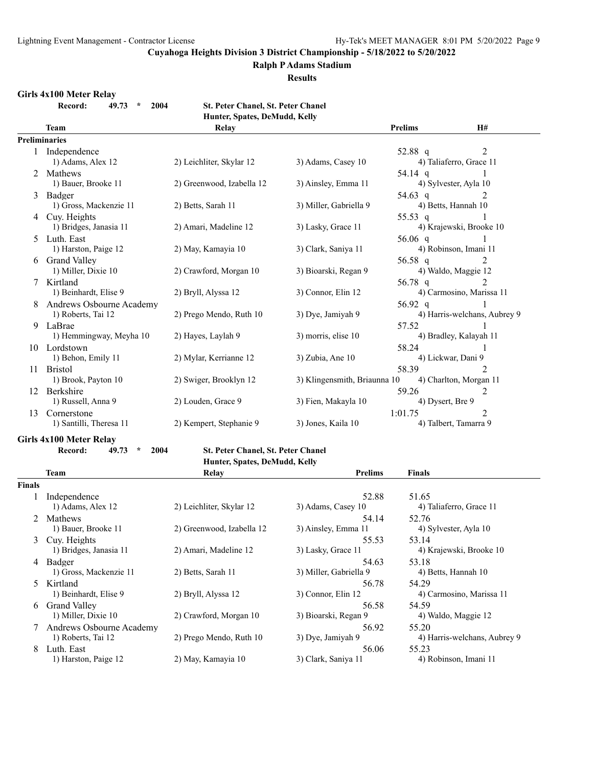**Cuyahoga Heights Division 3 District Championship - 5/18/2022 to 5/20/2022**

**Ralph P Adams Stadium**

**Results**

### Girls 4x100 Meter Relay

**Record: 49.73 * 2004 St. Peter Chanel, St. Peter Chanel**
**Hunter, Spates, DeMudd, Kelly**

**Preliminaries**

| | Team | Relay | | Prelims | H# |
|---|---|---|---|---|---|
| 1 | Independence | | | 52.88 q | 2 |
| | 1) Adams, Alex 12 | 2) Leichliter, Skylar 12 | 3) Adams, Casey 10 | 4) Taliaferro, Grace 11 | |
| 2 | Mathews | | | 54.14 q | 1 |
| | 1) Bauer, Brooke 11 | 2) Greenwood, Izabella 12 | 3) Ainsley, Emma 11 | 4) Sylvester, Ayla 10 | |
| 3 | Badger | | | 54.63 q | 2 |
| | 1) Gross, Mackenzie 11 | 2) Betts, Sarah 11 | 3) Miller, Gabriella 9 | 4) Betts, Hannah 10 | |
| 4 | Cuy. Heights | | | 55.53 q | 1 |
| | 1) Bridges, Janasia 11 | 2) Amari, Madeline 12 | 3) Lasky, Grace 11 | 4) Krajewski, Brooke 10 | |
| 5 | Luth. East | | | 56.06 q | 1 |
| | 1) Harston, Paige 12 | 2) May, Kamayia 10 | 3) Clark, Saniya 11 | 4) Robinson, Imani 11 | |
| 6 | Grand Valley | | | 56.58 q | 2 |
| | 1) Miller, Dixie 10 | 2) Crawford, Morgan 10 | 3) Bioarski, Regan 9 | 4) Waldo, Maggie 12 | |
| 7 | Kirtland | | | 56.78 q | 2 |
| | 1) Beinhardt, Elise 9 | 2) Bryll, Alyssa 12 | 3) Connor, Elin 12 | 4) Carmosino, Marissa 11 | |
| 8 | Andrews Osbourne Academy | | | 56.92 q | 1 |
| | 1) Roberts, Tai 12 | 2) Prego Mendo, Ruth 10 | 3) Dye, Jamiyah 9 | 4) Harris-welchans, Aubrey 9 | |
| 9 | LaBrae | | | 57.52 | 1 |
| | 1) Hemmingway, Meyha 10 | 2) Hayes, Laylah 9 | 3) morris, elise 10 | 4) Bradley, Kalayah 11 | |
| 10 | Lordstown | | | 58.24 | 1 |
| | 1) Behon, Emily 11 | 2) Mylar, Kerrianne 12 | 3) Zubia, Ane 10 | 4) Lickwar, Dani 9 | |
| 11 | Bristol | | | 58.39 | 2 |
| | 1) Brook, Payton 10 | 2) Swiger, Brooklyn 12 | 3) Klingensmith, Briaunna 10 | 4) Charlton, Morgan 11 | |
| 12 | Berkshire | | | 59.26 | 2 |
| | 1) Russell, Anna 9 | 2) Louden, Grace 9 | 3) Fien, Makayla 10 | 4) Dysert, Bre 9 | |
| 13 | Cornerstone | | | 1:01.75 | 2 |
| | 1) Santilli, Theresa 11 | 2) Kempert, Stephanie 9 | 3) Jones, Kaila 10 | 4) Talbert, Tamarra 9 | |

### Girls 4x100 Meter Relay

**Record: 49.73 * 2004 St. Peter Chanel, St. Peter Chanel**
**Hunter, Spates, DeMudd, Kelly**

**Finals**

| | Team | Relay | Prelims | Finals |
|---|---|---|---|---|
| 1 | Independence | | 52.88 | 51.65 |
| | 1) Adams, Alex 12 | 2) Leichliter, Skylar 12 | 3) Adams, Casey 10 | 4) Taliaferro, Grace 11 |
| 2 | Mathews | | 54.14 | 52.76 |
| | 1) Bauer, Brooke 11 | 2) Greenwood, Izabella 12 | 3) Ainsley, Emma 11 | 4) Sylvester, Ayla 10 |
| 3 | Cuy. Heights | | 55.53 | 53.14 |
| | 1) Bridges, Janasia 11 | 2) Amari, Madeline 12 | 3) Lasky, Grace 11 | 4) Krajewski, Brooke 10 |
| 4 | Badger | | 54.63 | 53.18 |
| | 1) Gross, Mackenzie 11 | 2) Betts, Sarah 11 | 3) Miller, Gabriella 9 | 4) Betts, Hannah 10 |
| 5 | Kirtland | | 56.78 | 54.29 |
| | 1) Beinhardt, Elise 9 | 2) Bryll, Alyssa 12 | 3) Connor, Elin 12 | 4) Carmosino, Marissa 11 |
| 6 | Grand Valley | | 56.58 | 54.59 |
| | 1) Miller, Dixie 10 | 2) Crawford, Morgan 10 | 3) Bioarski, Regan 9 | 4) Waldo, Maggie 12 |
| 7 | Andrews Osbourne Academy | | 56.92 | 55.20 |
| | 1) Roberts, Tai 12 | 2) Prego Mendo, Ruth 10 | 3) Dye, Jamiyah 9 | 4) Harris-welchans, Aubrey 9 |
| 8 | Luth. East | | 56.06 | 55.23 |
| | 1) Harston, Paige 12 | 2) May, Kamayia 10 | 3) Clark, Saniya 11 | 4) Robinson, Imani 11 |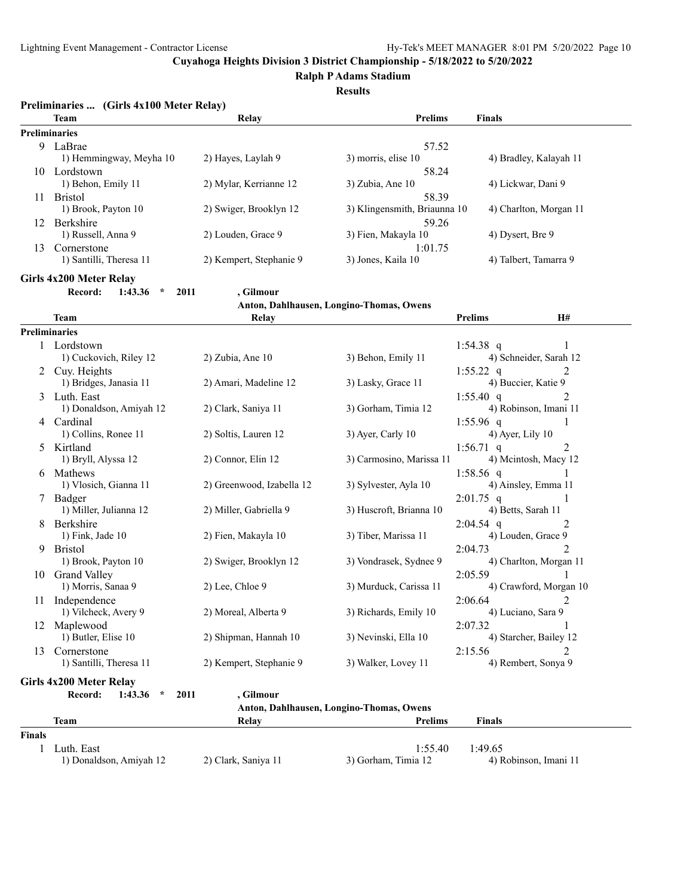**Cuyahoga Heights Division 3 District Championship - 5/18/2022 to 5/20/2022**

**Ralph P Adams Stadium**

**Results**

### Preliminaries ... (Girls 4x100 Meter Relay)

| | Team | Relay | | Prelims | Finals |
|---|---|---|---|---|---|
| **Preliminaries** | | | | | |
| 9 | LaBrae | | | 57.52 | |
| | 1) Hemmingway, Meyha 10 | 2) Hayes, Laylah 9 | 3) morris, elise 10 | 4) Bradley, Kalayah 11 | |
| 10 | Lordstown | | | 58.24 | |
| | 1) Behon, Emily 11 | 2) Mylar, Kerrianne 12 | 3) Zubia, Ane 10 | 4) Lickwar, Dani 9 | |
| 11 | Bristol | | | 58.39 | |
| | 1) Brook, Payton 10 | 2) Swiger, Brooklyn 12 | 3) Klingensmith, Briaunna 10 | 4) Charlton, Morgan 11 | |
| 12 | Berkshire | | | 59.26 | |
| | 1) Russell, Anna 9 | 2) Louden, Grace 9 | 3) Fien, Makayla 10 | 4) Dysert, Bre 9 | |
| 13 | Cornerstone | | | 1:01.75 | |
| | 1) Santilli, Theresa 11 | 2) Kempert, Stephanie 9 | 3) Jones, Kaila 10 | 4) Talbert, Tamarra 9 | |

### Girls 4x200 Meter Relay

Record: 1:43.36 * 2011 , Gilmour
Anton, Dahlhausen, Longino-Thomas, Owens

| | Team | Relay | | Prelims | H# |
|---|---|---|---|---|---|
| **Preliminaries** | | | | | |
| 1 | Lordstown | | | 1:54.38 q | 1 |
| | 1) Cuckovich, Riley 12 | 2) Zubia, Ane 10 | 3) Behon, Emily 11 | 4) Schneider, Sarah 12 | |
| 2 | Cuy. Heights | | | 1:55.22 q | 2 |
| | 1) Bridges, Janasia 11 | 2) Amari, Madeline 12 | 3) Lasky, Grace 11 | 4) Buccier, Katie 9 | |
| 3 | Luth. East | | | 1:55.40 q | 2 |
| | 1) Donaldson, Amiyah 12 | 2) Clark, Saniya 11 | 3) Gorham, Timia 12 | 4) Robinson, Imani 11 | |
| 4 | Cardinal | | | 1:55.96 q | 1 |
| | 1) Collins, Ronee 11 | 2) Soltis, Lauren 12 | 3) Ayer, Carly 10 | 4) Ayer, Lily 10 | |
| 5 | Kirtland | | | 1:56.71 q | 2 |
| | 1) Bryll, Alyssa 12 | 2) Connor, Elin 12 | 3) Carmosino, Marissa 11 | 4) Mcintosh, Macy 12 | |
| 6 | Mathews | | | 1:58.56 q | 1 |
| | 1) Vlosich, Gianna 11 | 2) Greenwood, Izabella 12 | 3) Sylvester, Ayla 10 | 4) Ainsley, Emma 11 | |
| 7 | Badger | | | 2:01.75 q | 1 |
| | 1) Miller, Julianna 12 | 2) Miller, Gabriella 9 | 3) Huscroft, Brianna 10 | 4) Betts, Sarah 11 | |
| 8 | Berkshire | | | 2:04.54 q | 2 |
| | 1) Fink, Jade 10 | 2) Fien, Makayla 10 | 3) Tiber, Marissa 11 | 4) Louden, Grace 9 | |
| 9 | Bristol | | | 2:04.73 | 2 |
| | 1) Brook, Payton 10 | 2) Swiger, Brooklyn 12 | 3) Vondrasek, Sydnee 9 | 4) Charlton, Morgan 11 | |
| 10 | Grand Valley | | | 2:05.59 | 1 |
| | 1) Morris, Sanaa 9 | 2) Lee, Chloe 9 | 3) Murduck, Carissa 11 | 4) Crawford, Morgan 10 | |
| 11 | Independence | | | 2:06.64 | 2 |
| | 1) Vilcheck, Avery 9 | 2) Moreal, Alberta 9 | 3) Richards, Emily 10 | 4) Luciano, Sara 9 | |
| 12 | Maplewood | | | 2:07.32 | 1 |
| | 1) Butler, Elise 10 | 2) Shipman, Hannah 10 | 3) Nevinski, Ella 10 | 4) Starcher, Bailey 12 | |
| 13 | Cornerstone | | | 2:15.56 | 2 |
| | 1) Santilli, Theresa 11 | 2) Kempert, Stephanie 9 | 3) Walker, Lovey 11 | 4) Rembert, Sonya 9 | |

### Girls 4x200 Meter Relay

Record: 1:43.36 * 2011 , Gilmour
Anton, Dahlhausen, Longino-Thomas, Owens

| | Team | Relay | | Prelims | Finals |
|---|---|---|---|---|---|
| **Finals** | | | | | |
| 1 | Luth. East | | | 1:55.40 | 1:49.65 |
| | 1) Donaldson, Amiyah 12 | 2) Clark, Saniya 11 | 3) Gorham, Timia 12 | 4) Robinson, Imani 11 | |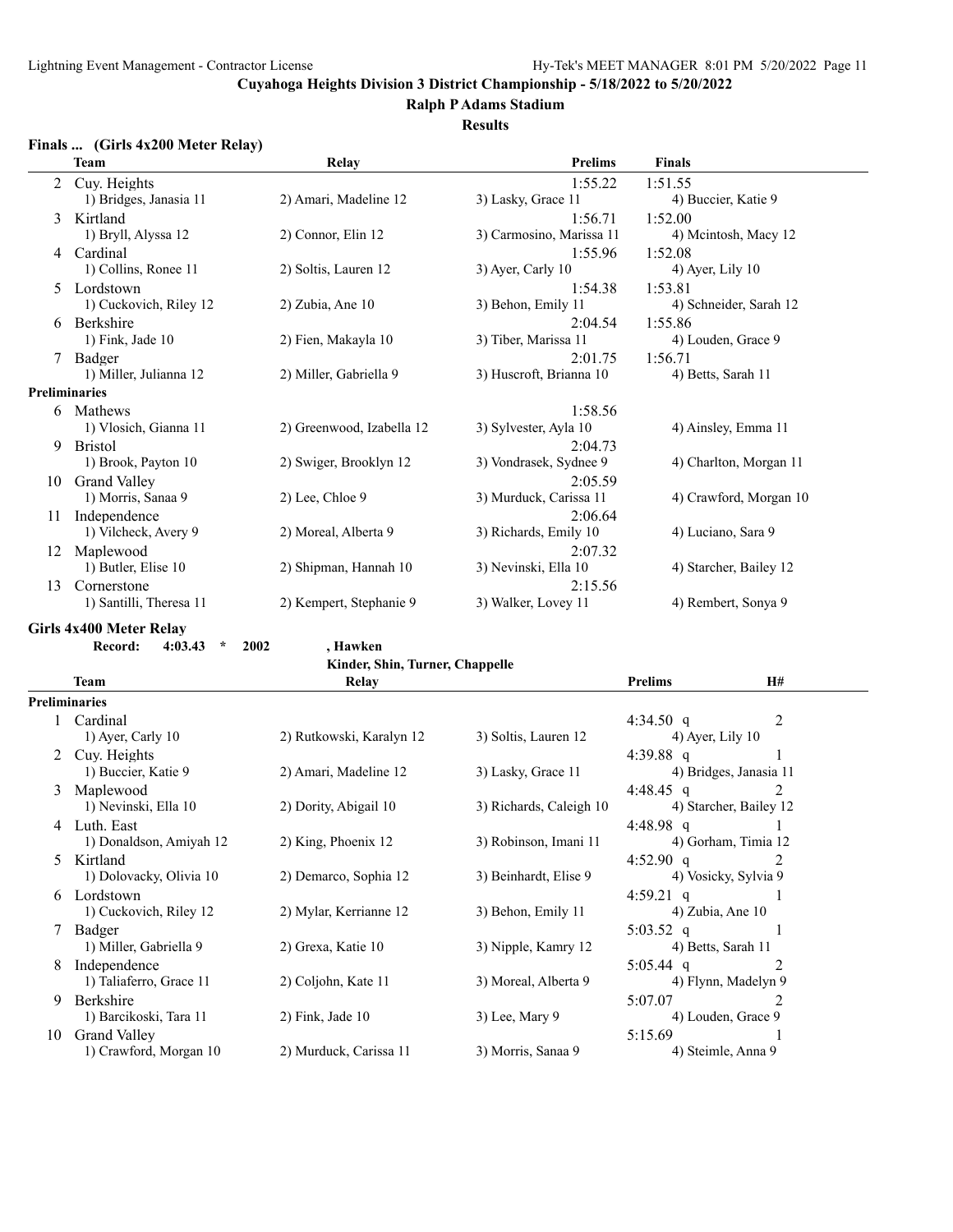## Cuyahoga Heights Division 3 District Championship - 5/18/2022 to 5/20/2022

**Ralph P Adams Stadium**

**Results**

### Finals ... (Girls 4x200 Meter Relay)

| | Team | Relay | | Prelims | Finals |
|---|---|---|---|---|---|
| 2 | Cuy. Heights | | | 1:55.22 | 1:51.55 |
| | 1) Bridges, Janasia 11 | 2) Amari, Madeline 12 | 3) Lasky, Grace 11 | | 4) Buccier, Katie 9 |
| 3 | Kirtland | | | 1:56.71 | 1:52.00 |
| | 1) Bryll, Alyssa 12 | 2) Connor, Elin 12 | 3) Carmosino, Marissa 11 | | 4) Mcintosh, Macy 12 |
| 4 | Cardinal | | | 1:55.96 | 1:52.08 |
| | 1) Collins, Ronee 11 | 2) Soltis, Lauren 12 | 3) Ayer, Carly 10 | | 4) Ayer, Lily 10 |
| 5 | Lordstown | | | 1:54.38 | 1:53.81 |
| | 1) Cuckovich, Riley 12 | 2) Zubia, Ane 10 | 3) Behon, Emily 11 | | 4) Schneider, Sarah 12 |
| 6 | Berkshire | | | 2:04.54 | 1:55.86 |
| | 1) Fink, Jade 10 | 2) Fien, Makayla 10 | 3) Tiber, Marissa 11 | | 4) Louden, Grace 9 |
| 7 | Badger | | | 2:01.75 | 1:56.71 |
| | 1) Miller, Julianna 12 | 2) Miller, Gabriella 9 | 3) Huscroft, Brianna 10 | | 4) Betts, Sarah 11 |
| **Preliminaries** | | | | | |
| 6 | Mathews | | | 1:58.56 | |
| | 1) Vlosich, Gianna 11 | 2) Greenwood, Izabella 12 | 3) Sylvester, Ayla 10 | | 4) Ainsley, Emma 11 |
| 9 | Bristol | | | 2:04.73 | |
| | 1) Brook, Payton 10 | 2) Swiger, Brooklyn 12 | 3) Vondrasek, Sydnee 9 | | 4) Charlton, Morgan 11 |
| 10 | Grand Valley | | | 2:05.59 | |
| | 1) Morris, Sanaa 9 | 2) Lee, Chloe 9 | 3) Murduck, Carissa 11 | | 4) Crawford, Morgan 10 |
| 11 | Independence | | | 2:06.64 | |
| | 1) Vilcheck, Avery 9 | 2) Moreal, Alberta 9 | 3) Richards, Emily 10 | | 4) Luciano, Sara 9 |
| 12 | Maplewood | | | 2:07.32 | |
| | 1) Butler, Elise 10 | 2) Shipman, Hannah 10 | 3) Nevinski, Ella 10 | | 4) Starcher, Bailey 12 |
| 13 | Cornerstone | | | 2:15.56 | |
| | 1) Santilli, Theresa 11 | 2) Kempert, Stephanie 9 | 3) Walker, Lovey 11 | | 4) Rembert, Sonya 9 |

### Girls 4x400 Meter Relay

**Record: 4:03.43 * 2002 , Hawken**
**Kinder, Shin, Turner, Chappelle**

| | Team | Relay | | Prelims | H# |
|---|---|---|---|---|---|
| **Preliminaries** | | | | | |
| 1 | Cardinal | | | 4:34.50 q | 2 |
| | 1) Ayer, Carly 10 | 2) Rutkowski, Karalyn 12 | 3) Soltis, Lauren 12 | 4) Ayer, Lily 10 | |
| 2 | Cuy. Heights | | | 4:39.88 q | 1 |
| | 1) Buccier, Katie 9 | 2) Amari, Madeline 12 | 3) Lasky, Grace 11 | 4) Bridges, Janasia 11 | |
| 3 | Maplewood | | | 4:48.45 q | 2 |
| | 1) Nevinski, Ella 10 | 2) Dority, Abigail 10 | 3) Richards, Caleigh 10 | 4) Starcher, Bailey 12 | |
| 4 | Luth. East | | | 4:48.98 q | 1 |
| | 1) Donaldson, Amiyah 12 | 2) King, Phoenix 12 | 3) Robinson, Imani 11 | 4) Gorham, Timia 12 | |
| 5 | Kirtland | | | 4:52.90 q | 2 |
| | 1) Dolovacky, Olivia 10 | 2) Demarco, Sophia 12 | 3) Beinhardt, Elise 9 | 4) Vosicky, Sylvia 9 | |
| 6 | Lordstown | | | 4:59.21 q | 1 |
| | 1) Cuckovich, Riley 12 | 2) Mylar, Kerrianne 12 | 3) Behon, Emily 11 | 4) Zubia, Ane 10 | |
| 7 | Badger | | | 5:03.52 q | 1 |
| | 1) Miller, Gabriella 9 | 2) Grexa, Katie 10 | 3) Nipple, Kamry 12 | 4) Betts, Sarah 11 | |
| 8 | Independence | | | 5:05.44 q | 2 |
| | 1) Taliaferro, Grace 11 | 2) Coljohn, Kate 11 | 3) Moreal, Alberta 9 | 4) Flynn, Madelyn 9 | |
| 9 | Berkshire | | | 5:07.07 | 2 |
| | 1) Barcikoski, Tara 11 | 2) Fink, Jade 10 | 3) Lee, Mary 9 | 4) Louden, Grace 9 | |
| 10 | Grand Valley | | | 5:15.69 | 1 |
| | 1) Crawford, Morgan 10 | 2) Murduck, Carissa 11 | 3) Morris, Sanaa 9 | 4) Steimle, Anna 9 | |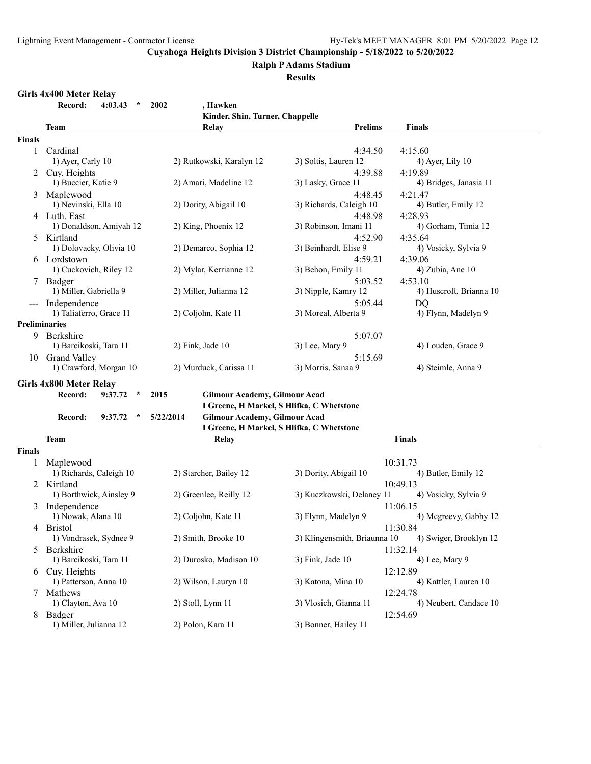Cuyahoga Heights Division 3 District Championship - 5/18/2022 to 5/20/2022

Ralph P Adams Stadium

Results

## Girls 4x400 Meter Relay

Record: 4:03.43 * 2002 , Hawken
Kinder, Shin, Turner, Chappelle

| | Team | Relay | Prelims | Finals |
|---|---|---|---|---|
| **Finals** | | | | |
| 1 | Cardinal | | 4:34.50 | 4:15.60 |
| | 1) Ayer, Carly 10 | 2) Rutkowski, Karalyn 12 | 3) Soltis, Lauren 12 | 4) Ayer, Lily 10 |
| 2 | Cuy. Heights | | 4:39.88 | 4:19.89 |
| | 1) Buccier, Katie 9 | 2) Amari, Madeline 12 | 3) Lasky, Grace 11 | 4) Bridges, Janasia 11 |
| 3 | Maplewood | | 4:48.45 | 4:21.47 |
| | 1) Nevinski, Ella 10 | 2) Dority, Abigail 10 | 3) Richards, Caleigh 10 | 4) Butler, Emily 12 |
| 4 | Luth. East | | 4:48.98 | 4:28.93 |
| | 1) Donaldson, Amiyah 12 | 2) King, Phoenix 12 | 3) Robinson, Imani 11 | 4) Gorham, Timia 12 |
| 5 | Kirtland | | 4:52.90 | 4:35.64 |
| | 1) Dolovacky, Olivia 10 | 2) Demarco, Sophia 12 | 3) Beinhardt, Elise 9 | 4) Vosicky, Sylvia 9 |
| 6 | Lordstown | | 4:59.21 | 4:39.06 |
| | 1) Cuckovich, Riley 12 | 2) Mylar, Kerrianne 12 | 3) Behon, Emily 11 | 4) Zubia, Ane 10 |
| 7 | Badger | | 5:03.52 | 4:53.10 |
| | 1) Miller, Gabriella 9 | 2) Miller, Julianna 12 | 3) Nipple, Kamry 12 | 4) Huscroft, Brianna 10 |
| --- | Independence | | 5:05.44 | DQ |
| | 1) Taliaferro, Grace 11 | 2) Coljohn, Kate 11 | 3) Moreal, Alberta 9 | 4) Flynn, Madelyn 9 |
| **Preliminaries** | | | | |
| 9 | Berkshire | | 5:07.07 | |
| | 1) Barcikoski, Tara 11 | 2) Fink, Jade 10 | 3) Lee, Mary 9 | 4) Louden, Grace 9 |
| 10 | Grand Valley | | 5:15.69 | |
| | 1) Crawford, Morgan 10 | 2) Murduck, Carissa 11 | 3) Morris, Sanaa 9 | 4) Steimle, Anna 9 |

## Girls 4x800 Meter Relay

Record: 9:37.72 * 2015 Gilmour Academy, Gilmour Acad
I Greene, H Markel, S Hlifka, C Whetstone

Record: 9:37.72 * 5/22/2014 Gilmour Academy, Gilmour Acad
I Greene, H Markel, S Hlifka, C Whetstone

| | Team | Relay | | Finals |
|---|---|---|---|---|
| **Finals** | | | | |
| 1 | Maplewood | | | 10:31.73 |
| | 1) Richards, Caleigh 10 | 2) Starcher, Bailey 12 | 3) Dority, Abigail 10 | 4) Butler, Emily 12 |
| 2 | Kirtland | | | 10:49.13 |
| | 1) Borthwick, Ainsley 9 | 2) Greenlee, Reilly 12 | 3) Kuczkowski, Delaney 11 | 4) Vosicky, Sylvia 9 |
| 3 | Independence | | | 11:06.15 |
| | 1) Nowak, Alana 10 | 2) Coljohn, Kate 11 | 3) Flynn, Madelyn 9 | 4) Mcgreevy, Gabby 12 |
| 4 | Bristol | | | 11:30.84 |
| | 1) Vondrasek, Sydnee 9 | 2) Smith, Brooke 10 | 3) Klingensmith, Briaunna 10 | 4) Swiger, Brooklyn 12 |
| 5 | Berkshire | | | 11:32.14 |
| | 1) Barcikoski, Tara 11 | 2) Durosko, Madison 10 | 3) Fink, Jade 10 | 4) Lee, Mary 9 |
| 6 | Cuy. Heights | | | 12:12.89 |
| | 1) Patterson, Anna 10 | 2) Wilson, Lauryn 10 | 3) Katona, Mina 10 | 4) Kattler, Lauren 10 |
| 7 | Mathews | | | 12:24.78 |
| | 1) Clayton, Ava 10 | 2) Stoll, Lynn 11 | 3) Vlosich, Gianna 11 | 4) Neubert, Candace 10 |
| 8 | Badger | | | 12:54.69 |
| | 1) Miller, Julianna 12 | 2) Polon, Kara 11 | 3) Bonner, Hailey 11 | |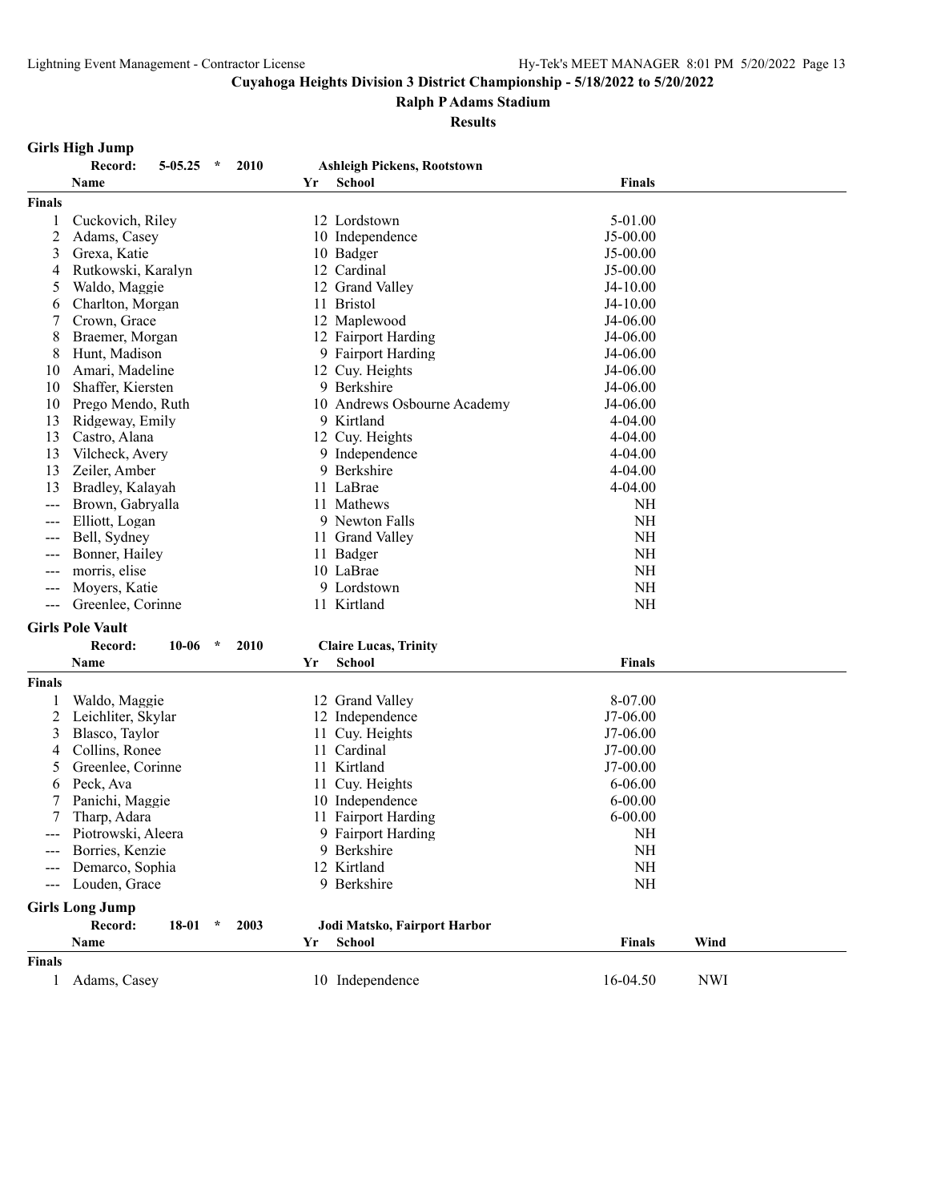Lightning Event Management - Contractor License

Hy-Tek's MEET MANAGER 8:01 PM 5/20/2022 Page 13

**Cuyahoga Heights Division 3 District Championship - 5/18/2022 to 5/20/2022**

**Ralph P Adams Stadium**

**Results**

### Girls High Jump

**Record: 5-05.25 * 2010 Ashleigh Pickens, Rootstown**

| | Name | Yr | School | Finals |
|---|---|---|---|---|
| **Finals** | | | | |
| 1 | Cuckovich, Riley | 12 | Lordstown | 5-01.00 |
| 2 | Adams, Casey | 10 | Independence | J5-00.00 |
| 3 | Grexa, Katie | 10 | Badger | J5-00.00 |
| 4 | Rutkowski, Karalyn | 12 | Cardinal | J5-00.00 |
| 5 | Waldo, Maggie | 12 | Grand Valley | J4-10.00 |
| 6 | Charlton, Morgan | 11 | Bristol | J4-10.00 |
| 7 | Crown, Grace | 12 | Maplewood | J4-06.00 |
| 8 | Braemer, Morgan | 12 | Fairport Harding | J4-06.00 |
| 8 | Hunt, Madison | 9 | Fairport Harding | J4-06.00 |
| 10 | Amari, Madeline | 12 | Cuy. Heights | J4-06.00 |
| 10 | Shaffer, Kiersten | 9 | Berkshire | J4-06.00 |
| 10 | Prego Mendo, Ruth | 10 | Andrews Osbourne Academy | J4-06.00 |
| 13 | Ridgeway, Emily | 9 | Kirtland | 4-04.00 |
| 13 | Castro, Alana | 12 | Cuy. Heights | 4-04.00 |
| 13 | Vilcheck, Avery | 9 | Independence | 4-04.00 |
| 13 | Zeiler, Amber | 9 | Berkshire | 4-04.00 |
| 13 | Bradley, Kalayah | 11 | LaBrae | 4-04.00 |
| --- | Brown, Gabryalla | 11 | Mathews | NH |
| --- | Elliott, Logan | 9 | Newton Falls | NH |
| --- | Bell, Sydney | 11 | Grand Valley | NH |
| --- | Bonner, Hailey | 11 | Badger | NH |
| --- | morris, elise | 10 | LaBrae | NH |
| --- | Moyers, Katie | 9 | Lordstown | NH |
| --- | Greenlee, Corinne | 11 | Kirtland | NH |

### Girls Pole Vault

**Record: 10-06 * 2010 Claire Lucas, Trinity**

| | Name | Yr | School | Finals |
|---|---|---|---|---|
| **Finals** | | | | |
| 1 | Waldo, Maggie | 12 | Grand Valley | 8-07.00 |
| 2 | Leichliter, Skylar | 12 | Independence | J7-06.00 |
| 3 | Blasco, Taylor | 11 | Cuy. Heights | J7-06.00 |
| 4 | Collins, Ronee | 11 | Cardinal | J7-00.00 |
| 5 | Greenlee, Corinne | 11 | Kirtland | J7-00.00 |
| 6 | Peck, Ava | 11 | Cuy. Heights | 6-06.00 |
| 7 | Panichi, Maggie | 10 | Independence | 6-00.00 |
| 7 | Tharp, Adara | 11 | Fairport Harding | 6-00.00 |
| --- | Piotrowski, Aleera | 9 | Fairport Harding | NH |
| --- | Borries, Kenzie | 9 | Berkshire | NH |
| --- | Demarco, Sophia | 12 | Kirtland | NH |
| --- | Louden, Grace | 9 | Berkshire | NH |

### Girls Long Jump

**Record: 18-01 * 2003 Jodi Matsko, Fairport Harbor**

| | Name | Yr | School | Finals | Wind |
|---|---|---|---|---|---|
| **Finals** | | | | | |
| 1 | Adams, Casey | 10 | Independence | 16-04.50 | NWI |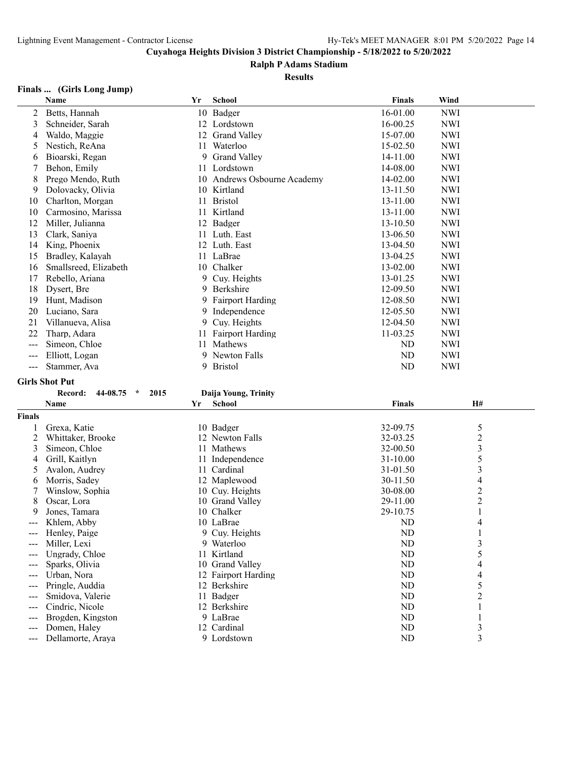# Cuyahoga Heights Division 3 District Championship - 5/18/2022 to 5/20/2022

## Ralph P Adams Stadium

### Results

### Finals ... (Girls Long Jump)

| | Name | Yr | School | Finals | Wind |
|---|---|---|---|---|---|
| 2 | Betts, Hannah | 10 | Badger | 16-01.00 | NWI |
| 3 | Schneider, Sarah | 12 | Lordstown | 16-00.25 | NWI |
| 4 | Waldo, Maggie | 12 | Grand Valley | 15-07.00 | NWI |
| 5 | Nestich, ReAna | 11 | Waterloo | 15-02.50 | NWI |
| 6 | Bioarski, Regan | 9 | Grand Valley | 14-11.00 | NWI |
| 7 | Behon, Emily | 11 | Lordstown | 14-08.00 | NWI |
| 8 | Prego Mendo, Ruth | 10 | Andrews Osbourne Academy | 14-02.00 | NWI |
| 9 | Dolovacky, Olivia | 10 | Kirtland | 13-11.50 | NWI |
| 10 | Charlton, Morgan | 11 | Bristol | 13-11.00 | NWI |
| 10 | Carmosino, Marissa | 11 | Kirtland | 13-11.00 | NWI |
| 12 | Miller, Julianna | 12 | Badger | 13-10.50 | NWI |
| 13 | Clark, Saniya | 11 | Luth. East | 13-06.50 | NWI |
| 14 | King, Phoenix | 12 | Luth. East | 13-04.50 | NWI |
| 15 | Bradley, Kalayah | 11 | LaBrae | 13-04.25 | NWI |
| 16 | Smallsreed, Elizabeth | 10 | Chalker | 13-02.00 | NWI |
| 17 | Rebello, Ariana | 9 | Cuy. Heights | 13-01.25 | NWI |
| 18 | Dysert, Bre | 9 | Berkshire | 12-09.50 | NWI |
| 19 | Hunt, Madison | 9 | Fairport Harding | 12-08.50 | NWI |
| 20 | Luciano, Sara | 9 | Independence | 12-05.50 | NWI |
| 21 | Villanueva, Alisa | 9 | Cuy. Heights | 12-04.50 | NWI |
| 22 | Tharp, Adara | 11 | Fairport Harding | 11-03.25 | NWI |
| --- | Simeon, Chloe | 11 | Mathews | ND | NWI |
| --- | Elliott, Logan | 9 | Newton Falls | ND | NWI |
| --- | Stammer, Ava | 9 | Bristol | ND | NWI |

### Girls Shot Put

**Record: 44-08.75 * 2015 Daija Young, Trinity**

| | Name | Yr | School | Finals | H# |
|---|---|---|---|---|---|
| **Finals** | | | | | |
| 1 | Grexa, Katie | 10 | Badger | 32-09.75 | 5 |
| 2 | Whittaker, Brooke | 12 | Newton Falls | 32-03.25 | 2 |
| 3 | Simeon, Chloe | 11 | Mathews | 32-00.50 | 3 |
| 4 | Grill, Kaitlyn | 11 | Independence | 31-10.00 | 5 |
| 5 | Avalon, Audrey | 11 | Cardinal | 31-01.50 | 3 |
| 6 | Morris, Sadey | 12 | Maplewood | 30-11.50 | 4 |
| 7 | Winslow, Sophia | 10 | Cuy. Heights | 30-08.00 | 2 |
| 8 | Oscar, Lora | 10 | Grand Valley | 29-11.00 | 2 |
| 9 | Jones, Tamara | 10 | Chalker | 29-10.75 | 1 |
| --- | Khlem, Abby | 10 | LaBrae | ND | 4 |
| --- | Henley, Paige | 9 | Cuy. Heights | ND | 1 |
| --- | Miller, Lexi | 9 | Waterloo | ND | 3 |
| --- | Ungrady, Chloe | 11 | Kirtland | ND | 5 |
| --- | Sparks, Olivia | 10 | Grand Valley | ND | 4 |
| --- | Urban, Nora | 12 | Fairport Harding | ND | 4 |
| --- | Pringle, Auddia | 12 | Berkshire | ND | 5 |
| --- | Smidova, Valerie | 11 | Badger | ND | 2 |
| --- | Cindric, Nicole | 12 | Berkshire | ND | 1 |
| --- | Brogden, Kingston | 9 | LaBrae | ND | 1 |
| --- | Domen, Haley | 12 | Cardinal | ND | 3 |
| --- | Dellamorte, Araya | 9 | Lordstown | ND | 3 |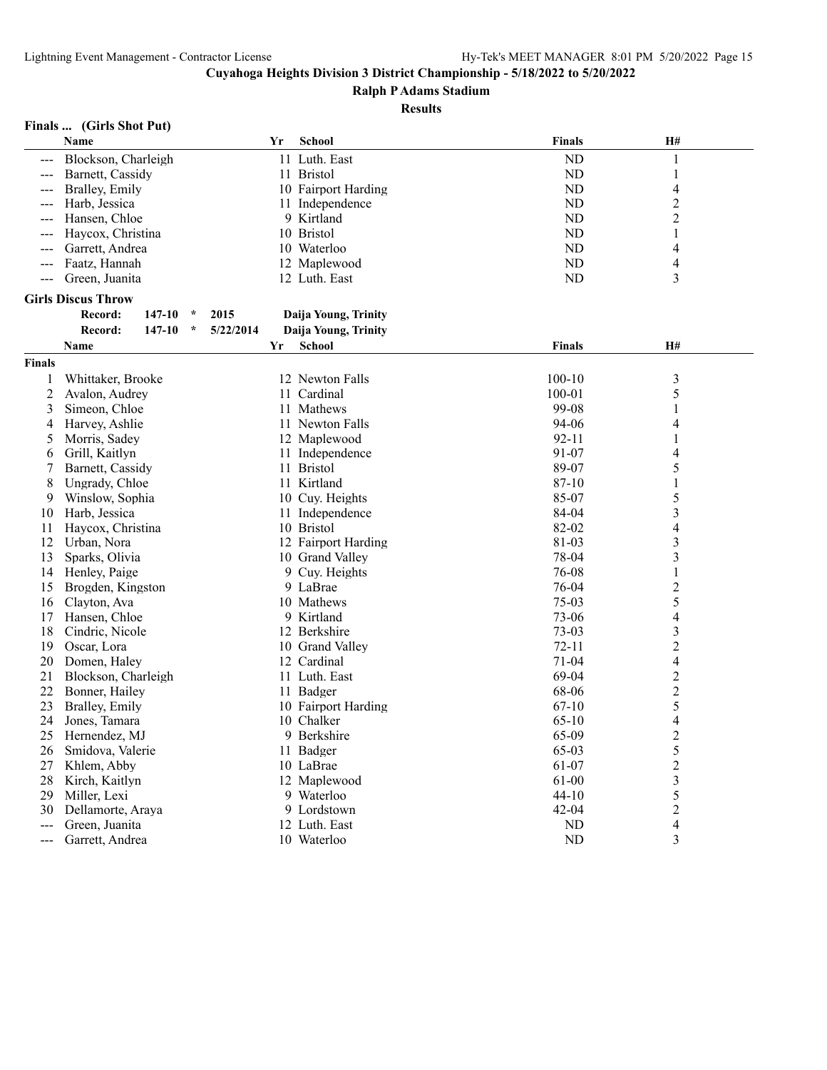Cuyahoga Heights Division 3 District Championship - 5/18/2022 to 5/20/2022

Ralph P Adams Stadium

Results

**Finals ... (Girls Shot Put)**

| | Name | Yr | School | Finals | H# |
|---|---|---|---|---|---|
| --- | Blockson, Charleigh | 11 | Luth. East | ND | 1 |
| --- | Barnett, Cassidy | 11 | Bristol | ND | 1 |
| --- | Bralley, Emily | 10 | Fairport Harding | ND | 4 |
| --- | Harb, Jessica | 11 | Independence | ND | 2 |
| --- | Hansen, Chloe | 9 | Kirtland | ND | 2 |
| --- | Haycox, Christina | 10 | Bristol | ND | 1 |
| --- | Garrett, Andrea | 10 | Waterloo | ND | 4 |
| --- | Faatz, Hannah | 12 | Maplewood | ND | 4 |
| --- | Green, Juanita | 12 | Luth. East | ND | 3 |

**Girls Discus Throw**

Record: 147-10 * 2015 Daija Young, Trinity

Record: 147-10 * 5/22/2014 Daija Young, Trinity

| | Name | Yr | School | Finals | H# |
|---|---|---|---|---|---|
| **Finals** | | | | | |
| 1 | Whittaker, Brooke | 12 | Newton Falls | 100-10 | 3 |
| 2 | Avalon, Audrey | 11 | Cardinal | 100-01 | 5 |
| 3 | Simeon, Chloe | 11 | Mathews | 99-08 | 1 |
| 4 | Harvey, Ashlie | 11 | Newton Falls | 94-06 | 4 |
| 5 | Morris, Sadey | 12 | Maplewood | 92-11 | 1 |
| 6 | Grill, Kaitlyn | 11 | Independence | 91-07 | 4 |
| 7 | Barnett, Cassidy | 11 | Bristol | 89-07 | 5 |
| 8 | Ungrady, Chloe | 11 | Kirtland | 87-10 | 1 |
| 9 | Winslow, Sophia | 10 | Cuy. Heights | 85-07 | 5 |
| 10 | Harb, Jessica | 11 | Independence | 84-04 | 3 |
| 11 | Haycox, Christina | 10 | Bristol | 82-02 | 4 |
| 12 | Urban, Nora | 12 | Fairport Harding | 81-03 | 3 |
| 13 | Sparks, Olivia | 10 | Grand Valley | 78-04 | 3 |
| 14 | Henley, Paige | 9 | Cuy. Heights | 76-08 | 1 |
| 15 | Brogden, Kingston | 9 | LaBrae | 76-04 | 2 |
| 16 | Clayton, Ava | 10 | Mathews | 75-03 | 5 |
| 17 | Hansen, Chloe | 9 | Kirtland | 73-06 | 4 |
| 18 | Cindric, Nicole | 12 | Berkshire | 73-03 | 3 |
| 19 | Oscar, Lora | 10 | Grand Valley | 72-11 | 2 |
| 20 | Domen, Haley | 12 | Cardinal | 71-04 | 4 |
| 21 | Blockson, Charleigh | 11 | Luth. East | 69-04 | 2 |
| 22 | Bonner, Hailey | 11 | Badger | 68-06 | 2 |
| 23 | Bralley, Emily | 10 | Fairport Harding | 67-10 | 5 |
| 24 | Jones, Tamara | 10 | Chalker | 65-10 | 4 |
| 25 | Hernendez, MJ | 9 | Berkshire | 65-09 | 2 |
| 26 | Smidova, Valerie | 11 | Badger | 65-03 | 5 |
| 27 | Khlem, Abby | 10 | LaBrae | 61-07 | 2 |
| 28 | Kirch, Kaitlyn | 12 | Maplewood | 61-00 | 3 |
| 29 | Miller, Lexi | 9 | Waterloo | 44-10 | 5 |
| 30 | Dellamorte, Araya | 9 | Lordstown | 42-04 | 2 |
| --- | Green, Juanita | 12 | Luth. East | ND | 4 |
| --- | Garrett, Andrea | 10 | Waterloo | ND | 3 |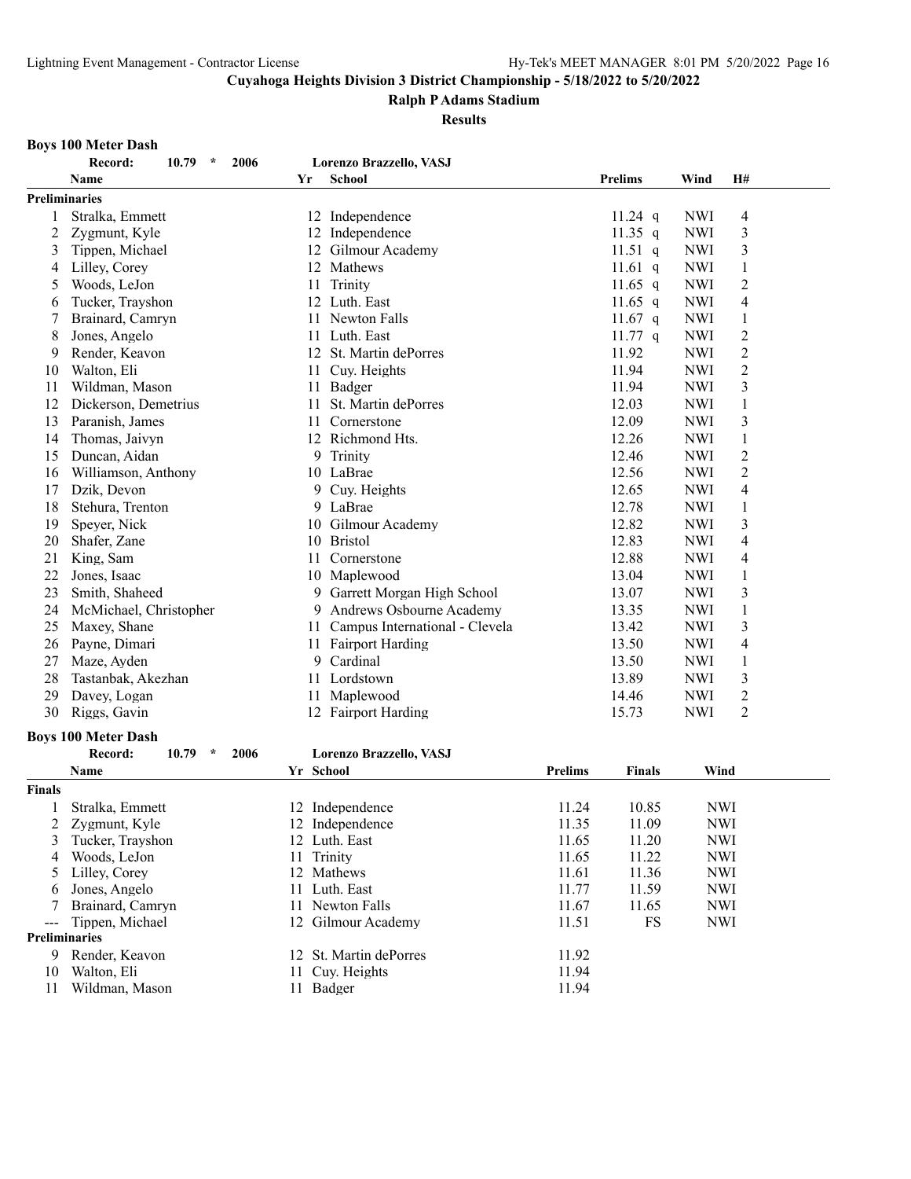**Cuyahoga Heights Division 3 District Championship - 5/18/2022 to 5/20/2022**

**Ralph P Adams Stadium**

**Results**

### Boys 100 Meter Dash

Record: 10.79 * 2006 Lorenzo Brazzello, VASJ

| | Name | Yr | School | Prelims | Wind | H# |
|---|---|---|---|---|---|---|
| **Preliminaries** | | | | | | |
| 1 | Stralka, Emmett | 12 | Independence | 11.24 q | NWI | 4 |
| 2 | Zygmunt, Kyle | 12 | Independence | 11.35 q | NWI | 3 |
| 3 | Tippen, Michael | 12 | Gilmour Academy | 11.51 q | NWI | 3 |
| 4 | Lilley, Corey | 12 | Mathews | 11.61 q | NWI | 1 |
| 5 | Woods, LeJon | 11 | Trinity | 11.65 q | NWI | 2 |
| 6 | Tucker, Trayshon | 12 | Luth. East | 11.65 q | NWI | 4 |
| 7 | Brainard, Camryn | 11 | Newton Falls | 11.67 q | NWI | 1 |
| 8 | Jones, Angelo | 11 | Luth. East | 11.77 q | NWI | 2 |
| 9 | Render, Keavon | 12 | St. Martin dePorres | 11.92 | NWI | 2 |
| 10 | Walton, Eli | 11 | Cuy. Heights | 11.94 | NWI | 2 |
| 11 | Wildman, Mason | 11 | Badger | 11.94 | NWI | 3 |
| 12 | Dickerson, Demetrius | 11 | St. Martin dePorres | 12.03 | NWI | 1 |
| 13 | Paranish, James | 11 | Cornerstone | 12.09 | NWI | 3 |
| 14 | Thomas, Jaivyn | 12 | Richmond Hts. | 12.26 | NWI | 1 |
| 15 | Duncan, Aidan | 9 | Trinity | 12.46 | NWI | 2 |
| 16 | Williamson, Anthony | 10 | LaBrae | 12.56 | NWI | 2 |
| 17 | Dzik, Devon | 9 | Cuy. Heights | 12.65 | NWI | 4 |
| 18 | Stehura, Trenton | 9 | LaBrae | 12.78 | NWI | 1 |
| 19 | Speyer, Nick | 10 | Gilmour Academy | 12.82 | NWI | 3 |
| 20 | Shafer, Zane | 10 | Bristol | 12.83 | NWI | 4 |
| 21 | King, Sam | 11 | Cornerstone | 12.88 | NWI | 4 |
| 22 | Jones, Isaac | 10 | Maplewood | 13.04 | NWI | 1 |
| 23 | Smith, Shaheed | 9 | Garrett Morgan High School | 13.07 | NWI | 3 |
| 24 | McMichael, Christopher | 9 | Andrews Osbourne Academy | 13.35 | NWI | 1 |
| 25 | Maxey, Shane | 11 | Campus International - Clevela | 13.42 | NWI | 3 |
| 26 | Payne, Dimari | 11 | Fairport Harding | 13.50 | NWI | 4 |
| 27 | Maze, Ayden | 9 | Cardinal | 13.50 | NWI | 1 |
| 28 | Tastanbak, Akezhan | 11 | Lordstown | 13.89 | NWI | 3 |
| 29 | Davey, Logan | 11 | Maplewood | 14.46 | NWI | 2 |
| 30 | Riggs, Gavin | 12 | Fairport Harding | 15.73 | NWI | 2 |

### Boys 100 Meter Dash

Record: 10.79 * 2006 Lorenzo Brazzello, VASJ

| | Name | Yr | School | Prelims | Finals | Wind |
|---|---|---|---|---|---|---|
| **Finals** | | | | | | |
| 1 | Stralka, Emmett | 12 | Independence | 11.24 | 10.85 | NWI |
| 2 | Zygmunt, Kyle | 12 | Independence | 11.35 | 11.09 | NWI |
| 3 | Tucker, Trayshon | 12 | Luth. East | 11.65 | 11.20 | NWI |
| 4 | Woods, LeJon | 11 | Trinity | 11.65 | 11.22 | NWI |
| 5 | Lilley, Corey | 12 | Mathews | 11.61 | 11.36 | NWI |
| 6 | Jones, Angelo | 11 | Luth. East | 11.77 | 11.59 | NWI |
| 7 | Brainard, Camryn | 11 | Newton Falls | 11.67 | 11.65 | NWI |
| --- | Tippen, Michael | 12 | Gilmour Academy | 11.51 | FS | NWI |
| **Preliminaries** | | | | | | |
| 9 | Render, Keavon | 12 | St. Martin dePorres | 11.92 | | |
| 10 | Walton, Eli | 11 | Cuy. Heights | 11.94 | | |
| 11 | Wildman, Mason | 11 | Badger | 11.94 | | |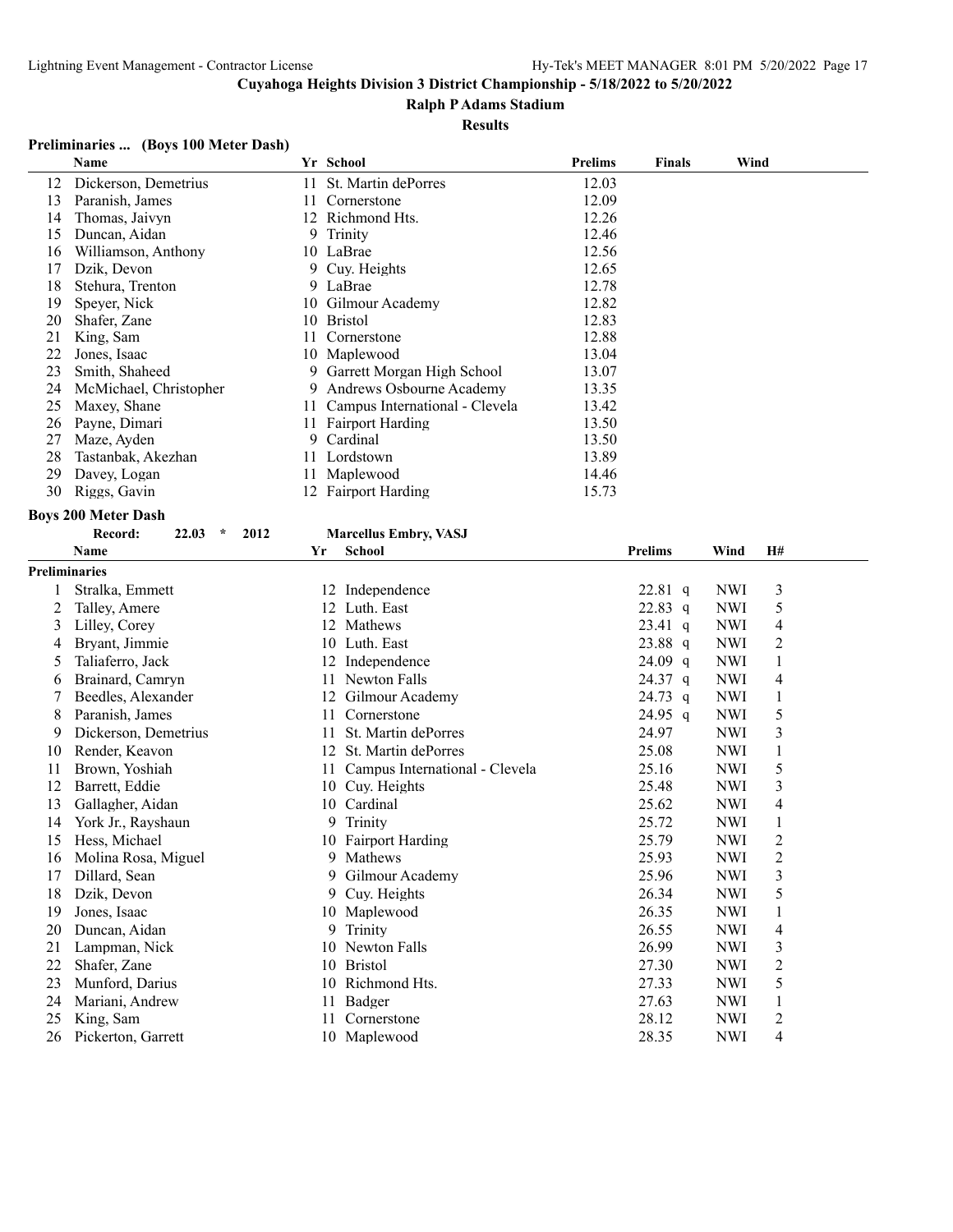# Cuyahoga Heights Division 3 District Championship - 5/18/2022 to 5/20/2022

## Ralph P Adams Stadium

### Results

**Preliminaries ... (Boys 100 Meter Dash)**

| | Name | Yr | School | Prelims | Finals | Wind |
|---|---|---|---|---|---|---|
| 12 | Dickerson, Demetrius | 11 | St. Martin dePorres | 12.03 | | |
| 13 | Paranish, James | 11 | Cornerstone | 12.09 | | |
| 14 | Thomas, Jaivyn | 12 | Richmond Hts. | 12.26 | | |
| 15 | Duncan, Aidan | 9 | Trinity | 12.46 | | |
| 16 | Williamson, Anthony | 10 | LaBrae | 12.56 | | |
| 17 | Dzik, Devon | 9 | Cuy. Heights | 12.65 | | |
| 18 | Stehura, Trenton | 9 | LaBrae | 12.78 | | |
| 19 | Speyer, Nick | 10 | Gilmour Academy | 12.82 | | |
| 20 | Shafer, Zane | 10 | Bristol | 12.83 | | |
| 21 | King, Sam | 11 | Cornerstone | 12.88 | | |
| 22 | Jones, Isaac | 10 | Maplewood | 13.04 | | |
| 23 | Smith, Shaheed | 9 | Garrett Morgan High School | 13.07 | | |
| 24 | McMichael, Christopher | 9 | Andrews Osbourne Academy | 13.35 | | |
| 25 | Maxey, Shane | 11 | Campus International - Clevela | 13.42 | | |
| 26 | Payne, Dimari | 11 | Fairport Harding | 13.50 | | |
| 27 | Maze, Ayden | 9 | Cardinal | 13.50 | | |
| 28 | Tastanbak, Akezhan | 11 | Lordstown | 13.89 | | |
| 29 | Davey, Logan | 11 | Maplewood | 14.46 | | |
| 30 | Riggs, Gavin | 12 | Fairport Harding | 15.73 | | |

**Boys 200 Meter Dash**

Record: 22.03 * 2012 Marcellus Embry, VASJ

**Preliminaries**

| | Name | Yr | School | Prelims | | Wind | H# |
|---|---|---|---|---|---|---|---|
| 1 | Stralka, Emmett | 12 | Independence | 22.81 | q | NWI | 3 |
| 2 | Talley, Amere | 12 | Luth. East | 22.83 | q | NWI | 5 |
| 3 | Lilley, Corey | 12 | Mathews | 23.41 | q | NWI | 4 |
| 4 | Bryant, Jimmie | 10 | Luth. East | 23.88 | q | NWI | 2 |
| 5 | Taliaferro, Jack | 12 | Independence | 24.09 | q | NWI | 1 |
| 6 | Brainard, Camryn | 11 | Newton Falls | 24.37 | q | NWI | 4 |
| 7 | Beedles, Alexander | 12 | Gilmour Academy | 24.73 | q | NWI | 1 |
| 8 | Paranish, James | 11 | Cornerstone | 24.95 | q | NWI | 5 |
| 9 | Dickerson, Demetrius | 11 | St. Martin dePorres | 24.97 | | NWI | 3 |
| 10 | Render, Keavon | 12 | St. Martin dePorres | 25.08 | | NWI | 1 |
| 11 | Brown, Yoshiah | 11 | Campus International - Clevela | 25.16 | | NWI | 5 |
| 12 | Barrett, Eddie | 10 | Cuy. Heights | 25.48 | | NWI | 3 |
| 13 | Gallagher, Aidan | 10 | Cardinal | 25.62 | | NWI | 4 |
| 14 | York Jr., Rayshaun | 9 | Trinity | 25.72 | | NWI | 1 |
| 15 | Hess, Michael | 10 | Fairport Harding | 25.79 | | NWI | 2 |
| 16 | Molina Rosa, Miguel | 9 | Mathews | 25.93 | | NWI | 2 |
| 17 | Dillard, Sean | 9 | Gilmour Academy | 25.96 | | NWI | 3 |
| 18 | Dzik, Devon | 9 | Cuy. Heights | 26.34 | | NWI | 5 |
| 19 | Jones, Isaac | 10 | Maplewood | 26.35 | | NWI | 1 |
| 20 | Duncan, Aidan | 9 | Trinity | 26.55 | | NWI | 4 |
| 21 | Lampman, Nick | 10 | Newton Falls | 26.99 | | NWI | 3 |
| 22 | Shafer, Zane | 10 | Bristol | 27.30 | | NWI | 2 |
| 23 | Munford, Darius | 10 | Richmond Hts. | 27.33 | | NWI | 5 |
| 24 | Mariani, Andrew | 11 | Badger | 27.63 | | NWI | 1 |
| 25 | King, Sam | 11 | Cornerstone | 28.12 | | NWI | 2 |
| 26 | Pickerton, Garrett | 10 | Maplewood | 28.35 | | NWI | 4 |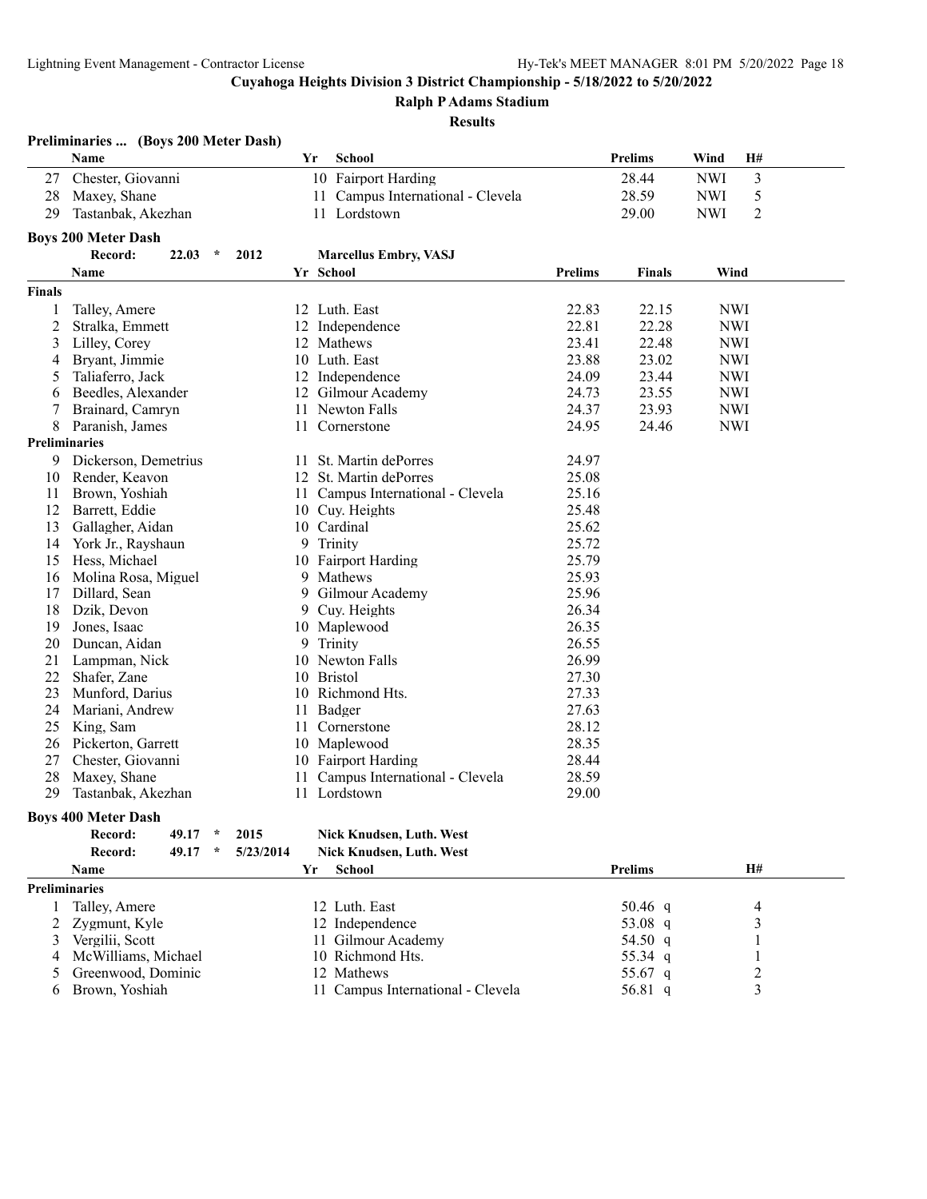# Cuyahoga Heights Division 3 District Championship - 5/18/2022 to 5/20/2022

## Ralph P Adams Stadium

### Results

**Preliminaries ... (Boys 200 Meter Dash)**

| | Name | Yr | School | Prelims | Wind | H# |
|---|---|---|---|---|---|---|
| 27 | Chester, Giovanni | 10 | Fairport Harding | 28.44 | NWI | 3 |
| 28 | Maxey, Shane | 11 | Campus International - Clevela | 28.59 | NWI | 5 |
| 29 | Tastanbak, Akezhan | 11 | Lordstown | 29.00 | NWI | 2 |

**Boys 200 Meter Dash**

Record: 22.03 * 2012 Marcellus Embry, VASJ

| | Name | Yr | School | Prelims | Finals | Wind |
|---|---|---|---|---|---|---|
| **Finals** | | | | | | |
| 1 | Talley, Amere | 12 | Luth. East | 22.83 | 22.15 | NWI |
| 2 | Stralka, Emmett | 12 | Independence | 22.81 | 22.28 | NWI |
| 3 | Lilley, Corey | 12 | Mathews | 23.41 | 22.48 | NWI |
| 4 | Bryant, Jimmie | 10 | Luth. East | 23.88 | 23.02 | NWI |
| 5 | Taliaferro, Jack | 12 | Independence | 24.09 | 23.44 | NWI |
| 6 | Beedles, Alexander | 12 | Gilmour Academy | 24.73 | 23.55 | NWI |
| 7 | Brainard, Camryn | 11 | Newton Falls | 24.37 | 23.93 | NWI |
| 8 | Paranish, James | 11 | Cornerstone | 24.95 | 24.46 | NWI |
| **Preliminaries** | | | | | | |
| 9 | Dickerson, Demetrius | 11 | St. Martin dePorres | 24.97 | | |
| 10 | Render, Keavon | 12 | St. Martin dePorres | 25.08 | | |
| 11 | Brown, Yoshiah | 11 | Campus International - Clevela | 25.16 | | |
| 12 | Barrett, Eddie | 10 | Cuy. Heights | 25.48 | | |
| 13 | Gallagher, Aidan | 10 | Cardinal | 25.62 | | |
| 14 | York Jr., Rayshaun | 9 | Trinity | 25.72 | | |
| 15 | Hess, Michael | 10 | Fairport Harding | 25.79 | | |
| 16 | Molina Rosa, Miguel | 9 | Mathews | 25.93 | | |
| 17 | Dillard, Sean | 9 | Gilmour Academy | 25.96 | | |
| 18 | Dzik, Devon | 9 | Cuy. Heights | 26.34 | | |
| 19 | Jones, Isaac | 10 | Maplewood | 26.35 | | |
| 20 | Duncan, Aidan | 9 | Trinity | 26.55 | | |
| 21 | Lampman, Nick | 10 | Newton Falls | 26.99 | | |
| 22 | Shafer, Zane | 10 | Bristol | 27.30 | | |
| 23 | Munford, Darius | 10 | Richmond Hts. | 27.33 | | |
| 24 | Mariani, Andrew | 11 | Badger | 27.63 | | |
| 25 | King, Sam | 11 | Cornerstone | 28.12 | | |
| 26 | Pickerton, Garrett | 10 | Maplewood | 28.35 | | |
| 27 | Chester, Giovanni | 10 | Fairport Harding | 28.44 | | |
| 28 | Maxey, Shane | 11 | Campus International - Clevela | 28.59 | | |
| 29 | Tastanbak, Akezhan | 11 | Lordstown | 29.00 | | |

**Boys 400 Meter Dash**

Record: 49.17 * 2015 Nick Knudsen, Luth. West

Record: 49.17 * 5/23/2014 Nick Knudsen, Luth. West

| | Name | Yr | School | Prelims | H# |
|---|---|---|---|---|---|
| **Preliminaries** | | | | | |
| 1 | Talley, Amere | 12 | Luth. East | 50.46 q | 4 |
| 2 | Zygmunt, Kyle | 12 | Independence | 53.08 q | 3 |
| 3 | Vergilii, Scott | 11 | Gilmour Academy | 54.50 q | 1 |
| 4 | McWilliams, Michael | 10 | Richmond Hts. | 55.34 q | 1 |
| 5 | Greenwood, Dominic | 12 | Mathews | 55.67 q | 2 |
| 6 | Brown, Yoshiah | 11 | Campus International - Clevela | 56.81 q | 3 |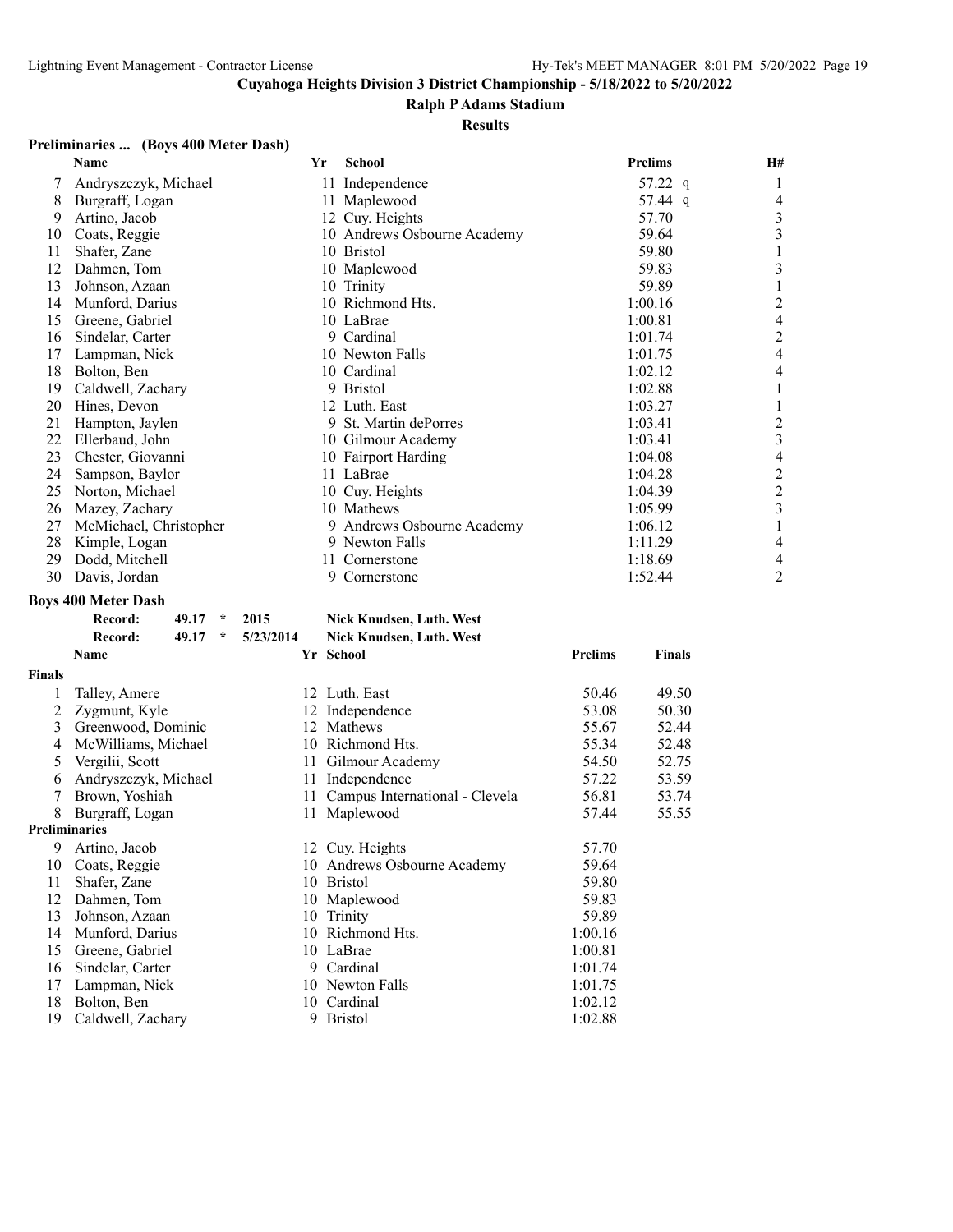**Cuyahoga Heights Division 3 District Championship - 5/18/2022 to 5/20/2022**

**Ralph P Adams Stadium**

**Results**

### Preliminaries ... (Boys 400 Meter Dash)

| | Name | Yr | School | Prelims | H# |
|---|---|---|---|---|---|
| 7 | Andryszczyk, Michael | 11 | Independence | 57.22 q | 1 |
| 8 | Burgraff, Logan | 11 | Maplewood | 57.44 q | 4 |
| 9 | Artino, Jacob | 12 | Cuy. Heights | 57.70 | 3 |
| 10 | Coats, Reggie | 10 | Andrews Osbourne Academy | 59.64 | 3 |
| 11 | Shafer, Zane | 10 | Bristol | 59.80 | 1 |
| 12 | Dahmen, Tom | 10 | Maplewood | 59.83 | 3 |
| 13 | Johnson, Azaan | 10 | Trinity | 59.89 | 1 |
| 14 | Munford, Darius | 10 | Richmond Hts. | 1:00.16 | 2 |
| 15 | Greene, Gabriel | 10 | LaBrae | 1:00.81 | 4 |
| 16 | Sindelar, Carter | 9 | Cardinal | 1:01.74 | 2 |
| 17 | Lampman, Nick | 10 | Newton Falls | 1:01.75 | 4 |
| 18 | Bolton, Ben | 10 | Cardinal | 1:02.12 | 4 |
| 19 | Caldwell, Zachary | 9 | Bristol | 1:02.88 | 1 |
| 20 | Hines, Devon | 12 | Luth. East | 1:03.27 | 1 |
| 21 | Hampton, Jaylen | 9 | St. Martin dePorres | 1:03.41 | 2 |
| 22 | Ellerbaud, John | 10 | Gilmour Academy | 1:03.41 | 3 |
| 23 | Chester, Giovanni | 10 | Fairport Harding | 1:04.08 | 4 |
| 24 | Sampson, Baylor | 11 | LaBrae | 1:04.28 | 2 |
| 25 | Norton, Michael | 10 | Cuy. Heights | 1:04.39 | 2 |
| 26 | Mazey, Zachary | 10 | Mathews | 1:05.99 | 3 |
| 27 | McMichael, Christopher | 9 | Andrews Osbourne Academy | 1:06.12 | 1 |
| 28 | Kimple, Logan | 9 | Newton Falls | 1:11.29 | 4 |
| 29 | Dodd, Mitchell | 11 | Cornerstone | 1:18.69 | 4 |
| 30 | Davis, Jordan | 9 | Cornerstone | 1:52.44 | 2 |

### Boys 400 Meter Dash

Record: 49.17 * 2015 Nick Knudsen, Luth. West

Record: 49.17 * 5/23/2014 Nick Knudsen, Luth. West

| | Name | Yr | School | Prelims | Finals |
|---|---|---|---|---|---|
| **Finals** | | | | | |
| 1 | Talley, Amere | 12 | Luth. East | 50.46 | 49.50 |
| 2 | Zygmunt, Kyle | 12 | Independence | 53.08 | 50.30 |
| 3 | Greenwood, Dominic | 12 | Mathews | 55.67 | 52.44 |
| 4 | McWilliams, Michael | 10 | Richmond Hts. | 55.34 | 52.48 |
| 5 | Vergilii, Scott | 11 | Gilmour Academy | 54.50 | 52.75 |
| 6 | Andryszczyk, Michael | 11 | Independence | 57.22 | 53.59 |
| 7 | Brown, Yoshiah | 11 | Campus International - Clevela | 56.81 | 53.74 |
| 8 | Burgraff, Logan | 11 | Maplewood | 57.44 | 55.55 |
| **Preliminaries** | | | | | |
| 9 | Artino, Jacob | 12 | Cuy. Heights | 57.70 | |
| 10 | Coats, Reggie | 10 | Andrews Osbourne Academy | 59.64 | |
| 11 | Shafer, Zane | 10 | Bristol | 59.80 | |
| 12 | Dahmen, Tom | 10 | Maplewood | 59.83 | |
| 13 | Johnson, Azaan | 10 | Trinity | 59.89 | |
| 14 | Munford, Darius | 10 | Richmond Hts. | 1:00.16 | |
| 15 | Greene, Gabriel | 10 | LaBrae | 1:00.81 | |
| 16 | Sindelar, Carter | 9 | Cardinal | 1:01.74 | |
| 17 | Lampman, Nick | 10 | Newton Falls | 1:01.75 | |
| 18 | Bolton, Ben | 10 | Cardinal | 1:02.12 | |
| 19 | Caldwell, Zachary | 9 | Bristol | 1:02.88 | |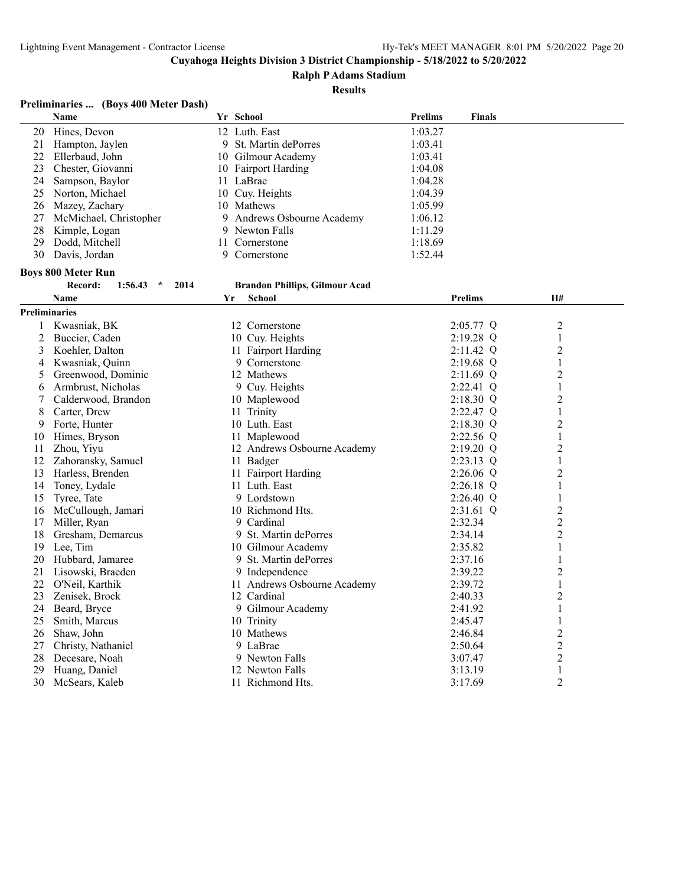# Cuyahoga Heights Division 3 District Championship - 5/18/2022 to 5/20/2022

## Ralph P Adams Stadium

### Results

**Preliminaries ... (Boys 400 Meter Dash)**

| | Name | Yr | School | Prelims | Finals |
|---|---|---|---|---|---|
| 20 | Hines, Devon | 12 | Luth. East | 1:03.27 | |
| 21 | Hampton, Jaylen | 9 | St. Martin dePorres | 1:03.41 | |
| 22 | Ellerbaud, John | 10 | Gilmour Academy | 1:03.41 | |
| 23 | Chester, Giovanni | 10 | Fairport Harding | 1:04.08 | |
| 24 | Sampson, Baylor | 11 | LaBrae | 1:04.28 | |
| 25 | Norton, Michael | 10 | Cuy. Heights | 1:04.39 | |
| 26 | Mazey, Zachary | 10 | Mathews | 1:05.99 | |
| 27 | McMichael, Christopher | 9 | Andrews Osbourne Academy | 1:06.12 | |
| 28 | Kimple, Logan | 9 | Newton Falls | 1:11.29 | |
| 29 | Dodd, Mitchell | 11 | Cornerstone | 1:18.69 | |
| 30 | Davis, Jordan | 9 | Cornerstone | 1:52.44 | |

**Boys 800 Meter Run**

Record: 1:56.43 * 2014 **Brandon Phillips, Gilmour Acad**

**Preliminaries**

| | Name | Yr | School | Prelims | | H# |
|---|---|---|---|---|---|---|
| 1 | Kwasniak, BK | 12 | Cornerstone | 2:05.77 | Q | 2 |
| 2 | Buccier, Caden | 10 | Cuy. Heights | 2:19.28 | Q | 1 |
| 3 | Koehler, Dalton | 11 | Fairport Harding | 2:11.42 | Q | 2 |
| 4 | Kwasniak, Quinn | 9 | Cornerstone | 2:19.68 | Q | 1 |
| 5 | Greenwood, Dominic | 12 | Mathews | 2:11.69 | Q | 2 |
| 6 | Armbrust, Nicholas | 9 | Cuy. Heights | 2:22.41 | Q | 1 |
| 7 | Calderwood, Brandon | 10 | Maplewood | 2:18.30 | Q | 2 |
| 8 | Carter, Drew | 11 | Trinity | 2:22.47 | Q | 1 |
| 9 | Forte, Hunter | 10 | Luth. East | 2:18.30 | Q | 2 |
| 10 | Himes, Bryson | 11 | Maplewood | 2:22.56 | Q | 1 |
| 11 | Zhou, Yiyu | 12 | Andrews Osbourne Academy | 2:19.20 | Q | 2 |
| 12 | Zahoransky, Samuel | 11 | Badger | 2:23.13 | Q | 1 |
| 13 | Harless, Brenden | 11 | Fairport Harding | 2:26.06 | Q | 2 |
| 14 | Toney, Lydale | 11 | Luth. East | 2:26.18 | Q | 1 |
| 15 | Tyree, Tate | 9 | Lordstown | 2:26.40 | Q | 1 |
| 16 | McCullough, Jamari | 10 | Richmond Hts. | 2:31.61 | Q | 2 |
| 17 | Miller, Ryan | 9 | Cardinal | 2:32.34 | | 2 |
| 18 | Gresham, Demarcus | 9 | St. Martin dePorres | 2:34.14 | | 2 |
| 19 | Lee, Tim | 10 | Gilmour Academy | 2:35.82 | | 1 |
| 20 | Hubbard, Jamaree | 9 | St. Martin dePorres | 2:37.16 | | 1 |
| 21 | Lisowski, Braeden | 9 | Independence | 2:39.22 | | 2 |
| 22 | O'Neil, Karthik | 11 | Andrews Osbourne Academy | 2:39.72 | | 1 |
| 23 | Zenisek, Brock | 12 | Cardinal | 2:40.33 | | 2 |
| 24 | Beard, Bryce | 9 | Gilmour Academy | 2:41.92 | | 1 |
| 25 | Smith, Marcus | 10 | Trinity | 2:45.47 | | 1 |
| 26 | Shaw, John | 10 | Mathews | 2:46.84 | | 2 |
| 27 | Christy, Nathaniel | 9 | LaBrae | 2:50.64 | | 2 |
| 28 | Decesare, Noah | 9 | Newton Falls | 3:07.47 | | 2 |
| 29 | Huang, Daniel | 12 | Newton Falls | 3:13.19 | | 1 |
| 30 | McSears, Kaleb | 11 | Richmond Hts. | 3:17.69 | | 2 |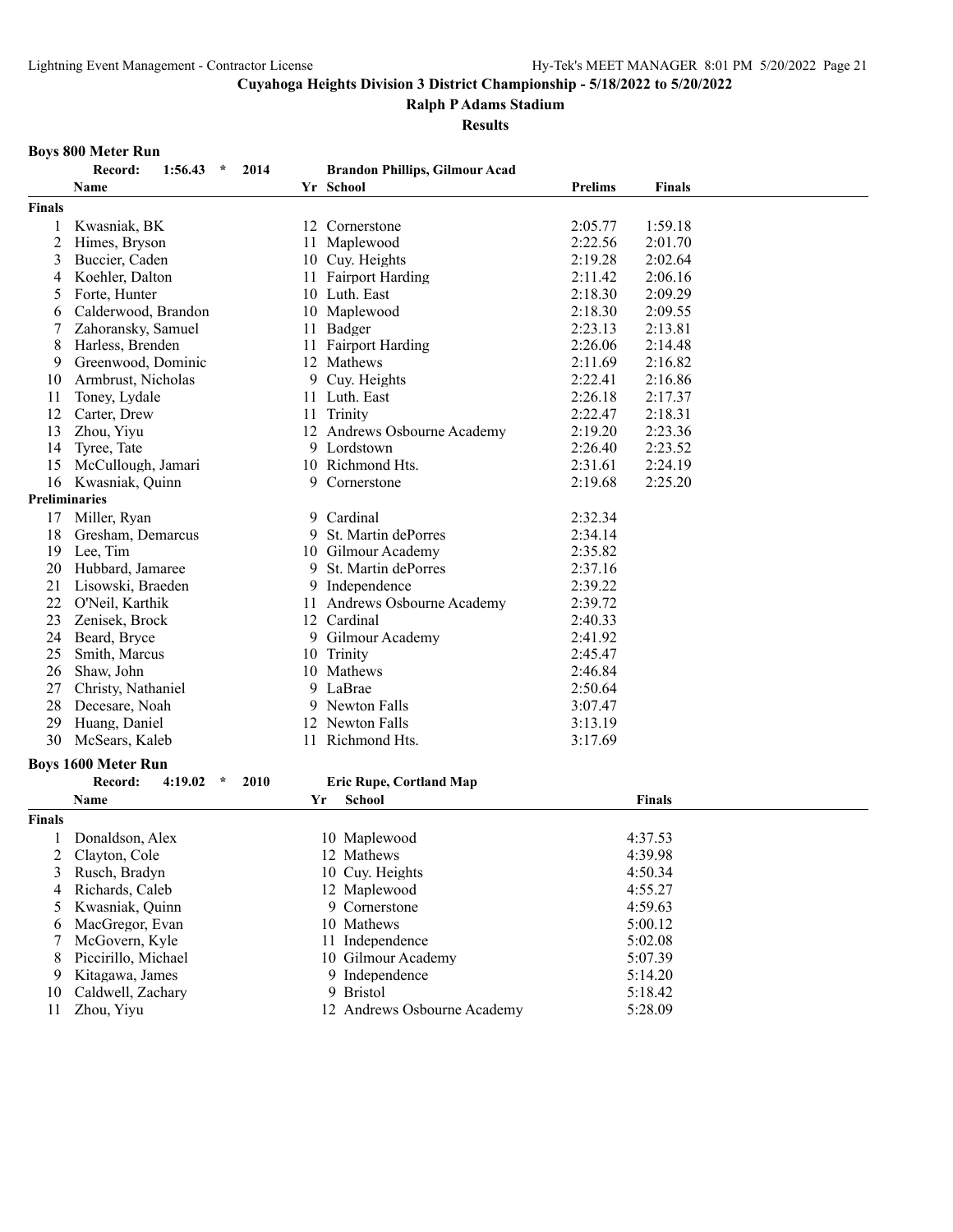Cuyahoga Heights Division 3 District Championship - 5/18/2022 to 5/20/2022

Ralph P Adams Stadium

Results

### Boys 800 Meter Run

Record: 1:56.43 * 2014 Brandon Phillips, Gilmour Acad

| | Name | Yr | School | Prelims | Finals |
|---|---|---|---|---|---|
| **Finals** | | | | | |
| 1 | Kwasniak, BK | 12 | Cornerstone | 2:05.77 | 1:59.18 |
| 2 | Himes, Bryson | 11 | Maplewood | 2:22.56 | 2:01.70 |
| 3 | Buccier, Caden | 10 | Cuy. Heights | 2:19.28 | 2:02.64 |
| 4 | Koehler, Dalton | 11 | Fairport Harding | 2:11.42 | 2:06.16 |
| 5 | Forte, Hunter | 10 | Luth. East | 2:18.30 | 2:09.29 |
| 6 | Calderwood, Brandon | 10 | Maplewood | 2:18.30 | 2:09.55 |
| 7 | Zahoransky, Samuel | 11 | Badger | 2:23.13 | 2:13.81 |
| 8 | Harless, Brenden | 11 | Fairport Harding | 2:26.06 | 2:14.48 |
| 9 | Greenwood, Dominic | 12 | Mathews | 2:11.69 | 2:16.82 |
| 10 | Armbrust, Nicholas | 9 | Cuy. Heights | 2:22.41 | 2:16.86 |
| 11 | Toney, Lydale | 11 | Luth. East | 2:26.18 | 2:17.37 |
| 12 | Carter, Drew | 11 | Trinity | 2:22.47 | 2:18.31 |
| 13 | Zhou, Yiyu | 12 | Andrews Osbourne Academy | 2:19.20 | 2:23.36 |
| 14 | Tyree, Tate | 9 | Lordstown | 2:26.40 | 2:23.52 |
| 15 | McCullough, Jamari | 10 | Richmond Hts. | 2:31.61 | 2:24.19 |
| 16 | Kwasniak, Quinn | 9 | Cornerstone | 2:19.68 | 2:25.20 |
| **Preliminaries** | | | | | |
| 17 | Miller, Ryan | 9 | Cardinal | 2:32.34 | |
| 18 | Gresham, Demarcus | 9 | St. Martin dePorres | 2:34.14 | |
| 19 | Lee, Tim | 10 | Gilmour Academy | 2:35.82 | |
| 20 | Hubbard, Jamaree | 9 | St. Martin dePorres | 2:37.16 | |
| 21 | Lisowski, Braeden | 9 | Independence | 2:39.22 | |
| 22 | O'Neil, Karthik | 11 | Andrews Osbourne Academy | 2:39.72 | |
| 23 | Zenisek, Brock | 12 | Cardinal | 2:40.33 | |
| 24 | Beard, Bryce | 9 | Gilmour Academy | 2:41.92 | |
| 25 | Smith, Marcus | 10 | Trinity | 2:45.47 | |
| 26 | Shaw, John | 10 | Mathews | 2:46.84 | |
| 27 | Christy, Nathaniel | 9 | LaBrae | 2:50.64 | |
| 28 | Decesare, Noah | 9 | Newton Falls | 3:07.47 | |
| 29 | Huang, Daniel | 12 | Newton Falls | 3:13.19 | |
| 30 | McSears, Kaleb | 11 | Richmond Hts. | 3:17.69 | |

### Boys 1600 Meter Run

Record: 4:19.02 * 2010 Eric Rupe, Cortland Map

| | Name | Yr | School | Finals |
|---|---|---|---|---|
| **Finals** | | | | |
| 1 | Donaldson, Alex | 10 | Maplewood | 4:37.53 |
| 2 | Clayton, Cole | 12 | Mathews | 4:39.98 |
| 3 | Rusch, Bradyn | 10 | Cuy. Heights | 4:50.34 |
| 4 | Richards, Caleb | 12 | Maplewood | 4:55.27 |
| 5 | Kwasniak, Quinn | 9 | Cornerstone | 4:59.63 |
| 6 | MacGregor, Evan | 10 | Mathews | 5:00.12 |
| 7 | McGovern, Kyle | 11 | Independence | 5:02.08 |
| 8 | Piccirillo, Michael | 10 | Gilmour Academy | 5:07.39 |
| 9 | Kitagawa, James | 9 | Independence | 5:14.20 |
| 10 | Caldwell, Zachary | 9 | Bristol | 5:18.42 |
| 11 | Zhou, Yiyu | 12 | Andrews Osbourne Academy | 5:28.09 |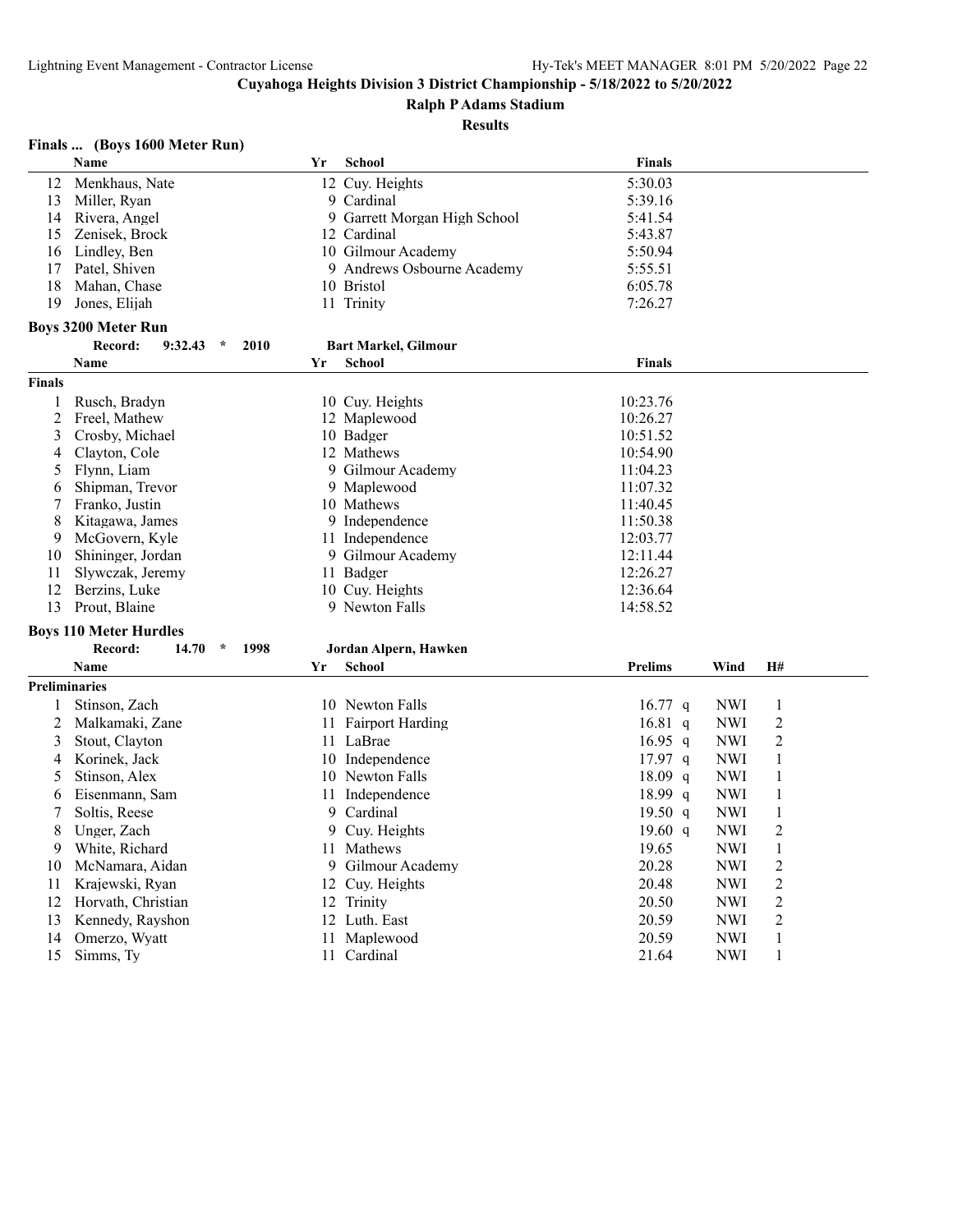## Finals ... (Boys 1600 Meter Run)

| | Name | Yr | School | Finals |
|---|---|---|---|---|
| 12 | Menkhaus, Nate | 12 | Cuy. Heights | 5:30.03 |
| 13 | Miller, Ryan | 9 | Cardinal | 5:39.16 |
| 14 | Rivera, Angel | 9 | Garrett Morgan High School | 5:41.54 |
| 15 | Zenisek, Brock | 12 | Cardinal | 5:43.87 |
| 16 | Lindley, Ben | 10 | Gilmour Academy | 5:50.94 |
| 17 | Patel, Shiven | 9 | Andrews Osbourne Academy | 5:55.51 |
| 18 | Mahan, Chase | 10 | Bristol | 6:05.78 |
| 19 | Jones, Elijah | 11 | Trinity | 7:26.27 |

## Boys 3200 Meter Run

Record: 9:32.43 * 2010 Bart Markel, Gilmour

**Finals**

| | Name | Yr | School | Finals |
|---|---|---|---|---|
| 1 | Rusch, Bradyn | 10 | Cuy. Heights | 10:23.76 |
| 2 | Freel, Mathew | 12 | Maplewood | 10:26.27 |
| 3 | Crosby, Michael | 10 | Badger | 10:51.52 |
| 4 | Clayton, Cole | 12 | Mathews | 10:54.90 |
| 5 | Flynn, Liam | 9 | Gilmour Academy | 11:04.23 |
| 6 | Shipman, Trevor | 9 | Maplewood | 11:07.32 |
| 7 | Franko, Justin | 10 | Mathews | 11:40.45 |
| 8 | Kitagawa, James | 9 | Independence | 11:50.38 |
| 9 | McGovern, Kyle | 11 | Independence | 12:03.77 |
| 10 | Shininger, Jordan | 9 | Gilmour Academy | 12:11.44 |
| 11 | Slywczak, Jeremy | 11 | Badger | 12:26.27 |
| 12 | Berzins, Luke | 10 | Cuy. Heights | 12:36.64 |
| 13 | Prout, Blaine | 9 | Newton Falls | 14:58.52 |

## Boys 110 Meter Hurdles

Record: 14.70 * 1998 Jordan Alpern, Hawken

**Preliminaries**

| | Name | Yr | School | Prelims | Wind | H# |
|---|---|---|---|---|---|---|
| 1 | Stinson, Zach | 10 | Newton Falls | 16.77 q | NWI | 1 |
| 2 | Malkamaki, Zane | 11 | Fairport Harding | 16.81 q | NWI | 2 |
| 3 | Stout, Clayton | 11 | LaBrae | 16.95 q | NWI | 2 |
| 4 | Korinek, Jack | 10 | Independence | 17.97 q | NWI | 1 |
| 5 | Stinson, Alex | 10 | Newton Falls | 18.09 q | NWI | 1 |
| 6 | Eisenmann, Sam | 11 | Independence | 18.99 q | NWI | 1 |
| 7 | Soltis, Reese | 9 | Cardinal | 19.50 q | NWI | 1 |
| 8 | Unger, Zach | 9 | Cuy. Heights | 19.60 q | NWI | 2 |
| 9 | White, Richard | 11 | Mathews | 19.65 | NWI | 1 |
| 10 | McNamara, Aidan | 9 | Gilmour Academy | 20.28 | NWI | 2 |
| 11 | Krajewski, Ryan | 12 | Cuy. Heights | 20.48 | NWI | 2 |
| 12 | Horvath, Christian | 12 | Trinity | 20.50 | NWI | 2 |
| 13 | Kennedy, Rayshon | 12 | Luth. East | 20.59 | NWI | 2 |
| 14 | Omerzo, Wyatt | 11 | Maplewood | 20.59 | NWI | 1 |
| 15 | Simms, Ty | 11 | Cardinal | 21.64 | NWI | 1 |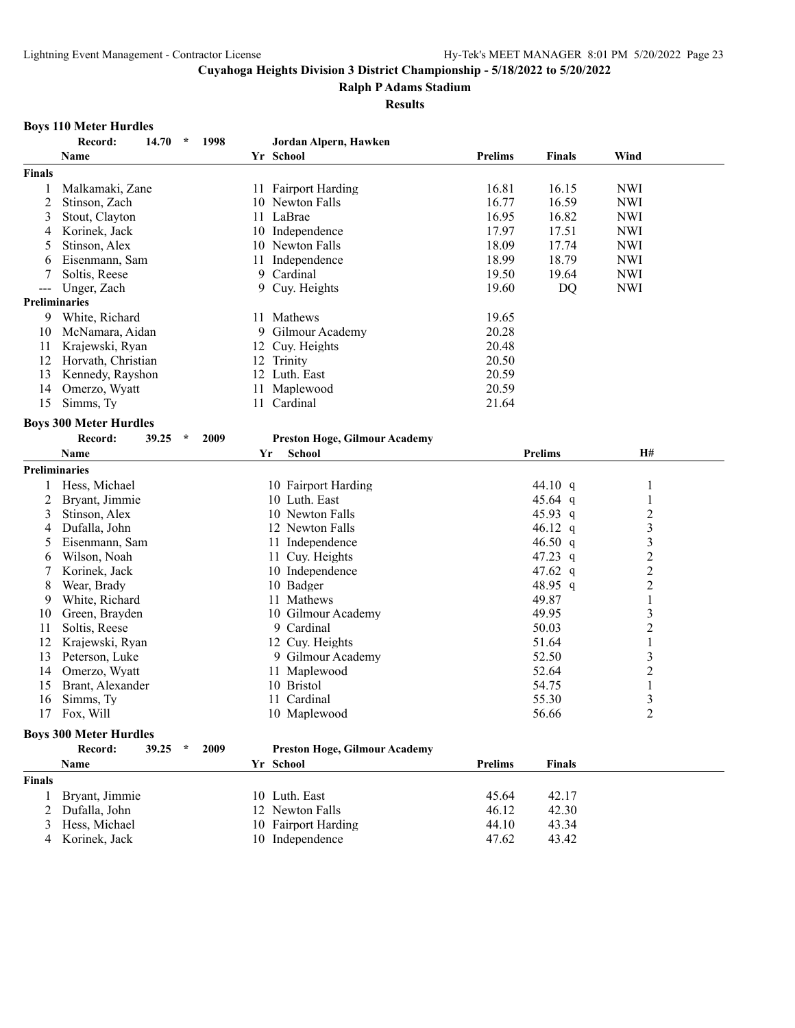**Cuyahoga Heights Division 3 District Championship - 5/18/2022 to 5/20/2022**

**Ralph P Adams Stadium**

**Results**

### Boys 110 Meter Hurdles

**Record: 14.70 * 1998 Jordan Alpern, Hawken**

| | Name | Yr | School | Prelims | Finals | Wind |
|---|---|---|---|---|---|---|
| **Finals** | | | | | | |
| 1 | Malkamaki, Zane | 11 | Fairport Harding | 16.81 | 16.15 | NWI |
| 2 | Stinson, Zach | 10 | Newton Falls | 16.77 | 16.59 | NWI |
| 3 | Stout, Clayton | 11 | LaBrae | 16.95 | 16.82 | NWI |
| 4 | Korinek, Jack | 10 | Independence | 17.97 | 17.51 | NWI |
| 5 | Stinson, Alex | 10 | Newton Falls | 18.09 | 17.74 | NWI |
| 6 | Eisenmann, Sam | 11 | Independence | 18.99 | 18.79 | NWI |
| 7 | Soltis, Reese | 9 | Cardinal | 19.50 | 19.64 | NWI |
| --- | Unger, Zach | 9 | Cuy. Heights | 19.60 | DQ | NWI |
| **Preliminaries** | | | | | | |
| 9 | White, Richard | 11 | Mathews | 19.65 | | |
| 10 | McNamara, Aidan | 9 | Gilmour Academy | 20.28 | | |
| 11 | Krajewski, Ryan | 12 | Cuy. Heights | 20.48 | | |
| 12 | Horvath, Christian | 12 | Trinity | 20.50 | | |
| 13 | Kennedy, Rayshon | 12 | Luth. East | 20.59 | | |
| 14 | Omerzo, Wyatt | 11 | Maplewood | 20.59 | | |
| 15 | Simms, Ty | 11 | Cardinal | 21.64 | | |

### Boys 300 Meter Hurdles

**Record: 39.25 * 2009 Preston Hoge, Gilmour Academy**

| | Name | Yr | School | Prelims | H# |
|---|---|---|---|---|---|
| **Preliminaries** | | | | | |
| 1 | Hess, Michael | 10 | Fairport Harding | 44.10 q | 1 |
| 2 | Bryant, Jimmie | 10 | Luth. East | 45.64 q | 1 |
| 3 | Stinson, Alex | 10 | Newton Falls | 45.93 q | 2 |
| 4 | Dufalla, John | 12 | Newton Falls | 46.12 q | 3 |
| 5 | Eisenmann, Sam | 11 | Independence | 46.50 q | 3 |
| 6 | Wilson, Noah | 11 | Cuy. Heights | 47.23 q | 2 |
| 7 | Korinek, Jack | 10 | Independence | 47.62 q | 2 |
| 8 | Wear, Brady | 10 | Badger | 48.95 q | 2 |
| 9 | White, Richard | 11 | Mathews | 49.87 | 1 |
| 10 | Green, Brayden | 10 | Gilmour Academy | 49.95 | 3 |
| 11 | Soltis, Reese | 9 | Cardinal | 50.03 | 2 |
| 12 | Krajewski, Ryan | 12 | Cuy. Heights | 51.64 | 1 |
| 13 | Peterson, Luke | 9 | Gilmour Academy | 52.50 | 3 |
| 14 | Omerzo, Wyatt | 11 | Maplewood | 52.64 | 2 |
| 15 | Brant, Alexander | 10 | Bristol | 54.75 | 1 |
| 16 | Simms, Ty | 11 | Cardinal | 55.30 | 3 |
| 17 | Fox, Will | 10 | Maplewood | 56.66 | 2 |

### Boys 300 Meter Hurdles

**Record: 39.25 * 2009 Preston Hoge, Gilmour Academy**

| | Name | Yr | School | Prelims | Finals |
|---|---|---|---|---|---|
| **Finals** | | | | | |
| 1 | Bryant, Jimmie | 10 | Luth. East | 45.64 | 42.17 |
| 2 | Dufalla, John | 12 | Newton Falls | 46.12 | 42.30 |
| 3 | Hess, Michael | 10 | Fairport Harding | 44.10 | 43.34 |
| 4 | Korinek, Jack | 10 | Independence | 47.62 | 43.42 |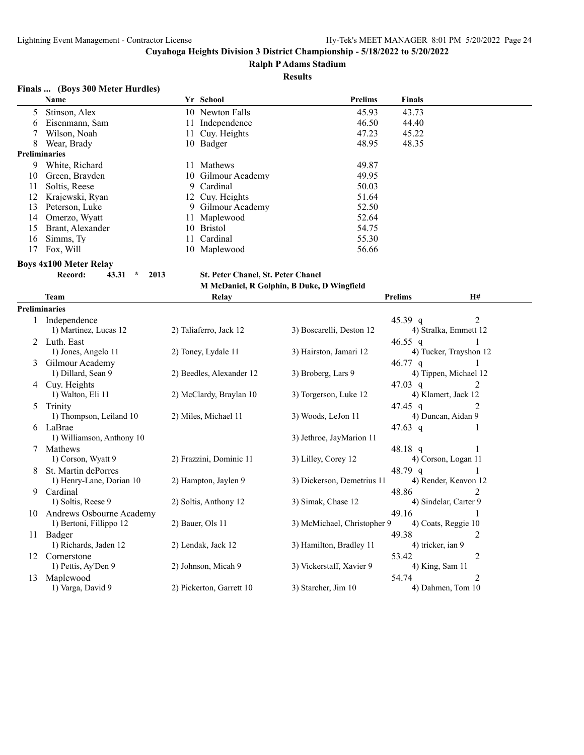Cuyahoga Heights Division 3 District Championship - 5/18/2022 to 5/20/2022

Ralph P Adams Stadium

Results

### Finals ... (Boys 300 Meter Hurdles)

| | Name | Yr | School | Prelims | Finals |
|---|---|---|---|---|---|
| 5 | Stinson, Alex | 10 | Newton Falls | 45.93 | 43.73 |
| 6 | Eisenmann, Sam | 11 | Independence | 46.50 | 44.40 |
| 7 | Wilson, Noah | 11 | Cuy. Heights | 47.23 | 45.22 |
| 8 | Wear, Brady | 10 | Badger | 48.95 | 48.35 |
| **Preliminaries** | | | | | |
| 9 | White, Richard | 11 | Mathews | 49.87 | |
| 10 | Green, Brayden | 10 | Gilmour Academy | 49.95 | |
| 11 | Soltis, Reese | 9 | Cardinal | 50.03 | |
| 12 | Krajewski, Ryan | 12 | Cuy. Heights | 51.64 | |
| 13 | Peterson, Luke | 9 | Gilmour Academy | 52.50 | |
| 14 | Omerzo, Wyatt | 11 | Maplewood | 52.64 | |
| 15 | Brant, Alexander | 10 | Bristol | 54.75 | |
| 16 | Simms, Ty | 11 | Cardinal | 55.30 | |
| 17 | Fox, Will | 10 | Maplewood | 56.66 | |

### Boys 4x100 Meter Relay

**Record: 43.31 * 2013 St. Peter Chanel, St. Peter Chanel**
**M McDaniel, R Golphin, B Duke, D Wingfield**

| | Team | Relay | | Prelims | H# |
|---|---|---|---|---|---|
| **Preliminaries** | | | | | |
| 1 | Independence | | | 45.39 q | 2 |
| | 1) Martinez, Lucas 12 | 2) Taliaferro, Jack 12 | 3) Boscarelli, Deston 12 | 4) Stralka, Emmett 12 | |
| 2 | Luth. East | | | 46.55 q | 1 |
| | 1) Jones, Angelo 11 | 2) Toney, Lydale 11 | 3) Hairston, Jamari 12 | 4) Tucker, Trayshon 12 | |
| 3 | Gilmour Academy | | | 46.77 q | 1 |
| | 1) Dillard, Sean 9 | 2) Beedles, Alexander 12 | 3) Broberg, Lars 9 | 4) Tippen, Michael 12 | |
| 4 | Cuy. Heights | | | 47.03 q | 2 |
| | 1) Walton, Eli 11 | 2) McClardy, Braylan 10 | 3) Torgerson, Luke 12 | 4) Klamert, Jack 12 | |
| 5 | Trinity | | | 47.45 q | 2 |
| | 1) Thompson, Leiland 10 | 2) Miles, Michael 11 | 3) Woods, LeJon 11 | 4) Duncan, Aidan 9 | |
| 6 | LaBrae | | | 47.63 q | 1 |
| | 1) Williamson, Anthony 10 | | 3) Jethroe, JayMarion 11 | | |
| 7 | Mathews | | | 48.18 q | 1 |
| | 1) Corson, Wyatt 9 | 2) Frazzini, Dominic 11 | 3) Lilley, Corey 12 | 4) Corson, Logan 11 | |
| 8 | St. Martin dePorres | | | 48.79 q | 1 |
| | 1) Henry-Lane, Dorian 10 | 2) Hampton, Jaylen 9 | 3) Dickerson, Demetrius 11 | 4) Render, Keavon 12 | |
| 9 | Cardinal | | | 48.86 | 2 |
| | 1) Soltis, Reese 9 | 2) Soltis, Anthony 12 | 3) Simak, Chase 12 | 4) Sindelar, Carter 9 | |
| 10 | Andrews Osbourne Academy | | | 49.16 | 1 |
| | 1) Bertoni, Fillippo 12 | 2) Bauer, Ols 11 | 3) McMichael, Christopher 9 | 4) Coats, Reggie 10 | |
| 11 | Badger | | | 49.38 | 2 |
| | 1) Richards, Jaden 12 | 2) Lendak, Jack 12 | 3) Hamilton, Bradley 11 | 4) tricker, ian 9 | |
| 12 | Cornerstone | | | 53.42 | 2 |
| | 1) Pettis, Ay'Den 9 | 2) Johnson, Micah 9 | 3) Vickerstaff, Xavier 9 | 4) King, Sam 11 | |
| 13 | Maplewood | | | 54.74 | 2 |
| | 1) Varga, David 9 | 2) Pickerton, Garrett 10 | 3) Starcher, Jim 10 | 4) Dahmen, Tom 10 | |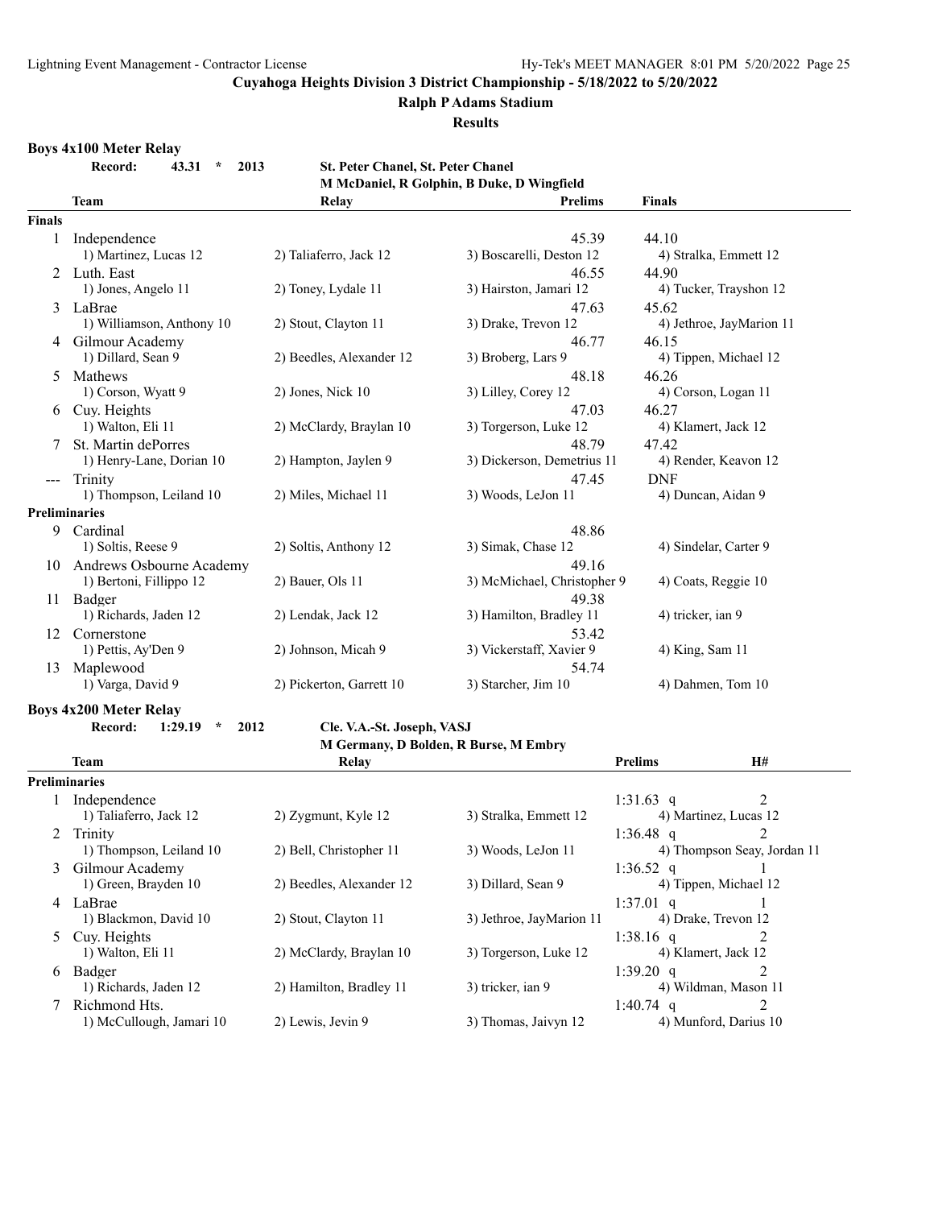Cuyahoga Heights Division 3 District Championship - 5/18/2022 to 5/20/2022

Ralph P Adams Stadium

Results

## Boys 4x100 Meter Relay

Record: 43.31 * 2013 St. Peter Chanel, St. Peter Chanel
M McDaniel, R Golphin, B Duke, D Wingfield

| | Team | Relay | Prelims | Finals |
|---|---|---|---|---|
| **Finals** | | | | |
| 1 | Independence | | 45.39 | 44.10 |
| | 1) Martinez, Lucas 12 | 2) Taliaferro, Jack 12 | 3) Boscarelli, Deston 12 | 4) Stralka, Emmett 12 |
| 2 | Luth. East | | 46.55 | 44.90 |
| | 1) Jones, Angelo 11 | 2) Toney, Lydale 11 | 3) Hairston, Jamari 12 | 4) Tucker, Trayshon 12 |
| 3 | LaBrae | | 47.63 | 45.62 |
| | 1) Williamson, Anthony 10 | 2) Stout, Clayton 11 | 3) Drake, Trevon 12 | 4) Jethroe, JayMarion 11 |
| 4 | Gilmour Academy | | 46.77 | 46.15 |
| | 1) Dillard, Sean 9 | 2) Beedles, Alexander 12 | 3) Broberg, Lars 9 | 4) Tippen, Michael 12 |
| 5 | Mathews | | 48.18 | 46.26 |
| | 1) Corson, Wyatt 9 | 2) Jones, Nick 10 | 3) Lilley, Corey 12 | 4) Corson, Logan 11 |
| 6 | Cuy. Heights | | 47.03 | 46.27 |
| | 1) Walton, Eli 11 | 2) McClardy, Braylan 10 | 3) Torgerson, Luke 12 | 4) Klamert, Jack 12 |
| 7 | St. Martin dePorres | | 48.79 | 47.42 |
| | 1) Henry-Lane, Dorian 10 | 2) Hampton, Jaylen 9 | 3) Dickerson, Demetrius 11 | 4) Render, Keavon 12 |
| --- | Trinity | | 47.45 | DNF |
| | 1) Thompson, Leiland 10 | 2) Miles, Michael 11 | 3) Woods, LeJon 11 | 4) Duncan, Aidan 9 |
| **Preliminaries** | | | | |
| 9 | Cardinal | | 48.86 | |
| | 1) Soltis, Reese 9 | 2) Soltis, Anthony 12 | 3) Simak, Chase 12 | 4) Sindelar, Carter 9 |
| 10 | Andrews Osbourne Academy | | 49.16 | |
| | 1) Bertoni, Fillippo 12 | 2) Bauer, Ols 11 | 3) McMichael, Christopher 9 | 4) Coats, Reggie 10 |
| 11 | Badger | | 49.38 | |
| | 1) Richards, Jaden 12 | 2) Lendak, Jack 12 | 3) Hamilton, Bradley 11 | 4) tricker, ian 9 |
| 12 | Cornerstone | | 53.42 | |
| | 1) Pettis, Ay'Den 9 | 2) Johnson, Micah 9 | 3) Vickerstaff, Xavier 9 | 4) King, Sam 11 |
| 13 | Maplewood | | 54.74 | |
| | 1) Varga, David 9 | 2) Pickerton, Garrett 10 | 3) Starcher, Jim 10 | 4) Dahmen, Tom 10 |

## Boys 4x200 Meter Relay

Record: 1:29.19 * 2012 Cle. V.A.-St. Joseph, VASJ
M Germany, D Bolden, R Burse, M Embry

| | Team | Relay | | Prelims | H# |
|---|---|---|---|---|---|
| **Preliminaries** | | | | | |
| 1 | Independence | | | 1:31.63 q | 2 |
| | 1) Taliaferro, Jack 12 | 2) Zygmunt, Kyle 12 | 3) Stralka, Emmett 12 | 4) Martinez, Lucas 12 | |
| 2 | Trinity | | | 1:36.48 q | 2 |
| | 1) Thompson, Leiland 10 | 2) Bell, Christopher 11 | 3) Woods, LeJon 11 | 4) Thompson Seay, Jordan 11 | |
| 3 | Gilmour Academy | | | 1:36.52 q | 1 |
| | 1) Green, Brayden 10 | 2) Beedles, Alexander 12 | 3) Dillard, Sean 9 | 4) Tippen, Michael 12 | |
| 4 | LaBrae | | | 1:37.01 q | 1 |
| | 1) Blackmon, David 10 | 2) Stout, Clayton 11 | 3) Jethroe, JayMarion 11 | 4) Drake, Trevon 12 | |
| 5 | Cuy. Heights | | | 1:38.16 q | 2 |
| | 1) Walton, Eli 11 | 2) McClardy, Braylan 10 | 3) Torgerson, Luke 12 | 4) Klamert, Jack 12 | |
| 6 | Badger | | | 1:39.20 q | 2 |
| | 1) Richards, Jaden 12 | 2) Hamilton, Bradley 11 | 3) tricker, ian 9 | 4) Wildman, Mason 11 | |
| 7 | Richmond Hts. | | | 1:40.74 q | 2 |
| | 1) McCullough, Jamari 10 | 2) Lewis, Jevin 9 | 3) Thomas, Jaivyn 12 | 4) Munford, Darius 10 | |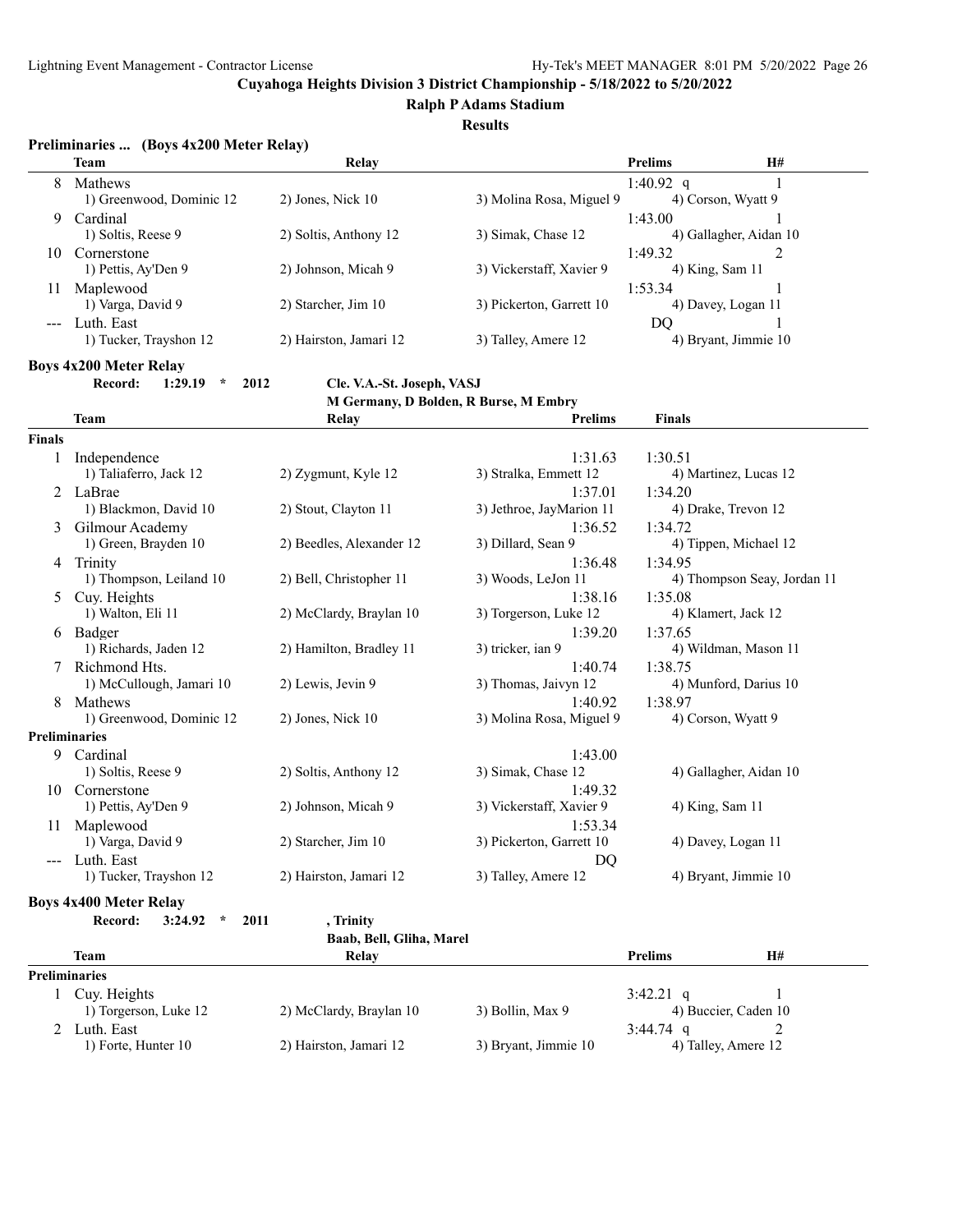**Cuyahoga Heights Division 3 District Championship - 5/18/2022 to 5/20/2022**

**Ralph P Adams Stadium**

**Results**

### Preliminaries ... (Boys 4x200 Meter Relay)

| | Team | Relay | | Prelims | H# |
|---|---|---|---|---|---|
| 8 | Mathews | | | 1:40.92 q | 1 |
| | 1) Greenwood, Dominic 12 | 2) Jones, Nick 10 | 3) Molina Rosa, Miguel 9 | 4) Corson, Wyatt 9 | |
| 9 | Cardinal | | | 1:43.00 | 1 |
| | 1) Soltis, Reese 9 | 2) Soltis, Anthony 12 | 3) Simak, Chase 12 | 4) Gallagher, Aidan 10 | |
| 10 | Cornerstone | | | 1:49.32 | 2 |
| | 1) Pettis, Ay'Den 9 | 2) Johnson, Micah 9 | 3) Vickerstaff, Xavier 9 | 4) King, Sam 11 | |
| 11 | Maplewood | | | 1:53.34 | 1 |
| | 1) Varga, David 9 | 2) Starcher, Jim 10 | 3) Pickerton, Garrett 10 | 4) Davey, Logan 11 | |
| --- | Luth. East | | | DQ | 1 |
| | 1) Tucker, Trayshon 12 | 2) Hairston, Jamari 12 | 3) Talley, Amere 12 | 4) Bryant, Jimmie 10 | |

### Boys 4x200 Meter Relay

**Record: 1:29.19 * 2012 Cle. V.A.-St. Joseph, VASJ**
**M Germany, D Bolden, R Burse, M Embry**

| | Team | Relay | | Prelims | Finals |
|---|---|---|---|---|---|
| **Finals** | | | | | |
| 1 | Independence | | | 1:31.63 | 1:30.51 |
| | 1) Taliaferro, Jack 12 | 2) Zygmunt, Kyle 12 | 3) Stralka, Emmett 12 | | 4) Martinez, Lucas 12 |
| 2 | LaBrae | | | 1:37.01 | 1:34.20 |
| | 1) Blackmon, David 10 | 2) Stout, Clayton 11 | 3) Jethroe, JayMarion 11 | | 4) Drake, Trevon 12 |
| 3 | Gilmour Academy | | | 1:36.52 | 1:34.72 |
| | 1) Green, Brayden 10 | 2) Beedles, Alexander 12 | 3) Dillard, Sean 9 | | 4) Tippen, Michael 12 |
| 4 | Trinity | | | 1:36.48 | 1:34.95 |
| | 1) Thompson, Leiland 10 | 2) Bell, Christopher 11 | 3) Woods, LeJon 11 | | 4) Thompson Seay, Jordan 11 |
| 5 | Cuy. Heights | | | 1:38.16 | 1:35.08 |
| | 1) Walton, Eli 11 | 2) McClardy, Braylan 10 | 3) Torgerson, Luke 12 | | 4) Klamert, Jack 12 |
| 6 | Badger | | | 1:39.20 | 1:37.65 |
| | 1) Richards, Jaden 12 | 2) Hamilton, Bradley 11 | 3) tricker, ian 9 | | 4) Wildman, Mason 11 |
| 7 | Richmond Hts. | | | 1:40.74 | 1:38.75 |
| | 1) McCullough, Jamari 10 | 2) Lewis, Jevin 9 | 3) Thomas, Jaivyn 12 | | 4) Munford, Darius 10 |
| 8 | Mathews | | | 1:40.92 | 1:38.97 |
| | 1) Greenwood, Dominic 12 | 2) Jones, Nick 10 | 3) Molina Rosa, Miguel 9 | | 4) Corson, Wyatt 9 |
| **Preliminaries** | | | | | |
| 9 | Cardinal | | | 1:43.00 | |
| | 1) Soltis, Reese 9 | 2) Soltis, Anthony 12 | 3) Simak, Chase 12 | | 4) Gallagher, Aidan 10 |
| 10 | Cornerstone | | | 1:49.32 | |
| | 1) Pettis, Ay'Den 9 | 2) Johnson, Micah 9 | 3) Vickerstaff, Xavier 9 | | 4) King, Sam 11 |
| 11 | Maplewood | | | 1:53.34 | |
| | 1) Varga, David 9 | 2) Starcher, Jim 10 | 3) Pickerton, Garrett 10 | | 4) Davey, Logan 11 |
| --- | Luth. East | | | DQ | |
| | 1) Tucker, Trayshon 12 | 2) Hairston, Jamari 12 | 3) Talley, Amere 12 | | 4) Bryant, Jimmie 10 |

### Boys 4x400 Meter Relay

**Record: 3:24.92 * 2011 , Trinity**
**Baab, Bell, Gliha, Marel**

| | Team | Relay | | Prelims | H# |
|---|---|---|---|---|---|
| **Preliminaries** | | | | | |
| 1 | Cuy. Heights | | | 3:42.21 q | 1 |
| | 1) Torgerson, Luke 12 | 2) McClardy, Braylan 10 | 3) Bollin, Max 9 | 4) Buccier, Caden 10 | |
| 2 | Luth. East | | | 3:44.74 q | 2 |
| | 1) Forte, Hunter 10 | 2) Hairston, Jamari 12 | 3) Bryant, Jimmie 10 | 4) Talley, Amere 12 | |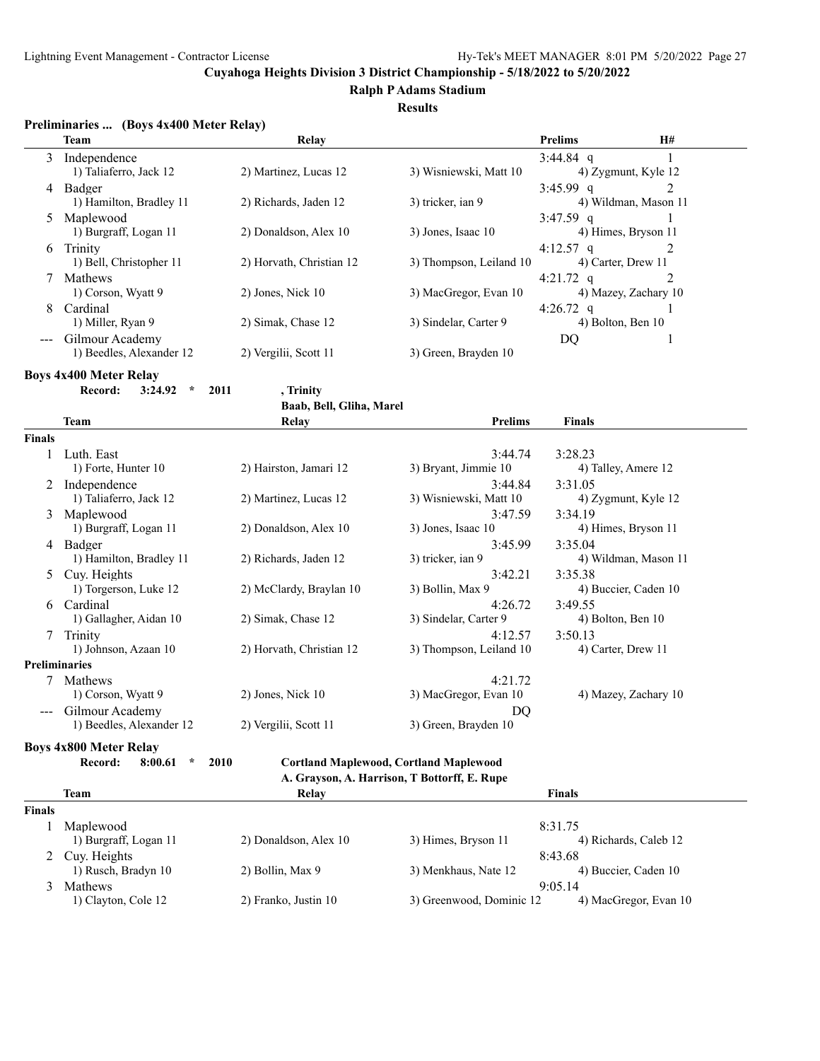## Cuyahoga Heights Division 3 District Championship - 5/18/2022 to 5/20/2022

### Ralph P Adams Stadium

### Results

### Preliminaries ... (Boys 4x400 Meter Relay)

| | Team | Relay | | Prelims | H# |
|---|---|---|---|---|---|
| 3 | Independence | | | 3:44.84 q | 1 |
| | 1) Taliaferro, Jack 12 | 2) Martinez, Lucas 12 | 3) Wisniewski, Matt 10 | 4) Zygmunt, Kyle 12 | |
| 4 | Badger | | | 3:45.99 q | 2 |
| | 1) Hamilton, Bradley 11 | 2) Richards, Jaden 12 | 3) tricker, ian 9 | 4) Wildman, Mason 11 | |
| 5 | Maplewood | | | 3:47.59 q | 1 |
| | 1) Burgraff, Logan 11 | 2) Donaldson, Alex 10 | 3) Jones, Isaac 10 | 4) Himes, Bryson 11 | |
| 6 | Trinity | | | 4:12.57 q | 2 |
| | 1) Bell, Christopher 11 | 2) Horvath, Christian 12 | 3) Thompson, Leiland 10 | 4) Carter, Drew 11 | |
| 7 | Mathews | | | 4:21.72 q | 2 |
| | 1) Corson, Wyatt 9 | 2) Jones, Nick 10 | 3) MacGregor, Evan 10 | 4) Mazey, Zachary 10 | |
| 8 | Cardinal | | | 4:26.72 q | 1 |
| | 1) Miller, Ryan 9 | 2) Simak, Chase 12 | 3) Sindelar, Carter 9 | 4) Bolton, Ben 10 | |
| --- | Gilmour Academy | | | DQ | 1 |
| | 1) Beedles, Alexander 12 | 2) Vergilii, Scott 11 | 3) Green, Brayden 10 | | |

### Boys 4x400 Meter Relay

Record: 3:24.92 * 2011 , Trinity
Baab, Bell, Gliha, Marel

| | Team | Relay | | Prelims | Finals |
|---|---|---|---|---|---|
| **Finals** | | | | | |
| 1 | Luth. East | | | 3:44.74 | 3:28.23 |
| | 1) Forte, Hunter 10 | 2) Hairston, Jamari 12 | 3) Bryant, Jimmie 10 | | 4) Talley, Amere 12 |
| 2 | Independence | | | 3:44.84 | 3:31.05 |
| | 1) Taliaferro, Jack 12 | 2) Martinez, Lucas 12 | 3) Wisniewski, Matt 10 | | 4) Zygmunt, Kyle 12 |
| 3 | Maplewood | | | 3:47.59 | 3:34.19 |
| | 1) Burgraff, Logan 11 | 2) Donaldson, Alex 10 | 3) Jones, Isaac 10 | | 4) Himes, Bryson 11 |
| 4 | Badger | | | 3:45.99 | 3:35.04 |
| | 1) Hamilton, Bradley 11 | 2) Richards, Jaden 12 | 3) tricker, ian 9 | | 4) Wildman, Mason 11 |
| 5 | Cuy. Heights | | | 3:42.21 | 3:35.38 |
| | 1) Torgerson, Luke 12 | 2) McClardy, Braylan 10 | 3) Bollin, Max 9 | | 4) Buccier, Caden 10 |
| 6 | Cardinal | | | 4:26.72 | 3:49.55 |
| | 1) Gallagher, Aidan 10 | 2) Simak, Chase 12 | 3) Sindelar, Carter 9 | | 4) Bolton, Ben 10 |
| 7 | Trinity | | | 4:12.57 | 3:50.13 |
| | 1) Johnson, Azaan 10 | 2) Horvath, Christian 12 | 3) Thompson, Leiland 10 | | 4) Carter, Drew 11 |
| **Preliminaries** | | | | | |
| 7 | Mathews | | | 4:21.72 | |
| | 1) Corson, Wyatt 9 | 2) Jones, Nick 10 | 3) MacGregor, Evan 10 | | 4) Mazey, Zachary 10 |
| --- | Gilmour Academy | | | DQ | |
| | 1) Beedles, Alexander 12 | 2) Vergilii, Scott 11 | 3) Green, Brayden 10 | | |

### Boys 4x800 Meter Relay

Record: 8:00.61 * 2010 **Cortland Maplewood, Cortland Maplewood**
**A. Grayson, A. Harrison, T Bottorff, E. Rupe**

| | Team | Relay | | Finals |
|---|---|---|---|---|
| **Finals** | | | | |
| 1 | Maplewood | | | 8:31.75 |
| | 1) Burgraff, Logan 11 | 2) Donaldson, Alex 10 | 3) Himes, Bryson 11 | 4) Richards, Caleb 12 |
| 2 | Cuy. Heights | | | 8:43.68 |
| | 1) Rusch, Bradyn 10 | 2) Bollin, Max 9 | 3) Menkhaus, Nate 12 | 4) Buccier, Caden 10 |
| 3 | Mathews | | | 9:05.14 |
| | 1) Clayton, Cole 12 | 2) Franko, Justin 10 | 3) Greenwood, Dominic 12 | 4) MacGregor, Evan 10 |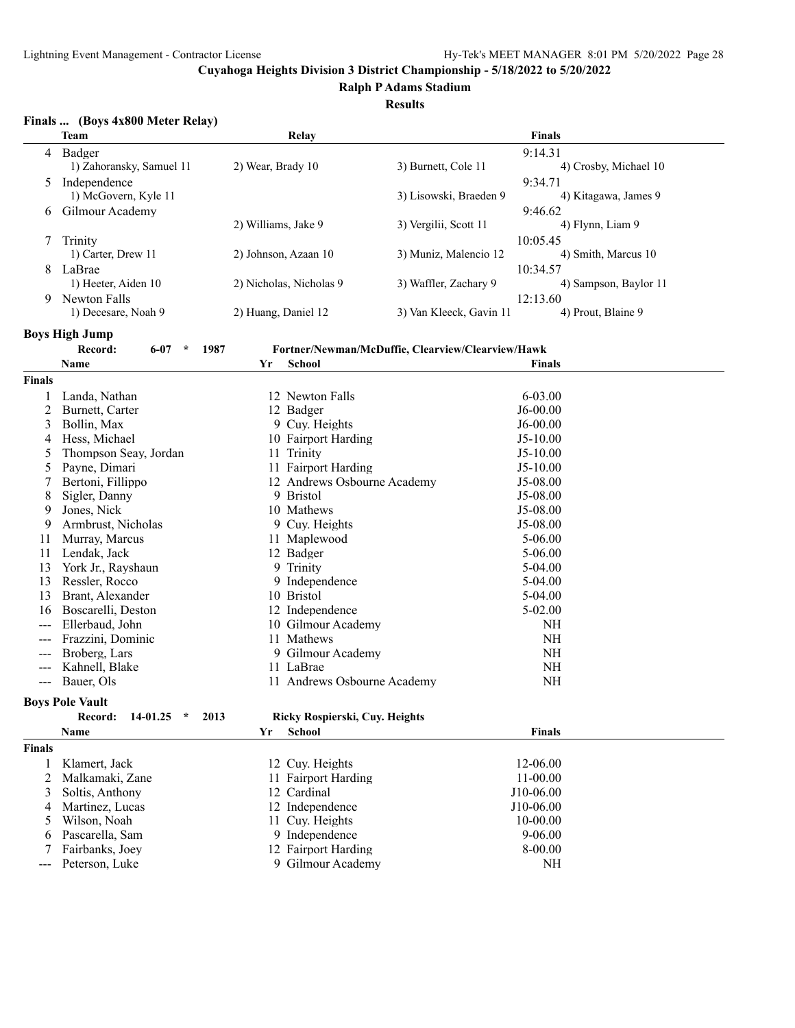# Cuyahoga Heights Division 3 District Championship - 5/18/2022 to 5/20/2022

## Ralph P Adams Stadium

### Results

**Finals ... (Boys 4x800 Meter Relay)**

| | Team | Relay | | Finals |
|---|---|---|---|---|
| 4 | Badger | | | 9:14.31 |
| | 1) Zahoransky, Samuel 11 | 2) Wear, Brady 10 | 3) Burnett, Cole 11 | 4) Crosby, Michael 10 |
| 5 | Independence | | | 9:34.71 |
| | 1) McGovern, Kyle 11 | | 3) Lisowski, Braeden 9 | 4) Kitagawa, James 9 |
| 6 | Gilmour Academy | | | 9:46.62 |
| | | 2) Williams, Jake 9 | 3) Vergilii, Scott 11 | 4) Flynn, Liam 9 |
| 7 | Trinity | | | 10:05.45 |
| | 1) Carter, Drew 11 | 2) Johnson, Azaan 10 | 3) Muniz, Malencio 12 | 4) Smith, Marcus 10 |
| 8 | LaBrae | | | 10:34.57 |
| | 1) Heeter, Aiden 10 | 2) Nicholas, Nicholas 9 | 3) Waffler, Zachary 9 | 4) Sampson, Baylor 11 |
| 9 | Newton Falls | | | 12:13.60 |
| | 1) Decesare, Noah 9 | 2) Huang, Daniel 12 | 3) Van Kleeck, Gavin 11 | 4) Prout, Blaine 9 |

**Boys High Jump**

Record: 6-07 * 1987 Fortner/Newman/McDuffie, Clearview/Clearview/Hawk

**Finals**

| | Name | Yr | School | Finals |
|---|---|---|---|---|
| 1 | Landa, Nathan | 12 | Newton Falls | 6-03.00 |
| 2 | Burnett, Carter | 12 | Badger | J6-00.00 |
| 3 | Bollin, Max | 9 | Cuy. Heights | J6-00.00 |
| 4 | Hess, Michael | 10 | Fairport Harding | J5-10.00 |
| 5 | Thompson Seay, Jordan | 11 | Trinity | J5-10.00 |
| 5 | Payne, Dimari | 11 | Fairport Harding | J5-10.00 |
| 7 | Bertoni, Fillippo | 12 | Andrews Osbourne Academy | J5-08.00 |
| 8 | Sigler, Danny | 9 | Bristol | J5-08.00 |
| 9 | Jones, Nick | 10 | Mathews | J5-08.00 |
| 9 | Armbrust, Nicholas | 9 | Cuy. Heights | J5-08.00 |
| 11 | Murray, Marcus | 11 | Maplewood | 5-06.00 |
| 11 | Lendak, Jack | 12 | Badger | 5-06.00 |
| 13 | York Jr., Rayshaun | 9 | Trinity | 5-04.00 |
| 13 | Ressler, Rocco | 9 | Independence | 5-04.00 |
| 13 | Brant, Alexander | 10 | Bristol | 5-04.00 |
| 16 | Boscarelli, Deston | 12 | Independence | 5-02.00 |
| --- | Ellerbaud, John | 10 | Gilmour Academy | NH |
| --- | Frazzini, Dominic | 11 | Mathews | NH |
| --- | Broberg, Lars | 9 | Gilmour Academy | NH |
| --- | Kahnell, Blake | 11 | LaBrae | NH |
| --- | Bauer, Ols | 11 | Andrews Osbourne Academy | NH |

**Boys Pole Vault**

Record: 14-01.25 * 2013 Ricky Rospierski, Cuy. Heights

**Finals**

| | Name | Yr | School | Finals |
|---|---|---|---|---|
| 1 | Klamert, Jack | 12 | Cuy. Heights | 12-06.00 |
| 2 | Malkamaki, Zane | 11 | Fairport Harding | 11-00.00 |
| 3 | Soltis, Anthony | 12 | Cardinal | J10-06.00 |
| 4 | Martinez, Lucas | 12 | Independence | J10-06.00 |
| 5 | Wilson, Noah | 11 | Cuy. Heights | 10-00.00 |
| 6 | Pascarella, Sam | 9 | Independence | 9-06.00 |
| 7 | Fairbanks, Joey | 12 | Fairport Harding | 8-00.00 |
| --- | Peterson, Luke | 9 | Gilmour Academy | NH |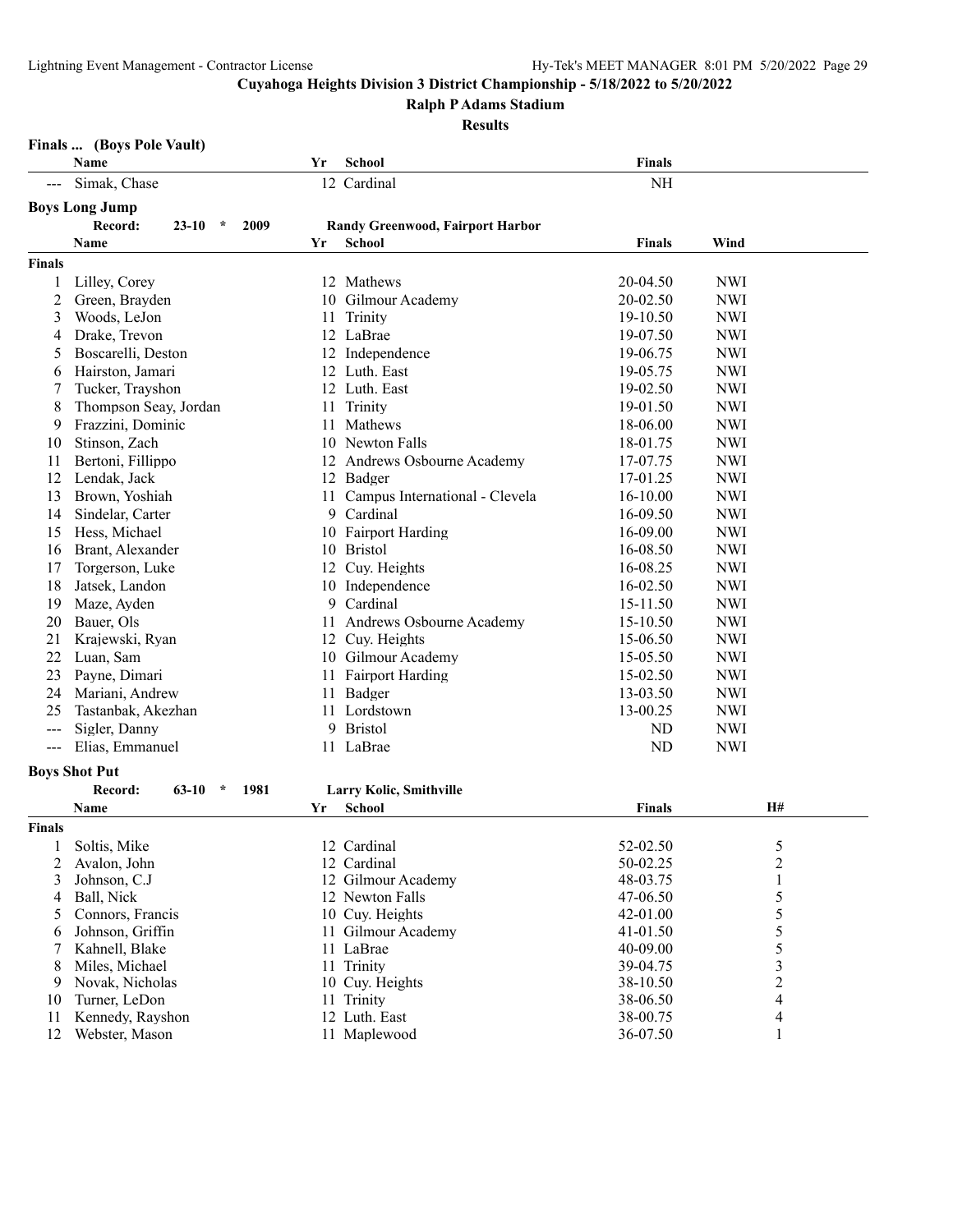**Cuyahoga Heights Division 3 District Championship - 5/18/2022 to 5/20/2022**

**Ralph P Adams Stadium**

**Results**

### Finals ... (Boys Pole Vault)

| | Name | Yr | School | Finals |
|---|---|---|---|---|
| --- | Simak, Chase | 12 | Cardinal | NH |

### Boys Long Jump

**Record: 23-10 * 2009 Randy Greenwood, Fairport Harbor**

**Finals**

| | Name | Yr | School | Finals | Wind |
|---|---|---|---|---|---|
| 1 | Lilley, Corey | 12 | Mathews | 20-04.50 | NWI |
| 2 | Green, Brayden | 10 | Gilmour Academy | 20-02.50 | NWI |
| 3 | Woods, LeJon | 11 | Trinity | 19-10.50 | NWI |
| 4 | Drake, Trevon | 12 | LaBrae | 19-07.50 | NWI |
| 5 | Boscarelli, Deston | 12 | Independence | 19-06.75 | NWI |
| 6 | Hairston, Jamari | 12 | Luth. East | 19-05.75 | NWI |
| 7 | Tucker, Trayshon | 12 | Luth. East | 19-02.50 | NWI |
| 8 | Thompson Seay, Jordan | 11 | Trinity | 19-01.50 | NWI |
| 9 | Frazzini, Dominic | 11 | Mathews | 18-06.00 | NWI |
| 10 | Stinson, Zach | 10 | Newton Falls | 18-01.75 | NWI |
| 11 | Bertoni, Fillippo | 12 | Andrews Osbourne Academy | 17-07.75 | NWI |
| 12 | Lendak, Jack | 12 | Badger | 17-01.25 | NWI |
| 13 | Brown, Yoshiah | 11 | Campus International - Clevela | 16-10.00 | NWI |
| 14 | Sindelar, Carter | 9 | Cardinal | 16-09.50 | NWI |
| 15 | Hess, Michael | 10 | Fairport Harding | 16-09.00 | NWI |
| 16 | Brant, Alexander | 10 | Bristol | 16-08.50 | NWI |
| 17 | Torgerson, Luke | 12 | Cuy. Heights | 16-08.25 | NWI |
| 18 | Jatsek, Landon | 10 | Independence | 16-02.50 | NWI |
| 19 | Maze, Ayden | 9 | Cardinal | 15-11.50 | NWI |
| 20 | Bauer, Ols | 11 | Andrews Osbourne Academy | 15-10.50 | NWI |
| 21 | Krajewski, Ryan | 12 | Cuy. Heights | 15-06.50 | NWI |
| 22 | Luan, Sam | 10 | Gilmour Academy | 15-05.50 | NWI |
| 23 | Payne, Dimari | 11 | Fairport Harding | 15-02.50 | NWI |
| 24 | Mariani, Andrew | 11 | Badger | 13-03.50 | NWI |
| 25 | Tastanbak, Akezhan | 11 | Lordstown | 13-00.25 | NWI |
| --- | Sigler, Danny | 9 | Bristol | ND | NWI |
| --- | Elias, Emmanuel | 11 | LaBrae | ND | NWI |

### Boys Shot Put

**Record: 63-10 * 1981 Larry Kolic, Smithville**

**Finals**

| | Name | Yr | School | Finals | H# |
|---|---|---|---|---|---|
| 1 | Soltis, Mike | 12 | Cardinal | 52-02.50 | 5 |
| 2 | Avalon, John | 12 | Cardinal | 50-02.25 | 2 |
| 3 | Johnson, C.J | 12 | Gilmour Academy | 48-03.75 | 1 |
| 4 | Ball, Nick | 12 | Newton Falls | 47-06.50 | 5 |
| 5 | Connors, Francis | 10 | Cuy. Heights | 42-01.00 | 5 |
| 6 | Johnson, Griffin | 11 | Gilmour Academy | 41-01.50 | 5 |
| 7 | Kahnell, Blake | 11 | LaBrae | 40-09.00 | 5 |
| 8 | Miles, Michael | 11 | Trinity | 39-04.75 | 3 |
| 9 | Novak, Nicholas | 10 | Cuy. Heights | 38-10.50 | 2 |
| 10 | Turner, LeDon | 11 | Trinity | 38-06.50 | 4 |
| 11 | Kennedy, Rayshon | 12 | Luth. East | 38-00.75 | 4 |
| 12 | Webster, Mason | 11 | Maplewood | 36-07.50 | 1 |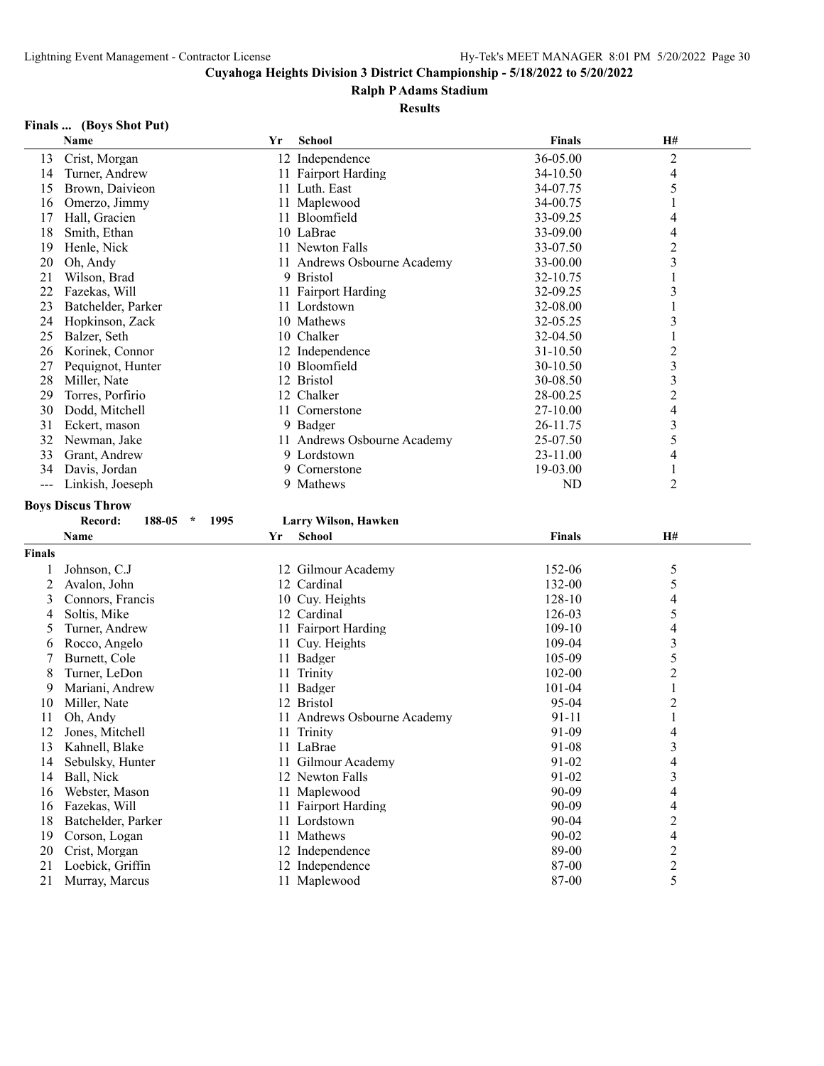## Cuyahoga Heights Division 3 District Championship - 5/18/2022 to 5/20/2022

### Ralph P Adams Stadium

### Results

#### Finals ... (Boys Shot Put)

| | Name | Yr | School | Finals | H# |
|---|---|---|---|---|---|
| 13 | Crist, Morgan | 12 | Independence | 36-05.00 | 2 |
| 14 | Turner, Andrew | 11 | Fairport Harding | 34-10.50 | 4 |
| 15 | Brown, Daivieon | 11 | Luth. East | 34-07.75 | 5 |
| 16 | Omerzo, Jimmy | 11 | Maplewood | 34-00.75 | 1 |
| 17 | Hall, Gracien | 11 | Bloomfield | 33-09.25 | 4 |
| 18 | Smith, Ethan | 10 | LaBrae | 33-09.00 | 4 |
| 19 | Henle, Nick | 11 | Newton Falls | 33-07.50 | 2 |
| 20 | Oh, Andy | 11 | Andrews Osbourne Academy | 33-00.00 | 3 |
| 21 | Wilson, Brad | 9 | Bristol | 32-10.75 | 1 |
| 22 | Fazekas, Will | 11 | Fairport Harding | 32-09.25 | 3 |
| 23 | Batchelder, Parker | 11 | Lordstown | 32-08.00 | 1 |
| 24 | Hopkinson, Zack | 10 | Mathews | 32-05.25 | 3 |
| 25 | Balzer, Seth | 10 | Chalker | 32-04.50 | 1 |
| 26 | Korinek, Connor | 12 | Independence | 31-10.50 | 2 |
| 27 | Pequignot, Hunter | 10 | Bloomfield | 30-10.50 | 3 |
| 28 | Miller, Nate | 12 | Bristol | 30-08.50 | 3 |
| 29 | Torres, Porfirio | 12 | Chalker | 28-00.25 | 2 |
| 30 | Dodd, Mitchell | 11 | Cornerstone | 27-10.00 | 4 |
| 31 | Eckert, mason | 9 | Badger | 26-11.75 | 3 |
| 32 | Newman, Jake | 11 | Andrews Osbourne Academy | 25-07.50 | 5 |
| 33 | Grant, Andrew | 9 | Lordstown | 23-11.00 | 4 |
| 34 | Davis, Jordan | 9 | Cornerstone | 19-03.00 | 1 |
| --- | Linkish, Joeseph | 9 | Mathews | ND | 2 |

#### Boys Discus Throw

Record: 188-05 * 1995 Larry Wilson, Hawken

| | Name | Yr | School | Finals | H# |
|---|---|---|---|---|---|
| **Finals** | | | | | |
| 1 | Johnson, C.J | 12 | Gilmour Academy | 152-06 | 5 |
| 2 | Avalon, John | 12 | Cardinal | 132-00 | 5 |
| 3 | Connors, Francis | 10 | Cuy. Heights | 128-10 | 4 |
| 4 | Soltis, Mike | 12 | Cardinal | 126-03 | 5 |
| 5 | Turner, Andrew | 11 | Fairport Harding | 109-10 | 4 |
| 6 | Rocco, Angelo | 11 | Cuy. Heights | 109-04 | 3 |
| 7 | Burnett, Cole | 11 | Badger | 105-09 | 5 |
| 8 | Turner, LeDon | 11 | Trinity | 102-00 | 2 |
| 9 | Mariani, Andrew | 11 | Badger | 101-04 | 1 |
| 10 | Miller, Nate | 12 | Bristol | 95-04 | 2 |
| 11 | Oh, Andy | 11 | Andrews Osbourne Academy | 91-11 | 1 |
| 12 | Jones, Mitchell | 11 | Trinity | 91-09 | 4 |
| 13 | Kahnell, Blake | 11 | LaBrae | 91-08 | 3 |
| 14 | Sebulsky, Hunter | 11 | Gilmour Academy | 91-02 | 4 |
| 14 | Ball, Nick | 12 | Newton Falls | 91-02 | 3 |
| 16 | Webster, Mason | 11 | Maplewood | 90-09 | 4 |
| 16 | Fazekas, Will | 11 | Fairport Harding | 90-09 | 4 |
| 18 | Batchelder, Parker | 11 | Lordstown | 90-04 | 2 |
| 19 | Corson, Logan | 11 | Mathews | 90-02 | 4 |
| 20 | Crist, Morgan | 12 | Independence | 89-00 | 2 |
| 21 | Loebick, Griffin | 12 | Independence | 87-00 | 2 |
| 21 | Murray, Marcus | 11 | Maplewood | 87-00 | 5 |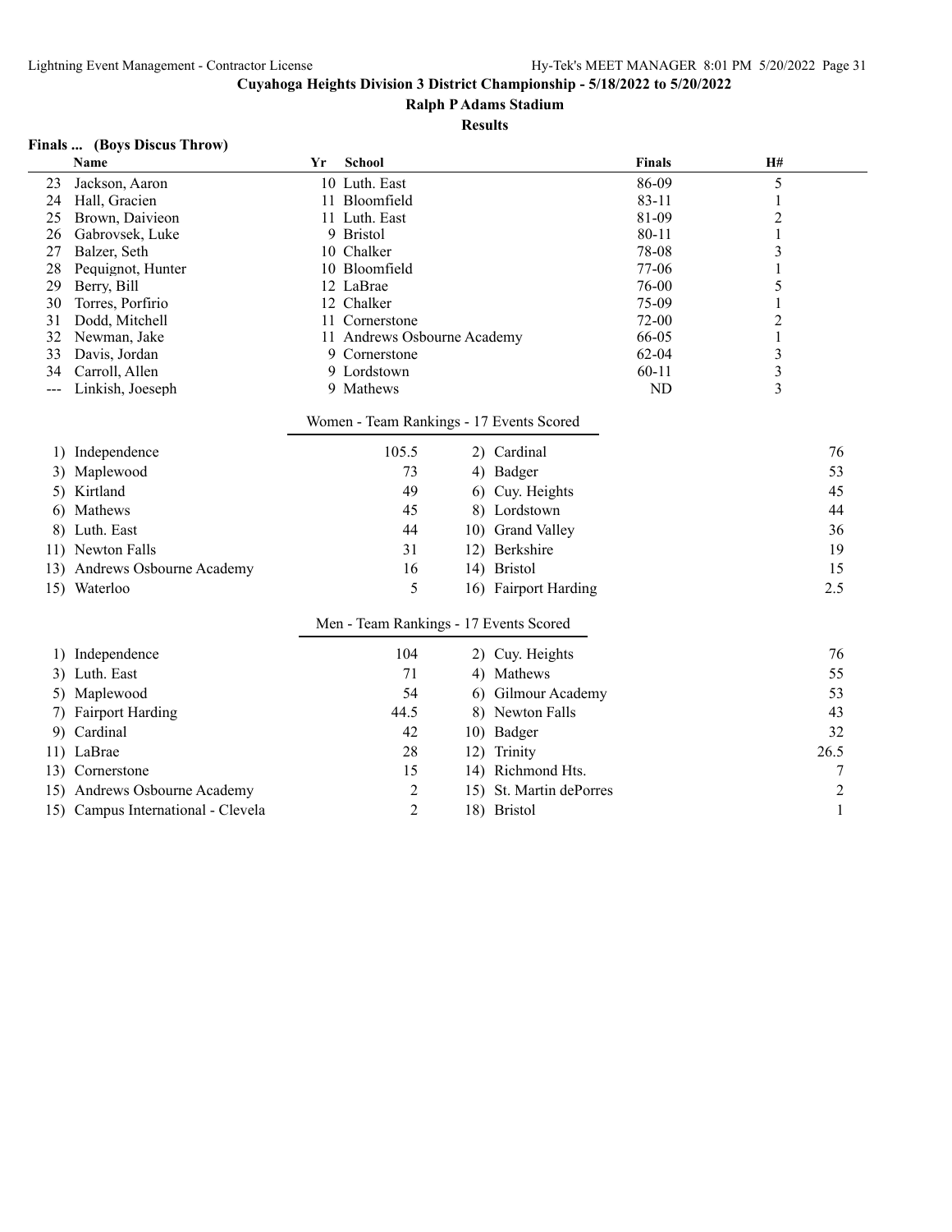**Cuyahoga Heights Division 3 District Championship - 5/18/2022 to 5/20/2022**

**Ralph P Adams Stadium**

**Results**

### Finals ... (Boys Discus Throw)

| | Name | Yr | School | Finals | H# |
|---|---|---|---|---|---|
| 23 | Jackson, Aaron | 10 | Luth. East | 86-09 | 5 |
| 24 | Hall, Gracien | 11 | Bloomfield | 83-11 | 1 |
| 25 | Brown, Daivieon | 11 | Luth. East | 81-09 | 2 |
| 26 | Gabrovsek, Luke | 9 | Bristol | 80-11 | 1 |
| 27 | Balzer, Seth | 10 | Chalker | 78-08 | 3 |
| 28 | Pequignot, Hunter | 10 | Bloomfield | 77-06 | 1 |
| 29 | Berry, Bill | 12 | LaBrae | 76-00 | 5 |
| 30 | Torres, Porfirio | 12 | Chalker | 75-09 | 1 |
| 31 | Dodd, Mitchell | 11 | Cornerstone | 72-00 | 2 |
| 32 | Newman, Jake | 11 | Andrews Osbourne Academy | 66-05 | 1 |
| 33 | Davis, Jordan | 9 | Cornerstone | 62-04 | 3 |
| 34 | Carroll, Allen | 9 | Lordstown | 60-11 | 3 |
| --- | Linkish, Joeseph | 9 | Mathews | ND | 3 |

### Women - Team Rankings - 17 Events Scored

| | | | | | |
|---|---|---|---|---|---|
| 1) | Independence | 105.5 | 2) | Cardinal | 76 |
| 3) | Maplewood | 73 | 4) | Badger | 53 |
| 5) | Kirtland | 49 | 6) | Cuy. Heights | 45 |
| 6) | Mathews | 45 | 8) | Lordstown | 44 |
| 8) | Luth. East | 44 | 10) | Grand Valley | 36 |
| 11) | Newton Falls | 31 | 12) | Berkshire | 19 |
| 13) | Andrews Osbourne Academy | 16 | 14) | Bristol | 15 |
| 15) | Waterloo | 5 | 16) | Fairport Harding | 2.5 |

### Men - Team Rankings - 17 Events Scored

| | | | | | |
|---|---|---|---|---|---|
| 1) | Independence | 104 | 2) | Cuy. Heights | 76 |
| 3) | Luth. East | 71 | 4) | Mathews | 55 |
| 5) | Maplewood | 54 | 6) | Gilmour Academy | 53 |
| 7) | Fairport Harding | 44.5 | 8) | Newton Falls | 43 |
| 9) | Cardinal | 42 | 10) | Badger | 32 |
| 11) | LaBrae | 28 | 12) | Trinity | 26.5 |
| 13) | Cornerstone | 15 | 14) | Richmond Hts. | 7 |
| 15) | Andrews Osbourne Academy | 2 | 15) | St. Martin dePorres | 2 |
| 15) | Campus International - Clevela | 2 | 18) | Bristol | 1 |